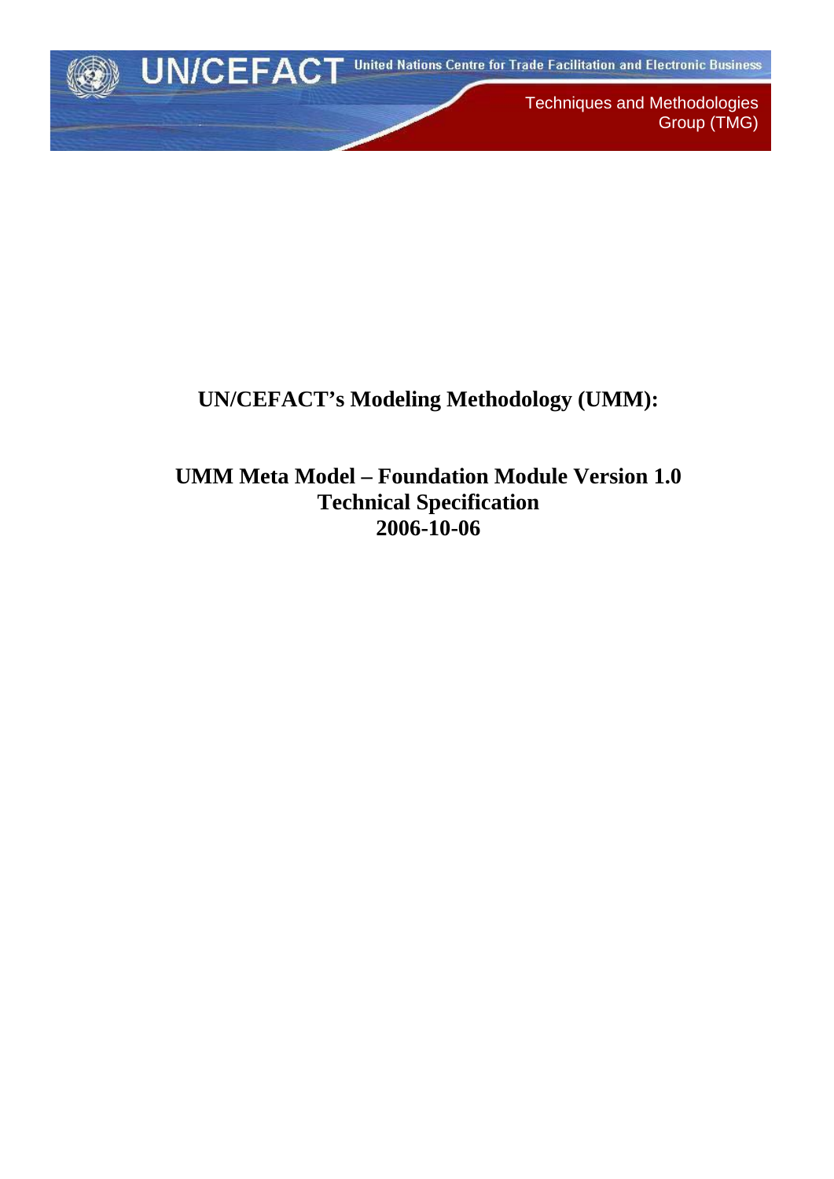UN/CEFACT United Nations Centre for Trade Facilitation and Electronic Business

Techniques and Methodologies Group (TMG)

# UN/CEFACT's Modeling Methodology (UMM):

# UMM Meta Model – Foundation Module Version 1.0
# Technical Specification
# 2006-10-06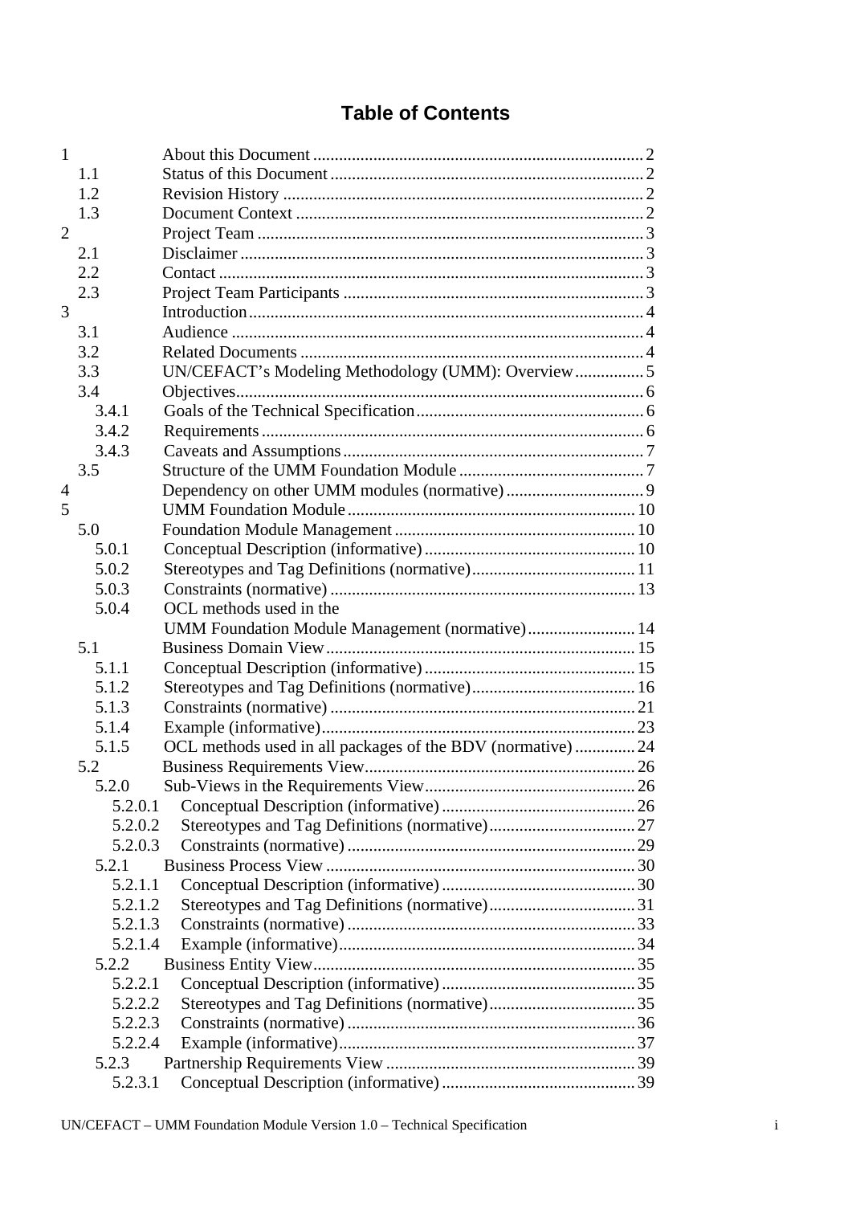# Table of Contents

- 1 About this Document ... 2
  - 1.1 Status of this Document ... 2
  - 1.2 Revision History ... 2
  - 1.3 Document Context ... 2
- 2 Project Team ... 3
  - 2.1 Disclaimer ... 3
  - 2.2 Contact ... 3
  - 2.3 Project Team Participants ... 3
- 3 Introduction ... 4
  - 3.1 Audience ... 4
  - 3.2 Related Documents ... 4
  - 3.3 UN/CEFACT's Modeling Methodology (UMM): Overview ... 5
  - 3.4 Objectives ... 6
    - 3.4.1 Goals of the Technical Specification ... 6
    - 3.4.2 Requirements ... 6
    - 3.4.3 Caveats and Assumptions ... 7
  - 3.5 Structure of the UMM Foundation Module ... 7
- 4 Dependency on other UMM modules (normative) ... 9
- 5 UMM Foundation Module ... 10
  - 5.0 Foundation Module Management ... 10
    - 5.0.1 Conceptual Description (informative) ... 10
    - 5.0.2 Stereotypes and Tag Definitions (normative) ... 11
    - 5.0.3 Constraints (normative) ... 13
    - 5.0.4 OCL methods used in the UMM Foundation Module Management (normative) ... 14
  - 5.1 Business Domain View ... 15
    - 5.1.1 Conceptual Description (informative) ... 15
    - 5.1.2 Stereotypes and Tag Definitions (normative) ... 16
    - 5.1.3 Constraints (normative) ... 21
    - 5.1.4 Example (informative) ... 23
    - 5.1.5 OCL methods used in all packages of the BDV (normative) ... 24
  - 5.2 Business Requirements View ... 26
    - 5.2.0 Sub-Views in the Requirements View ... 26
      - 5.2.0.1 Conceptual Description (informative) ... 26
      - 5.2.0.2 Stereotypes and Tag Definitions (normative) ... 27
      - 5.2.0.3 Constraints (normative) ... 29
    - 5.2.1 Business Process View ... 30
      - 5.2.1.1 Conceptual Description (informative) ... 30
      - 5.2.1.2 Stereotypes and Tag Definitions (normative) ... 31
      - 5.2.1.3 Constraints (normative) ... 33
      - 5.2.1.4 Example (informative) ... 34
    - 5.2.2 Business Entity View ... 35
      - 5.2.2.1 Conceptual Description (informative) ... 35
      - 5.2.2.2 Stereotypes and Tag Definitions (normative) ... 35
      - 5.2.2.3 Constraints (normative) ... 36
      - 5.2.2.4 Example (informative) ... 37
    - 5.2.3 Partnership Requirements View ... 39
      - 5.2.3.1 Conceptual Description (informative) ... 39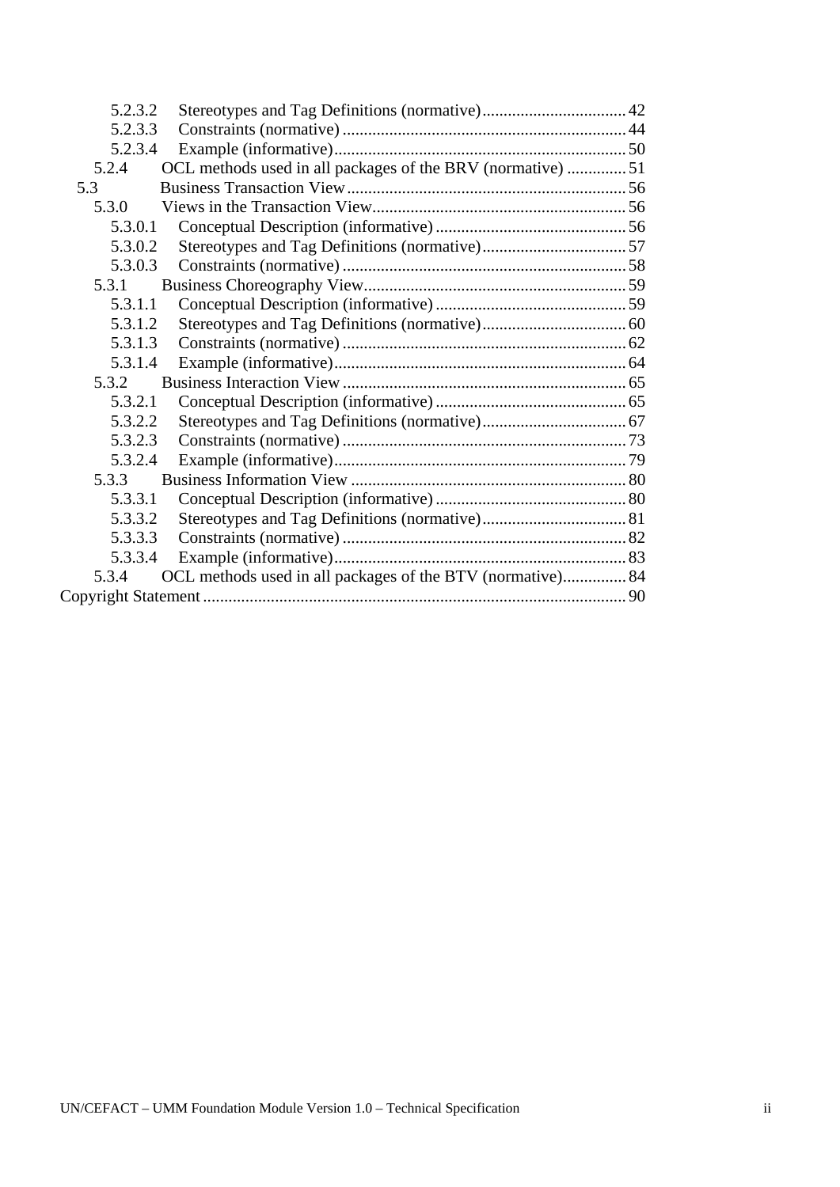5.2.3.2 Stereotypes and Tag Definitions (normative) .................................. 42
5.2.3.3 Constraints (normative) ................................................................... 44
5.2.3.4 Example (informative)..................................................................... 50
5.2.4 OCL methods used in all packages of the BRV (normative) .............. 51
5.3 Business Transaction View .................................................................. 56
5.3.0 Views in the Transaction View............................................................ 56
5.3.0.1 Conceptual Description (informative) ............................................. 56
5.3.0.2 Stereotypes and Tag Definitions (normative) .................................. 57
5.3.0.3 Constraints (normative) ................................................................... 58
5.3.1 Business Choreography View.............................................................. 59
5.3.1.1 Conceptual Description (informative) ............................................. 59
5.3.1.2 Stereotypes and Tag Definitions (normative) .................................. 60
5.3.1.3 Constraints (normative) ................................................................... 62
5.3.1.4 Example (informative)..................................................................... 64
5.3.2 Business Interaction View ................................................................... 65
5.3.2.1 Conceptual Description (informative) ............................................. 65
5.3.2.2 Stereotypes and Tag Definitions (normative) .................................. 67
5.3.2.3 Constraints (normative) ................................................................... 73
5.3.2.4 Example (informative)..................................................................... 79
5.3.3 Business Information View ................................................................. 80
5.3.3.1 Conceptual Description (informative) ............................................. 80
5.3.3.2 Stereotypes and Tag Definitions (normative) .................................. 81
5.3.3.3 Constraints (normative) ................................................................... 82
5.3.3.4 Example (informative)..................................................................... 83
5.3.4 OCL methods used in all packages of the BTV (normative)............... 84
Copyright Statement ................................................................................................... 90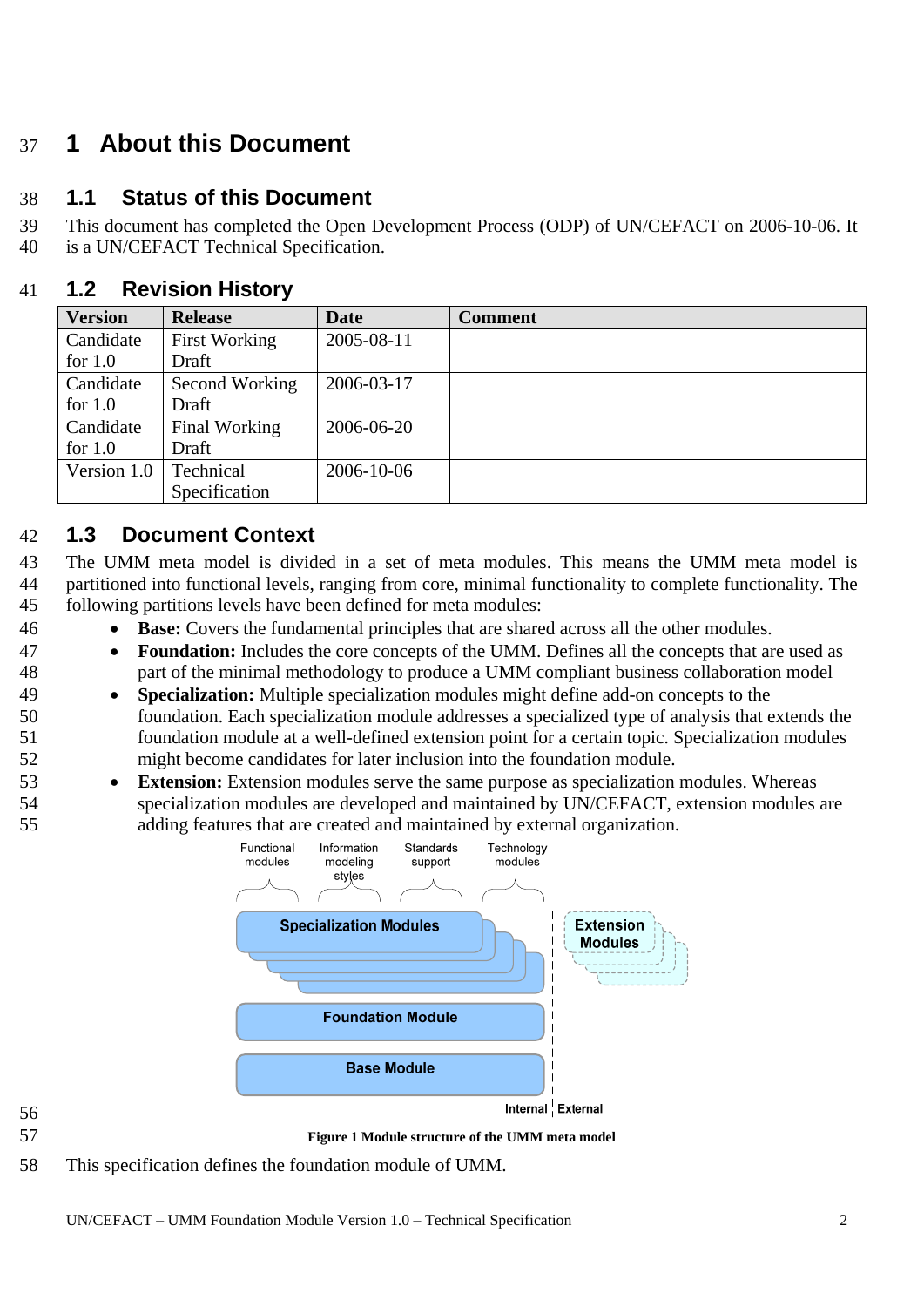# 1 About this Document

## 1.1 Status of this Document

This document has completed the Open Development Process (ODP) of UN/CEFACT on 2006-10-06. It is a UN/CEFACT Technical Specification.

## 1.2 Revision History

| Version | Release | Date | Comment |
|---|---|---|---|
| Candidate for 1.0 | First Working Draft | 2005-08-11 | |
| Candidate for 1.0 | Second Working Draft | 2006-03-17 | |
| Candidate for 1.0 | Final Working Draft | 2006-06-20 | |
| Version 1.0 | Technical Specification | 2006-10-06 | |

## 1.3 Document Context

The UMM meta model is divided in a set of meta modules. This means the UMM meta model is partitioned into functional levels, ranging from core, minimal functionality to complete functionality. The following partitions levels have been defined for meta modules:

- **Base:** Covers the fundamental principles that are shared across all the other modules.
- **Foundation:** Includes the core concepts of the UMM. Defines all the concepts that are used as part of the minimal methodology to produce a UMM compliant business collaboration model
- **Specialization:** Multiple specialization modules might define add-on concepts to the foundation. Each specialization module addresses a specialized type of analysis that extends the foundation module at a well-defined extension point for a certain topic. Specialization modules might become candidates for later inclusion into the foundation module.
- **Extension:** Extension modules serve the same purpose as specialization modules. Whereas specialization modules are developed and maintained by UN/CEFACT, extension modules are adding features that are created and maintained by external organization.

Functional modules | Information modeling styles | Standards support | Technology modules

Specialization Modules | Extension Modules

Foundation Module

Base Module

Internal | External

**Figure 1 Module structure of the UMM meta model**

This specification defines the foundation module of UMM.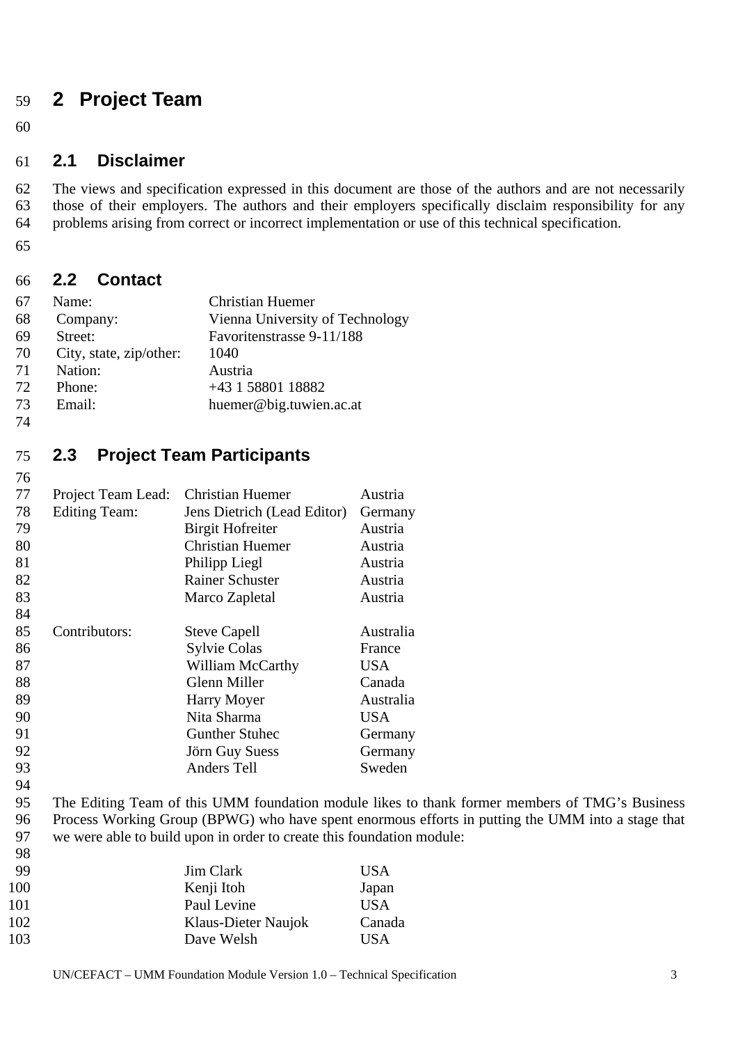# 2 Project Team

## 2.1 Disclaimer

The views and specification expressed in this document are those of the authors and are not necessarily those of their employers. The authors and their employers specifically disclaim responsibility for any problems arising from correct or incorrect implementation or use of this technical specification.

## 2.2 Contact

| | |
|---|---|
| Name: | Christian Huemer |
| Company: | Vienna University of Technology |
| Street: | Favoritenstrasse 9-11/188 |
| City, state, zip/other: | 1040 |
| Nation: | Austria |
| Phone: | +43 1 58801 18882 |
| Email: | huemer@big.tuwien.ac.at |

## 2.3 Project Team Participants

| | | |
|---|---|---|
| Project Team Lead: | Christian Huemer | Austria |
| Editing Team: | Jens Dietrich (Lead Editor) | Germany |
| | Birgit Hofreiter | Austria |
| | Christian Huemer | Austria |
| | Philipp Liegl | Austria |
| | Rainer Schuster | Austria |
| | Marco Zapletal | Austria |
| | | |
| Contributors: | Steve Capell | Australia |
| | Sylvie Colas | France |
| | William McCarthy | USA |
| | Glenn Miller | Canada |
| | Harry Moyer | Australia |
| | Nita Sharma | USA |
| | Gunther Stuhec | Germany |
| | Jörn Guy Suess | Germany |
| | Anders Tell | Sweden |

The Editing Team of this UMM foundation module likes to thank former members of TMG's Business Process Working Group (BPWG) who have spent enormous efforts in putting the UMM into a stage that we were able to build upon in order to create this foundation module:

| | |
|---|---|
| Jim Clark | USA |
| Kenji Itoh | Japan |
| Paul Levine | USA |
| Klaus-Dieter Naujok | Canada |
| Dave Welsh | USA |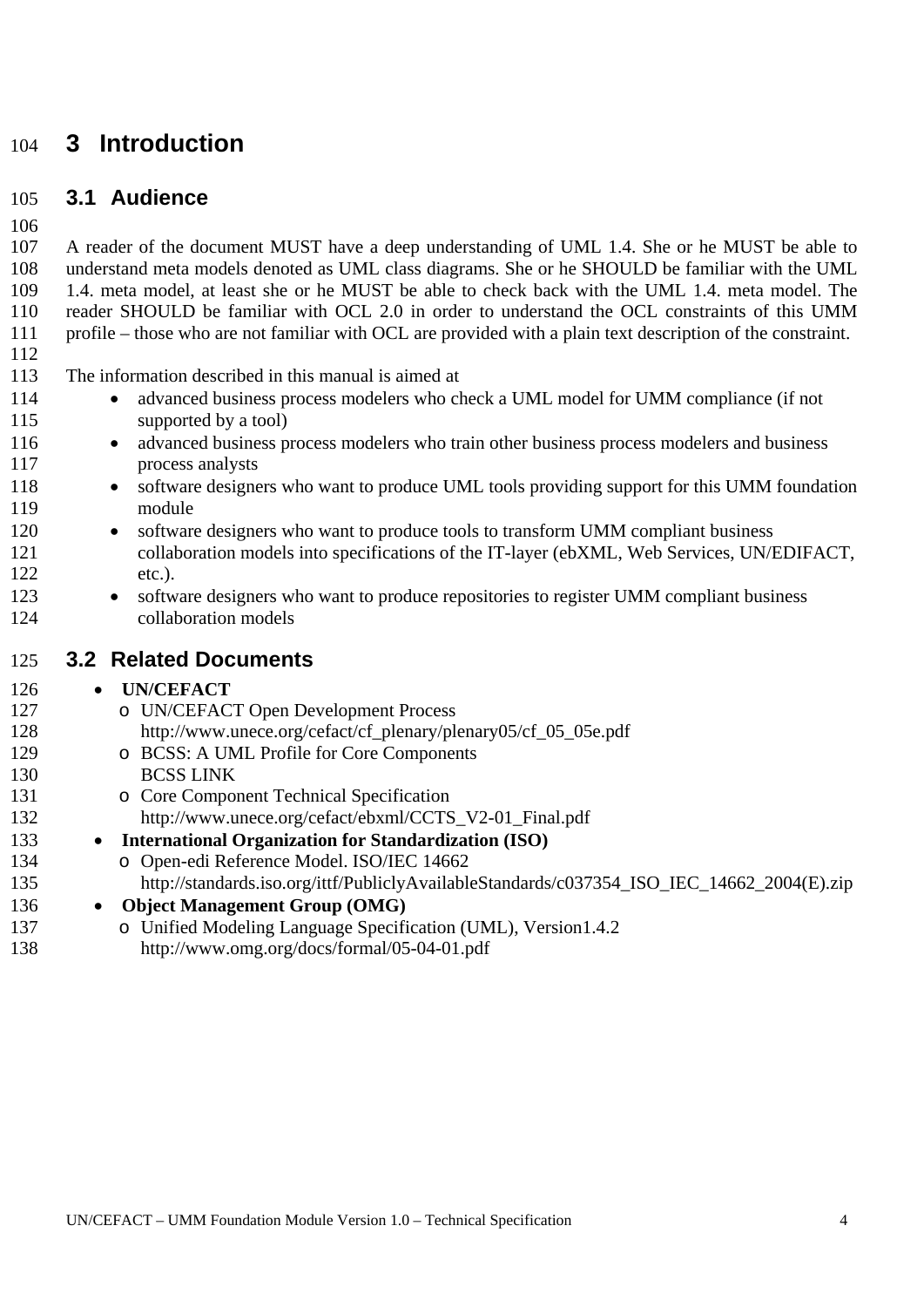# 3 Introduction

## 3.1 Audience

A reader of the document MUST have a deep understanding of UML 1.4. She or he MUST be able to understand meta models denoted as UML class diagrams. She or he SHOULD be familiar with the UML 1.4. meta model, at least she or he MUST be able to check back with the UML 1.4. meta model. The reader SHOULD be familiar with OCL 2.0 in order to understand the OCL constraints of this UMM profile – those who are not familiar with OCL are provided with a plain text description of the constraint.

The information described in this manual is aimed at

- advanced business process modelers who check a UML model for UMM compliance (if not supported by a tool)
- advanced business process modelers who train other business process modelers and business process analysts
- software designers who want to produce UML tools providing support for this UMM foundation module
- software designers who want to produce tools to transform UMM compliant business collaboration models into specifications of the IT-layer (ebXML, Web Services, UN/EDIFACT, etc.).
- software designers who want to produce repositories to register UMM compliant business collaboration models

## 3.2 Related Documents

- **UN/CEFACT**
  - UN/CEFACT Open Development Process
    http://www.unece.org/cefact/cf_plenary/plenary05/cf_05_05e.pdf
  - BCSS: A UML Profile for Core Components
    BCSS LINK
  - Core Component Technical Specification
    http://www.unece.org/cefact/ebxml/CCTS_V2-01_Final.pdf
- **International Organization for Standardization (ISO)**
  - Open-edi Reference Model. ISO/IEC 14662
    http://standards.iso.org/ittf/PubliclyAvailableStandards/c037354_ISO_IEC_14662_2004(E).zip
- **Object Management Group (OMG)**
  - Unified Modeling Language Specification (UML), Version1.4.2
    http://www.omg.org/docs/formal/05-04-01.pdf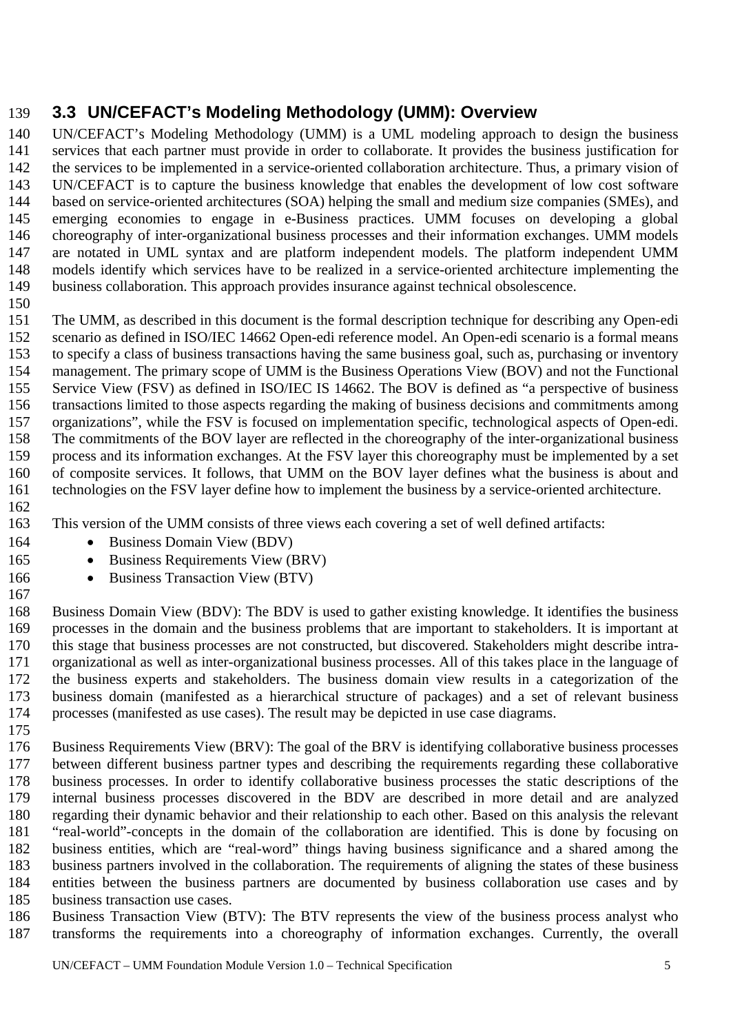## 3.3 UN/CEFACT's Modeling Methodology (UMM): Overview

UN/CEFACT's Modeling Methodology (UMM) is a UML modeling approach to design the business services that each partner must provide in order to collaborate. It provides the business justification for the services to be implemented in a service-oriented collaboration architecture. Thus, a primary vision of UN/CEFACT is to capture the business knowledge that enables the development of low cost software based on service-oriented architectures (SOA) helping the small and medium size companies (SMEs), and emerging economies to engage in e-Business practices. UMM focuses on developing a global choreography of inter-organizational business processes and their information exchanges. UMM models are notated in UML syntax and are platform independent models. The platform independent UMM models identify which services have to be realized in a service-oriented architecture implementing the business collaboration. This approach provides insurance against technical obsolescence.

The UMM, as described in this document is the formal description technique for describing any Open-edi scenario as defined in ISO/IEC 14662 Open-edi reference model. An Open-edi scenario is a formal means to specify a class of business transactions having the same business goal, such as, purchasing or inventory management. The primary scope of UMM is the Business Operations View (BOV) and not the Functional Service View (FSV) as defined in ISO/IEC IS 14662. The BOV is defined as "a perspective of business transactions limited to those aspects regarding the making of business decisions and commitments among organizations", while the FSV is focused on implementation specific, technological aspects of Open-edi. The commitments of the BOV layer are reflected in the choreography of the inter-organizational business process and its information exchanges. At the FSV layer this choreography must be implemented by a set of composite services. It follows, that UMM on the BOV layer defines what the business is about and technologies on the FSV layer define how to implement the business by a service-oriented architecture.

This version of the UMM consists of three views each covering a set of well defined artifacts:

- Business Domain View (BDV)
- Business Requirements View (BRV)
- Business Transaction View (BTV)

Business Domain View (BDV): The BDV is used to gather existing knowledge. It identifies the business processes in the domain and the business problems that are important to stakeholders. It is important at this stage that business processes are not constructed, but discovered. Stakeholders might describe intra-organizational as well as inter-organizational business processes. All of this takes place in the language of the business experts and stakeholders. The business domain view results in a categorization of the business domain (manifested as a hierarchical structure of packages) and a set of relevant business processes (manifested as use cases). The result may be depicted in use case diagrams.

Business Requirements View (BRV): The goal of the BRV is identifying collaborative business processes between different business partner types and describing the requirements regarding these collaborative business processes. In order to identify collaborative business processes the static descriptions of the internal business processes discovered in the BDV are described in more detail and are analyzed regarding their dynamic behavior and their relationship to each other. Based on this analysis the relevant "real-world"-concepts in the domain of the collaboration are identified. This is done by focusing on business entities, which are "real-word" things having business significance and a shared among the business partners involved in the collaboration. The requirements of aligning the states of these business entities between the business partners are documented by business collaboration use cases and by business transaction use cases.

Business Transaction View (BTV): The BTV represents the view of the business process analyst who transforms the requirements into a choreography of information exchanges. Currently, the overall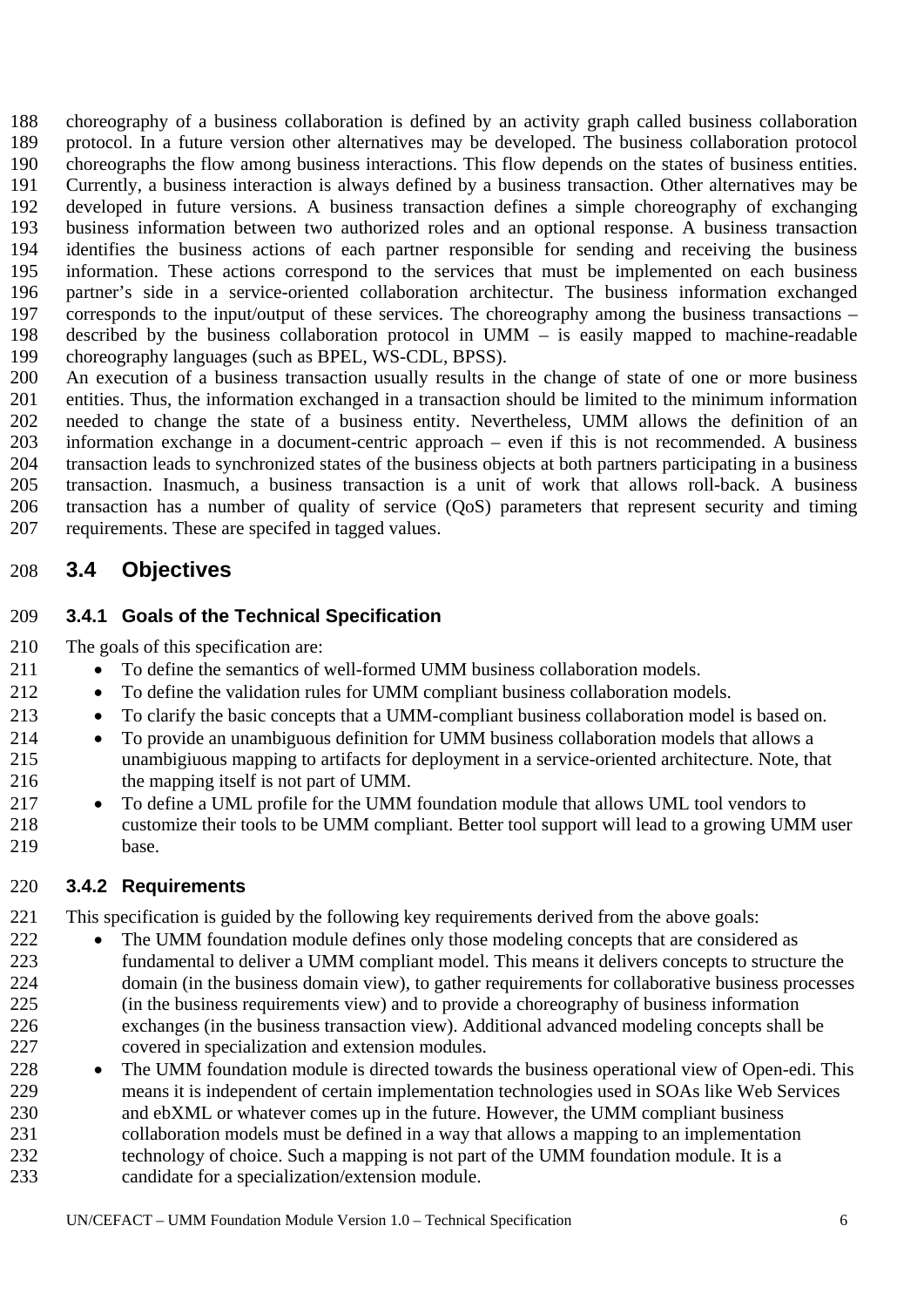choreography of a business collaboration is defined by an activity graph called business collaboration protocol. In a future version other alternatives may be developed. The business collaboration protocol choreographs the flow among business interactions. This flow depends on the states of business entities. Currently, a business interaction is always defined by a business transaction. Other alternatives may be developed in future versions. A business transaction defines a simple choreography of exchanging business information between two authorized roles and an optional response. A business transaction identifies the business actions of each partner responsible for sending and receiving the business information. These actions correspond to the services that must be implemented on each business partner's side in a service-oriented collaboration architectur. The business information exchanged corresponds to the input/output of these services. The choreography among the business transactions – described by the business collaboration protocol in UMM – is easily mapped to machine-readable choreography languages (such as BPEL, WS-CDL, BPSS).

An execution of a business transaction usually results in the change of state of one or more business entities. Thus, the information exchanged in a transaction should be limited to the minimum information needed to change the state of a business entity. Nevertheless, UMM allows the definition of an information exchange in a document-centric approach – even if this is not recommended. A business transaction leads to synchronized states of the business objects at both partners participating in a business transaction. Inasmuch, a business transaction is a unit of work that allows roll-back. A business transaction has a number of quality of service (QoS) parameters that represent security and timing requirements. These are specifed in tagged values.

## 3.4 Objectives

### 3.4.1 Goals of the Technical Specification

The goals of this specification are:

- To define the semantics of well-formed UMM business collaboration models.
- To define the validation rules for UMM compliant business collaboration models.
- To clarify the basic concepts that a UMM-compliant business collaboration model is based on.
- To provide an unambiguous definition for UMM business collaboration models that allows a unambigiuous mapping to artifacts for deployment in a service-oriented architecture. Note, that the mapping itself is not part of UMM.
- To define a UML profile for the UMM foundation module that allows UML tool vendors to customize their tools to be UMM compliant. Better tool support will lead to a growing UMM user base.

### 3.4.2 Requirements

This specification is guided by the following key requirements derived from the above goals:

- The UMM foundation module defines only those modeling concepts that are considered as fundamental to deliver a UMM compliant model. This means it delivers concepts to structure the domain (in the business domain view), to gather requirements for collaborative business processes (in the business requirements view) and to provide a choreography of business information exchanges (in the business transaction view). Additional advanced modeling concepts shall be covered in specialization and extension modules.
- The UMM foundation module is directed towards the business operational view of Open-edi. This means it is independent of certain implementation technologies used in SOAs like Web Services and ebXML or whatever comes up in the future. However, the UMM compliant business collaboration models must be defined in a way that allows a mapping to an implementation technology of choice. Such a mapping is not part of the UMM foundation module. It is a candidate for a specialization/extension module.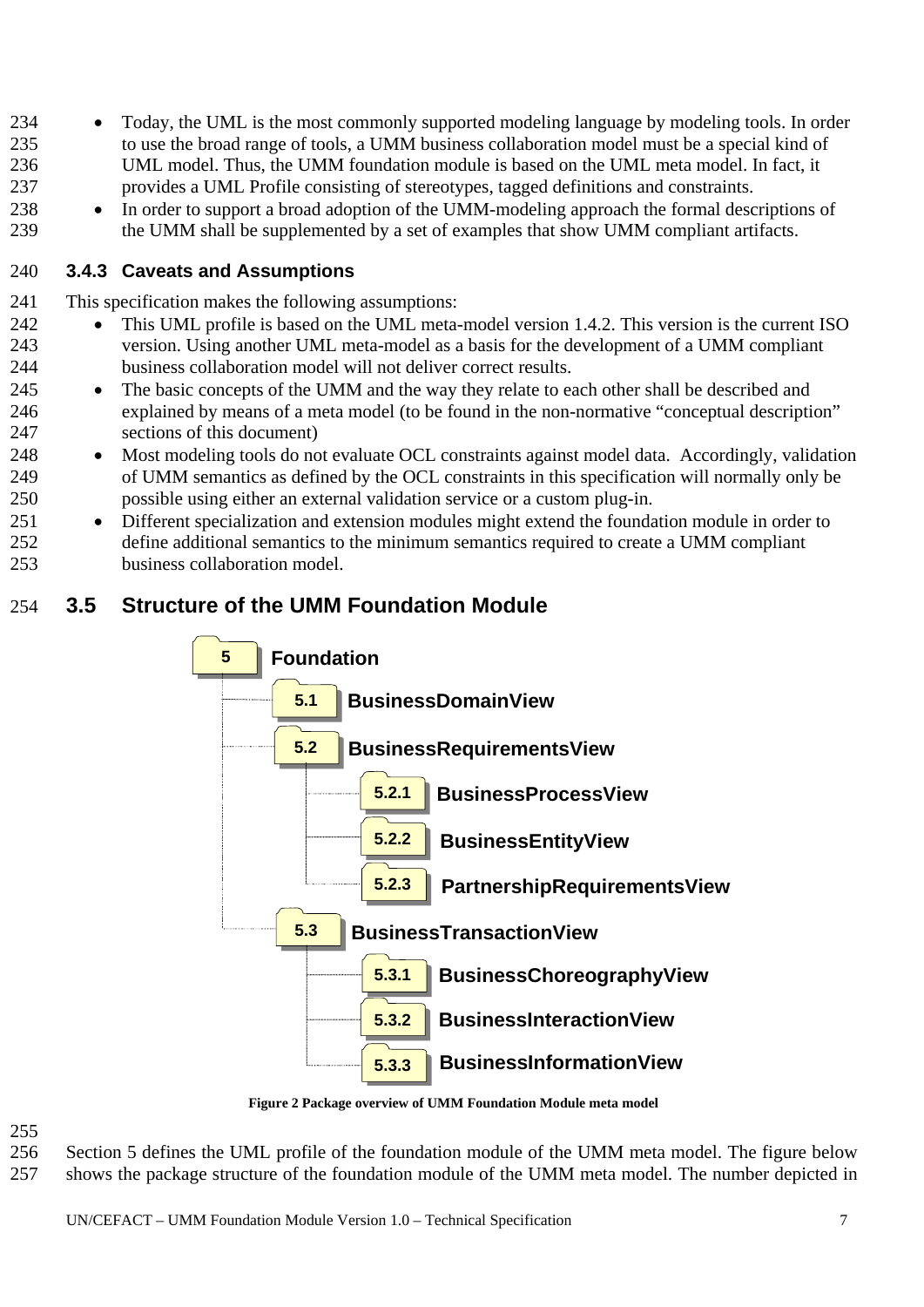- Today, the UML is the most commonly supported modeling language by modeling tools. In order to use the broad range of tools, a UMM business collaboration model must be a special kind of UML model. Thus, the UMM foundation module is based on the UML meta model. In fact, it provides a UML Profile consisting of stereotypes, tagged definitions and constraints.
- In order to support a broad adoption of the UMM-modeling approach the formal descriptions of the UMM shall be supplemented by a set of examples that show UMM compliant artifacts.

### 3.4.3 Caveats and Assumptions

This specification makes the following assumptions:

- This UML profile is based on the UML meta-model version 1.4.2. This version is the current ISO version. Using another UML meta-model as a basis for the development of a UMM compliant business collaboration model will not deliver correct results.
- The basic concepts of the UMM and the way they relate to each other shall be described and explained by means of a meta model (to be found in the non-normative "conceptual description" sections of this document)
- Most modeling tools do not evaluate OCL constraints against model data. Accordingly, validation of UMM semantics as defined by the OCL constraints in this specification will normally only be possible using either an external validation service or a custom plug-in.
- Different specialization and extension modules might extend the foundation module in order to define additional semantics to the minimum semantics required to create a UMM compliant business collaboration model.

## 3.5 Structure of the UMM Foundation Module

- 5 Foundation
  - 5.1 BusinessDomainView
  - 5.2 BusinessRequirementsView
    - 5.2.1 BusinessProcessView
    - 5.2.2 BusinessEntityView
    - 5.2.3 PartnershipRequirementsView
  - 5.3 BusinessTransactionView
    - 5.3.1 BusinessChoreographyView
    - 5.3.2 BusinessInteractionView
    - 5.3.3 BusinessInformationView

**Figure 2 Package overview of UMM Foundation Module meta model**

Section 5 defines the UML profile of the foundation module of the UMM meta model. The figure below shows the package structure of the foundation module of the UMM meta model. The number depicted in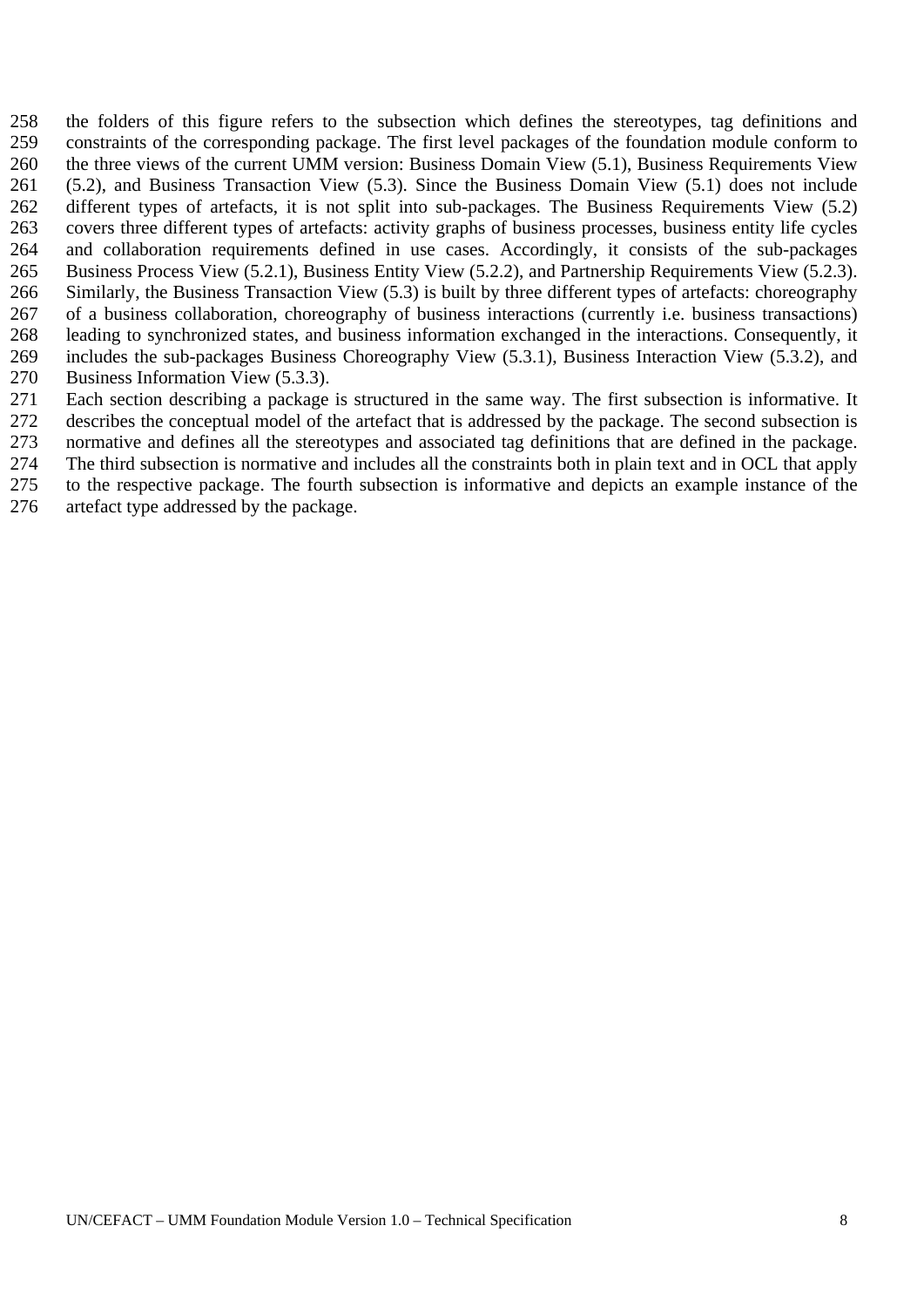the folders of this figure refers to the subsection which defines the stereotypes, tag definitions and constraints of the corresponding package. The first level packages of the foundation module conform to the three views of the current UMM version: Business Domain View (5.1), Business Requirements View (5.2), and Business Transaction View (5.3). Since the Business Domain View (5.1) does not include different types of artefacts, it is not split into sub-packages. The Business Requirements View (5.2) covers three different types of artefacts: activity graphs of business processes, business entity life cycles and collaboration requirements defined in use cases. Accordingly, it consists of the sub-packages Business Process View (5.2.1), Business Entity View (5.2.2), and Partnership Requirements View (5.2.3). Similarly, the Business Transaction View (5.3) is built by three different types of artefacts: choreography of a business collaboration, choreography of business interactions (currently i.e. business transactions) leading to synchronized states, and business information exchanged in the interactions. Consequently, it includes the sub-packages Business Choreography View (5.3.1), Business Interaction View (5.3.2), and Business Information View (5.3.3).

Each section describing a package is structured in the same way. The first subsection is informative. It describes the conceptual model of the artefact that is addressed by the package. The second subsection is normative and defines all the stereotypes and associated tag definitions that are defined in the package. The third subsection is normative and includes all the constraints both in plain text and in OCL that apply to the respective package. The fourth subsection is informative and depicts an example instance of the artefact type addressed by the package.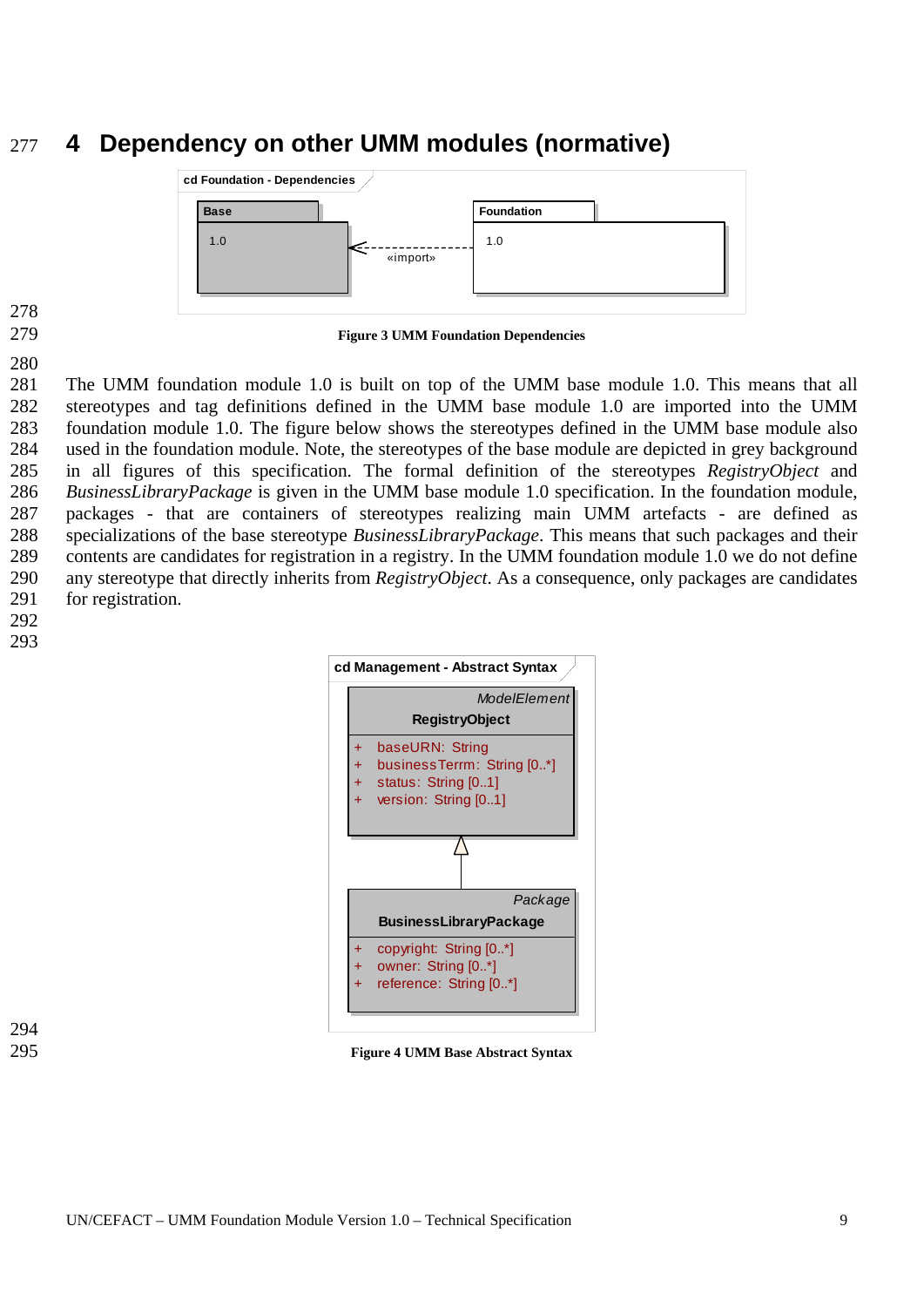# 4 Dependency on other UMM modules (normative)

Figure 3 UMM Foundation Dependencies

The UMM foundation module 1.0 is built on top of the UMM base module 1.0. This means that all stereotypes and tag definitions defined in the UMM base module 1.0 are imported into the UMM foundation module 1.0. The figure below shows the stereotypes defined in the UMM base module also used in the foundation module. Note, the stereotypes of the base module are depicted in grey background in all figures of this specification. The formal definition of the stereotypes *RegistryObject* and *BusinessLibraryPackage* is given in the UMM base module 1.0 specification. In the foundation module, packages - that are containers of stereotypes realizing main UMM artefacts - are defined as specializations of the base stereotype *BusinessLibraryPackage*. This means that such packages and their contents are candidates for registration in a registry. In the UMM foundation module 1.0 we do not define any stereotype that directly inherits from *RegistryObject*. As a consequence, only packages are candidates for registration.

Figure 4 UMM Base Abstract Syntax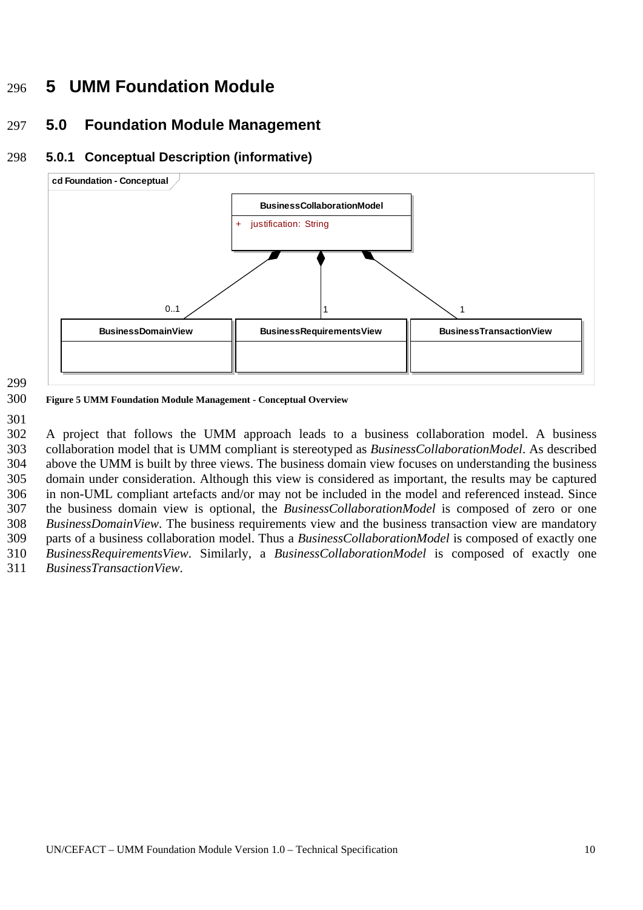# 5 UMM Foundation Module

## 5.0 Foundation Module Management

### 5.0.1 Conceptual Description (informative)

**Figure 5 UMM Foundation Module Management - Conceptual Overview**

A project that follows the UMM approach leads to a business collaboration model. A business collaboration model that is UMM compliant is stereotyped as *BusinessCollaborationModel*. As described above the UMM is built by three views. The business domain view focuses on understanding the business domain under consideration. Although this view is considered as important, the results may be captured in non-UML compliant artefacts and/or may not be included in the model and referenced instead. Since the business domain view is optional, the *BusinessCollaborationModel* is composed of zero or one *BusinessDomainView*. The business requirements view and the business transaction view are mandatory parts of a business collaboration model. Thus a *BusinessCollaborationModel* is composed of exactly one *BusinessRequirementsView*. Similarly, a *BusinessCollaborationModel* is composed of exactly one *BusinessTransactionView*.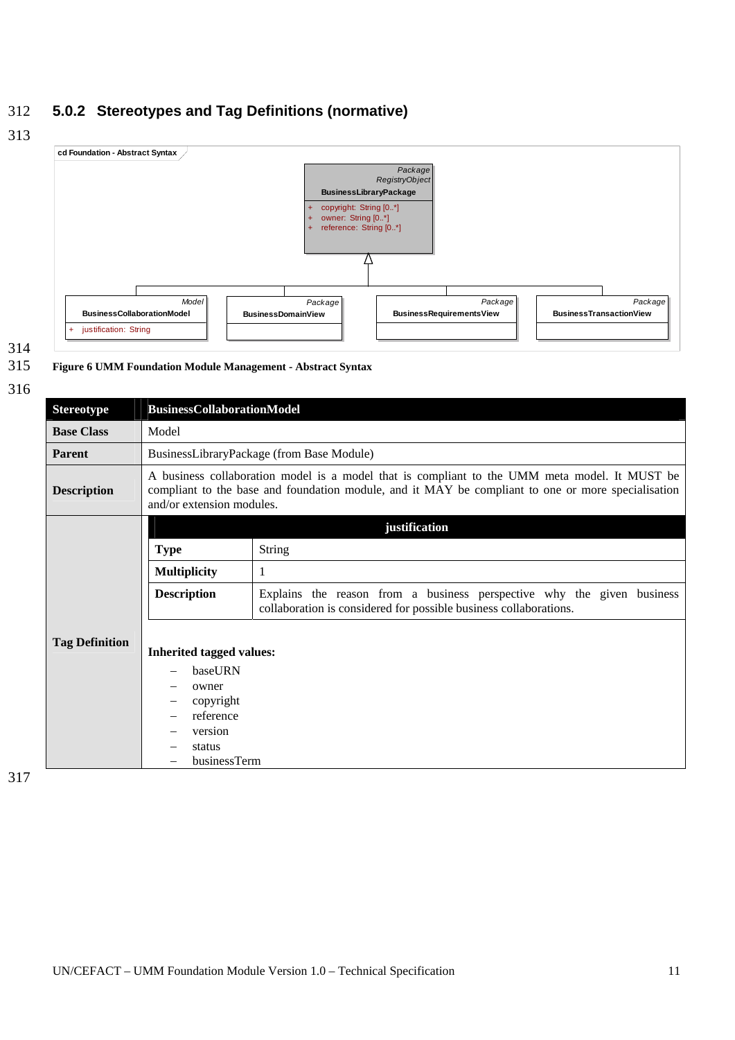### 5.0.2 Stereotypes and Tag Definitions (normative)

cd Foundation - Abstract Syntax

Package
RegistryObject
**BusinessLibraryPackage**
+ copyright: String [0..*]
+ owner: String [0..*]
+ reference: String [0..*]

Model
**BusinessCollaborationModel**
+ justification: String

Package
**BusinessDomainView**

Package
**BusinessRequirementsView**

Package
**BusinessTransactionView**

**Figure 6 UMM Foundation Module Management - Abstract Syntax**

| **Stereotype** | **BusinessCollaborationModel** |
|---|---|
| **Base Class** | Model |
| **Parent** | BusinessLibraryPackage (from Base Module) |
| **Description** | A business collaboration model is a model that is compliant to the UMM meta model. It MUST be compliant to the base and foundation module, and it MAY be compliant to one or more specialisation and/or extension modules. |
| **Tag Definition** | **justification**<br>**Type**: String<br>**Multiplicity**: 1<br>**Description**: Explains the reason from a business perspective why the given business collaboration is considered for possible business collaborations.<br><br>**Inherited tagged values:**<br>– baseURN<br>– owner<br>– copyright<br>– reference<br>– version<br>– status<br>– businessTerm |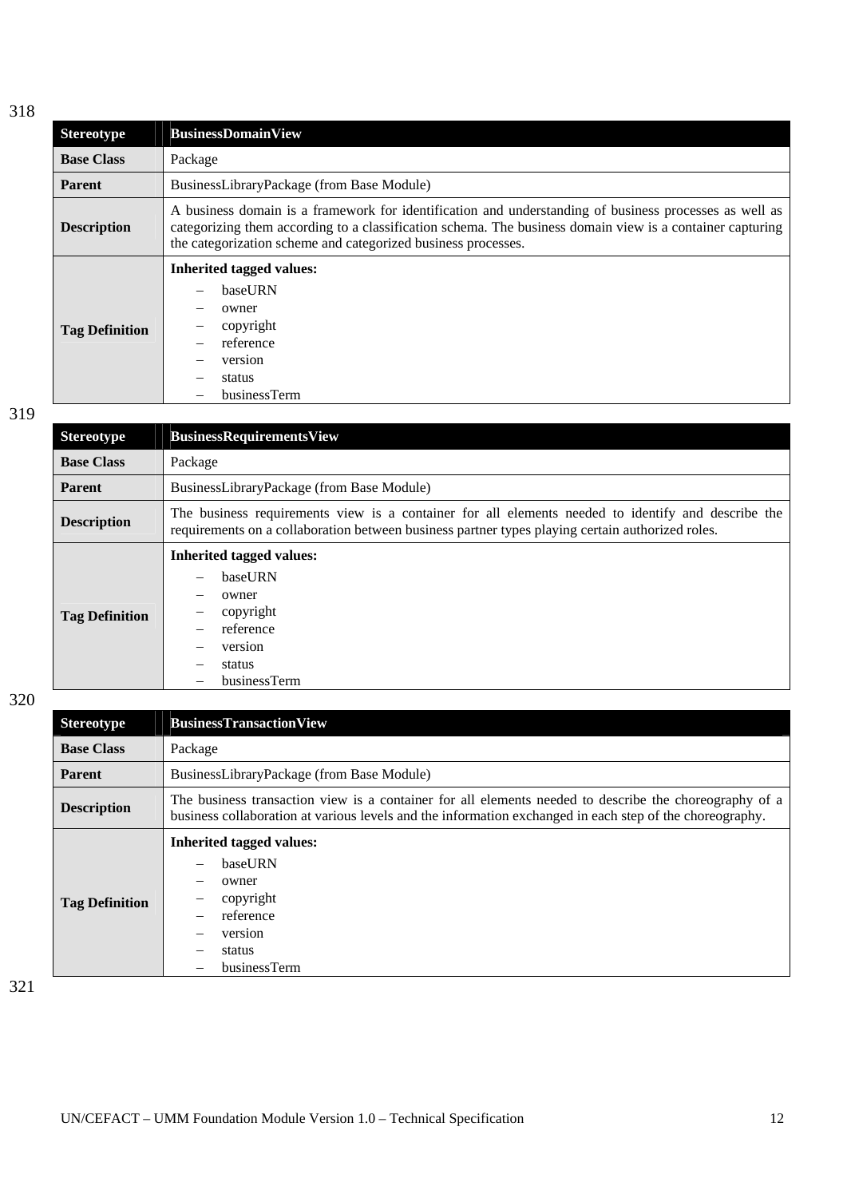318

| Stereotype | BusinessDomainView |
|---|---|
| **Base Class** | Package |
| **Parent** | BusinessLibraryPackage (from Base Module) |
| **Description** | A business domain is a framework for identification and understanding of business processes as well as categorizing them according to a classification schema. The business domain view is a container capturing the categorization scheme and categorized business processes. |
| **Tag Definition** | **Inherited tagged values:**<br>– baseURN<br>– owner<br>– copyright<br>– reference<br>– version<br>– status<br>– businessTerm |

319

| Stereotype | BusinessRequirementsView |
|---|---|
| **Base Class** | Package |
| **Parent** | BusinessLibraryPackage (from Base Module) |
| **Description** | The business requirements view is a container for all elements needed to identify and describe the requirements on a collaboration between business partner types playing certain authorized roles. |
| **Tag Definition** | **Inherited tagged values:**<br>– baseURN<br>– owner<br>– copyright<br>– reference<br>– version<br>– status<br>– businessTerm |

320

| Stereotype | BusinessTransactionView |
|---|---|
| **Base Class** | Package |
| **Parent** | BusinessLibraryPackage (from Base Module) |
| **Description** | The business transaction view is a container for all elements needed to describe the choreography of a business collaboration at various levels and the information exchanged in each step of the choreography. |
| **Tag Definition** | **Inherited tagged values:**<br>– baseURN<br>– owner<br>– copyright<br>– reference<br>– version<br>– status<br>– businessTerm |

321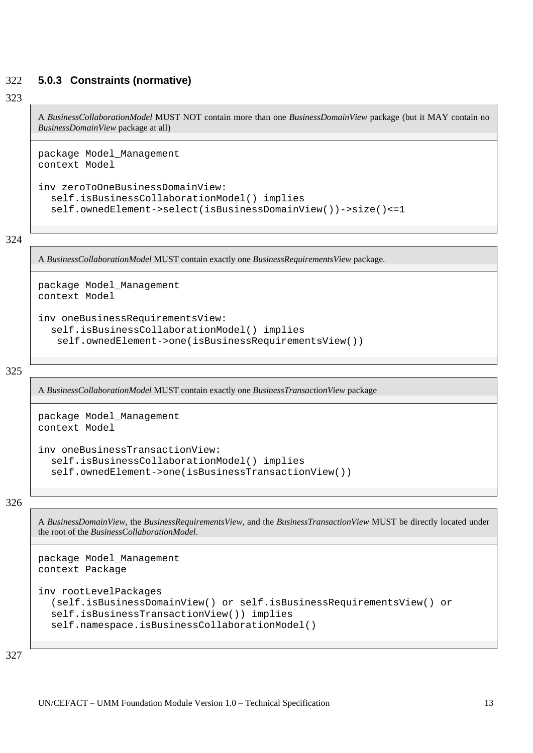### 5.0.3 Constraints (normative)

A *BusinessCollaborationModel* MUST NOT contain more than one *BusinessDomainView* package (but it MAY contain no *BusinessDomainView* package at all)

```
package Model_Management
context Model

inv zeroToOneBusinessDomainView:
  self.isBusinessCollaborationModel() implies
  self.ownedElement->select(isBusinessDomainView())->size()<=1
```

A *BusinessCollaborationModel* MUST contain exactly one *BusinessRequirementsView* package.

```
package Model_Management
context Model

inv oneBusinessRequirementsView:
  self.isBusinessCollaborationModel() implies
   self.ownedElement->one(isBusinessRequirementsView())
```

A *BusinessCollaborationModel* MUST contain exactly one *BusinessTransactionView* package

```
package Model_Management
context Model

inv oneBusinessTransactionView:
  self.isBusinessCollaborationModel() implies
  self.ownedElement->one(isBusinessTransactionView())
```

A *BusinessDomainView*, the *BusinessRequirementsView*, and the *BusinessTransactionView* MUST be directly located under the root of the *BusinessCollaborationModel*.

```
package Model_Management
context Package

inv rootLevelPackages
  (self.isBusinessDomainView() or self.isBusinessRequirementsView() or
  self.isBusinessTransactionView()) implies
  self.namespace.isBusinessCollaborationModel()
```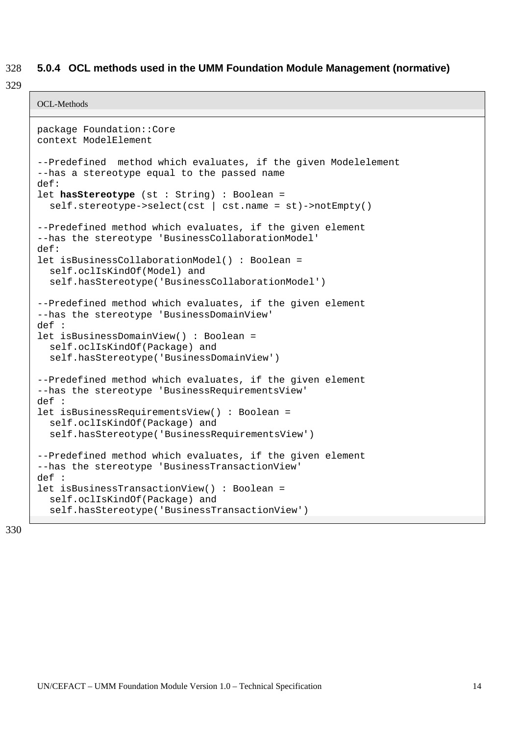### 5.0.4 OCL methods used in the UMM Foundation Module Management (normative)

OCL-Methods

```
package Foundation::Core
context ModelElement

--Predefined  method which evaluates, if the given Modelelement
--has a stereotype equal to the passed name
def:
let hasStereotype (st : String) : Boolean =
  self.stereotype->select(cst | cst.name = st)->notEmpty()

--Predefined method which evaluates, if the given element
--has the stereotype 'BusinessCollaborationModel'
def:
let isBusinessCollaborationModel() : Boolean =
  self.oclIsKindOf(Model) and
  self.hasStereotype('BusinessCollaborationModel')

--Predefined method which evaluates, if the given element
--has the stereotype 'BusinessDomainView'
def :
let isBusinessDomainView() : Boolean =
  self.oclIsKindOf(Package) and
  self.hasStereotype('BusinessDomainView')

--Predefined method which evaluates, if the given element
--has the stereotype 'BusinessRequirementsView'
def :
let isBusinessRequirementsView() : Boolean =
  self.oclIsKindOf(Package) and
  self.hasStereotype('BusinessRequirementsView')

--Predefined method which evaluates, if the given element
--has the stereotype 'BusinessTransactionView'
def :
let isBusinessTransactionView() : Boolean =
  self.oclIsKindOf(Package) and
  self.hasStereotype('BusinessTransactionView')
```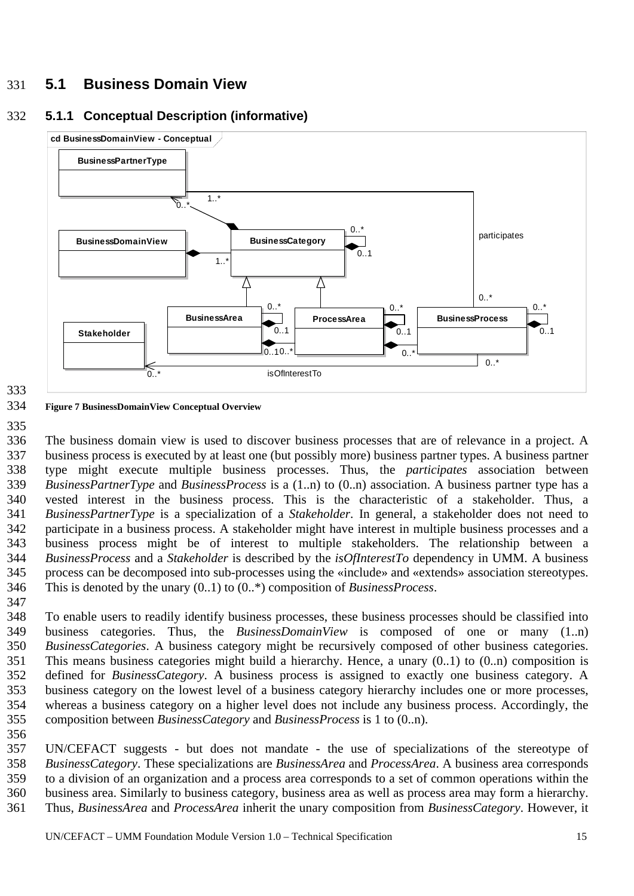## 5.1 Business Domain View

### 5.1.1 Conceptual Description (informative)

Figure 7 BusinessDomainView Conceptual Overview

The business domain view is used to discover business processes that are of relevance in a project. A business process is executed by at least one (but possibly more) business partner types. A business partner type might execute multiple business processes. Thus, the *participates* association between *BusinessPartnerType* and *BusinessProcess* is a (1..n) to (0..n) association. A business partner type has a vested interest in the business process. This is the characteristic of a stakeholder. Thus, a *BusinessPartnerType* is a specialization of a *Stakeholder*. In general, a stakeholder does not need to participate in a business process. A stakeholder might have interest in multiple business processes and a business process might be of interest to multiple stakeholders. The relationship between a *BusinessProcess* and a *Stakeholder* is described by the *isOfInterestTo* dependency in UMM. A business process can be decomposed into sub-processes using the «include» and «extends» association stereotypes. This is denoted by the unary (0..1) to (0..*) composition of *BusinessProcess*.

To enable users to readily identify business processes, these business processes should be classified into business categories. Thus, the *BusinessDomainView* is composed of one or many (1..n) *BusinessCategories*. A business category might be recursively composed of other business categories. This means business categories might build a hierarchy. Hence, a unary (0..1) to (0..n) composition is defined for *BusinessCategory*. A business process is assigned to exactly one business category. A business category on the lowest level of a business category hierarchy includes one or more processes, whereas a business category on a higher level does not include any business process. Accordingly, the composition between *BusinessCategory* and *BusinessProcess* is 1 to (0..n).

UN/CEFACT suggests - but does not mandate - the use of specializations of the stereotype of *BusinessCategory*. These specializations are *BusinessArea* and *ProcessArea*. A business area corresponds to a division of an organization and a process area corresponds to a set of common operations within the business area. Similarly to business category, business area as well as process area may form a hierarchy. Thus, *BusinessArea* and *ProcessArea* inherit the unary composition from *BusinessCategory*. However, it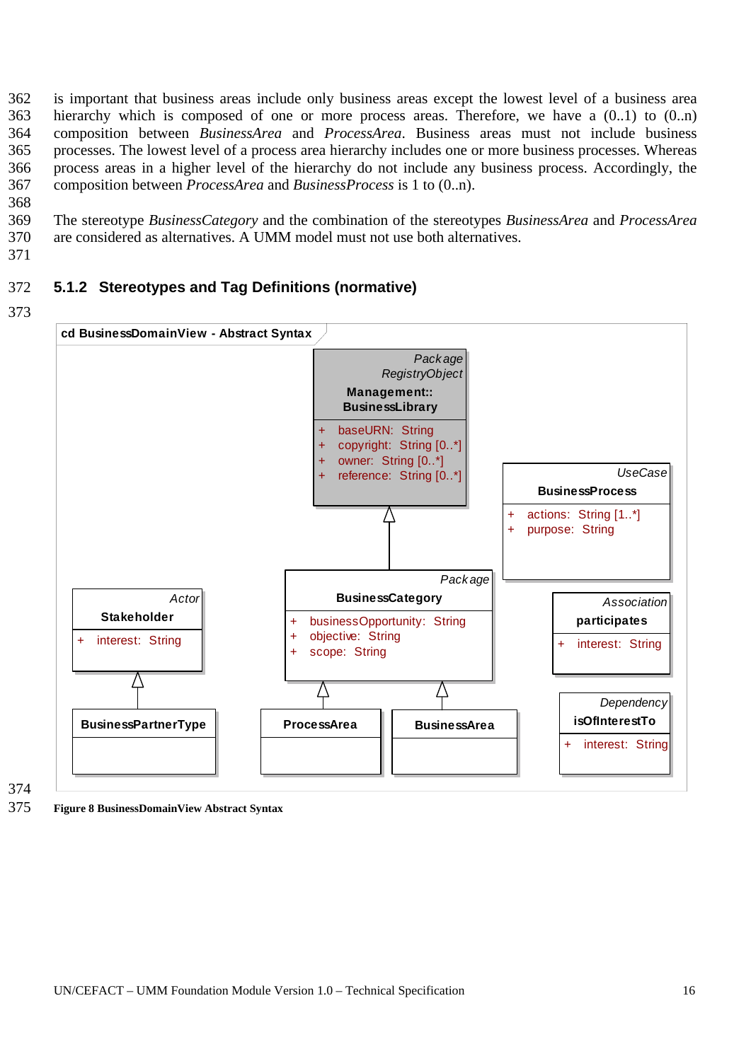is important that business areas include only business areas except the lowest level of a business area hierarchy which is composed of one or more process areas. Therefore, we have a (0..1) to (0..n) composition between *BusinessArea* and *ProcessArea*. Business areas must not include business processes. The lowest level of a process area hierarchy includes one or more business processes. Whereas process areas in a higher level of the hierarchy do not include any business process. Accordingly, the composition between *ProcessArea* and *BusinessProcess* is 1 to (0..n).

The stereotype *BusinessCategory* and the combination of the stereotypes *BusinessArea* and *ProcessArea* are considered as alternatives. A UMM model must not use both alternatives.

### 5.1.2 Stereotypes and Tag Definitions (normative)

**Figure 8 BusinessDomainView Abstract Syntax**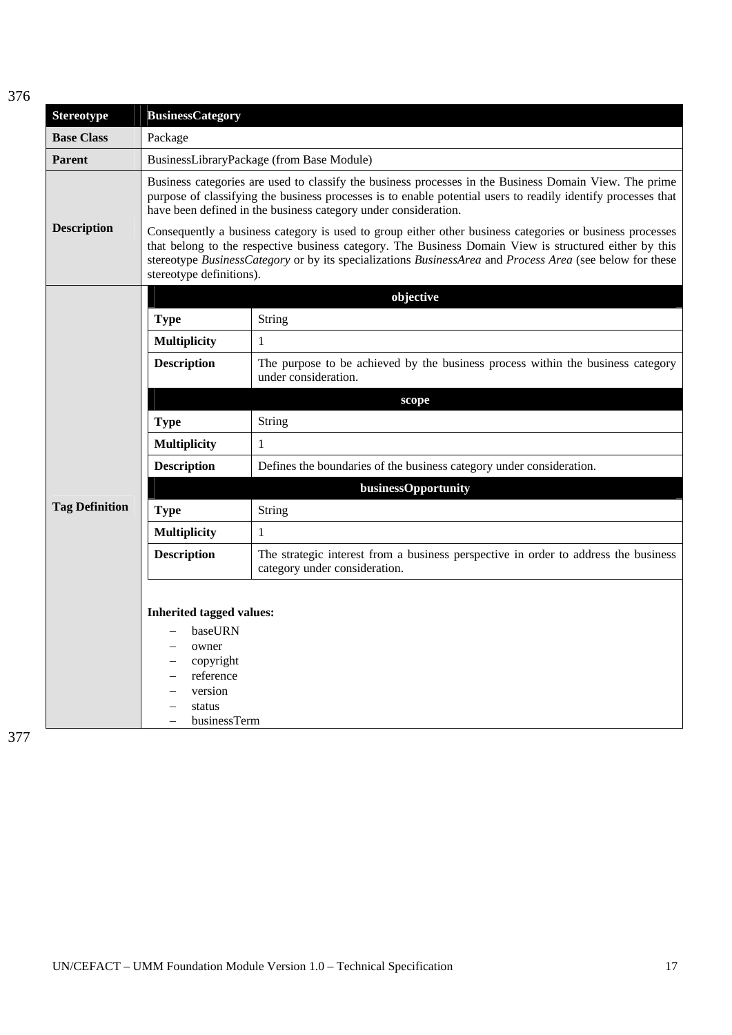| Stereotype | BusinessCategory | |
|---|---|---|
| **Base Class** | Package | |
| **Parent** | BusinessLibraryPackage (from Base Module) | |
| **Description** | Business categories are used to classify the business processes in the Business Domain View. The prime purpose of classifying the business processes is to enable potential users to readily identify processes that have been defined in the business category under consideration.<br><br>Consequently a business category is used to group either other business categories or business processes that belong to the respective business category. The Business Domain View is structured either by this stereotype *BusinessCategory* or by its specializations *BusinessArea* and *Process Area* (see below for these stereotype definitions). | |
| **Tag Definition** | **objective** | |
| | **Type** | String |
| | **Multiplicity** | 1 |
| | **Description** | The purpose to be achieved by the business process within the business category under consideration. |
| | **scope** | |
| | **Type** | String |
| | **Multiplicity** | 1 |
| | **Description** | Defines the boundaries of the business category under consideration. |
| | **businessOpportunity** | |
| | **Type** | String |
| | **Multiplicity** | 1 |
| | **Description** | The strategic interest from a business perspective in order to address the business category under consideration. |
| | **Inherited tagged values:**<br>– baseURN<br>– owner<br>– copyright<br>– reference<br>– version<br>– status<br>– businessTerm | |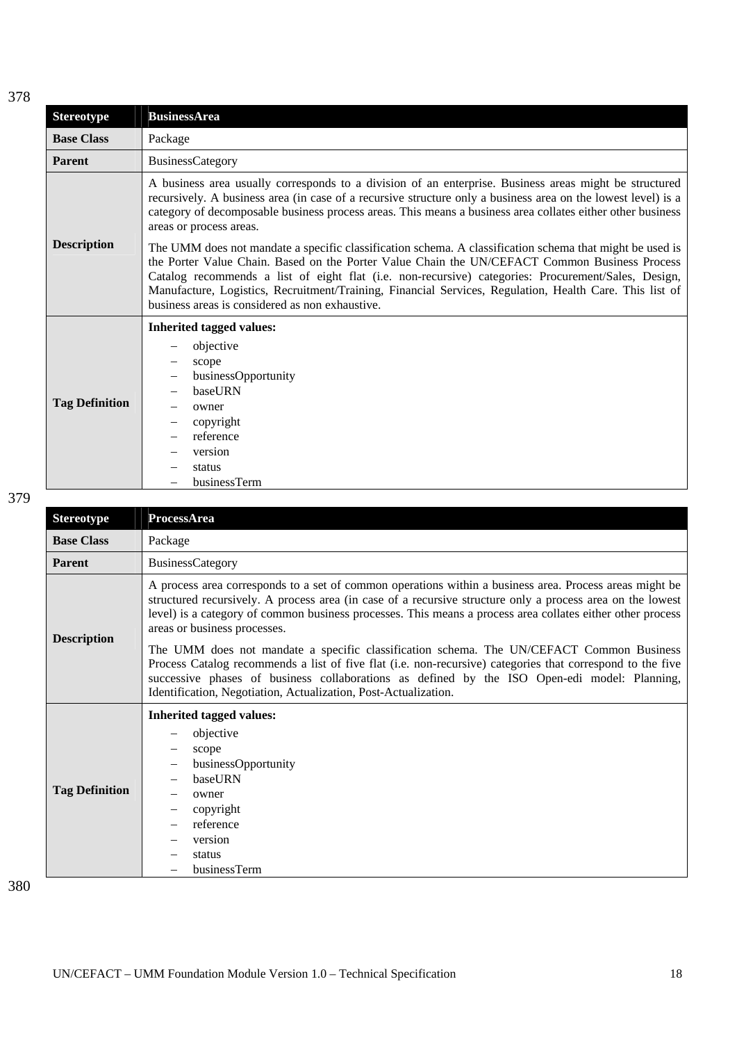| Stereotype | BusinessArea |
|---|---|
| **Base Class** | Package |
| **Parent** | BusinessCategory |
| **Description** | A business area usually corresponds to a division of an enterprise. Business areas might be structured recursively. A business area (in case of a recursive structure only a business area on the lowest level) is a category of decomposable business process areas. This means a business area collates either other business areas or process areas.<br><br>The UMM does not mandate a specific classification schema. A classification schema that might be used is the Porter Value Chain. Based on the Porter Value Chain the UN/CEFACT Common Business Process Catalog recommends a list of eight flat (i.e. non-recursive) categories: Procurement/Sales, Design, Manufacture, Logistics, Recruitment/Training, Financial Services, Regulation, Health Care. This list of business areas is considered as non exhaustive. |
| **Tag Definition** | **Inherited tagged values:**<br>– objective<br>– scope<br>– businessOpportunity<br>– baseURN<br>– owner<br>– copyright<br>– reference<br>– version<br>– status<br>– businessTerm |

| Stereotype | ProcessArea |
|---|---|
| **Base Class** | Package |
| **Parent** | BusinessCategory |
| **Description** | A process area corresponds to a set of common operations within a business area. Process areas might be structured recursively. A process area (in case of a recursive structure only a process area on the lowest level) is a category of common business processes. This means a process area collates either other process areas or business processes.<br><br>The UMM does not mandate a specific classification schema. The UN/CEFACT Common Business Process Catalog recommends a list of five flat (i.e. non-recursive) categories that correspond to the five successive phases of business collaborations as defined by the ISO Open-edi model: Planning, Identification, Negotiation, Actualization, Post-Actualization. |
| **Tag Definition** | **Inherited tagged values:**<br>– objective<br>– scope<br>– businessOpportunity<br>– baseURN<br>– owner<br>– copyright<br>– reference<br>– version<br>– status<br>– businessTerm |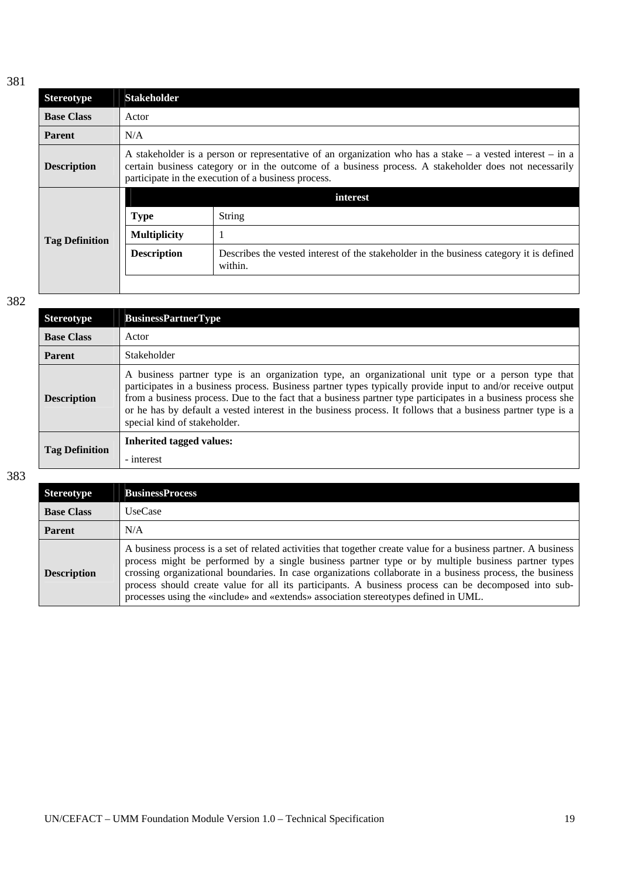381

| Stereotype | Stakeholder |
|---|---|
| **Base Class** | Actor |
| **Parent** | N/A |
| **Description** | A stakeholder is a person or representative of an organization who has a stake – a vested interest – in a certain business category or in the outcome of a business process. A stakeholder does not necessarily participate in the execution of a business process. |
| **Tag Definition** | **interest**<br>**Type**: String<br>**Multiplicity**: 1<br>**Description**: Describes the vested interest of the stakeholder in the business category it is defined within. |

382

| Stereotype | BusinessPartnerType |
|---|---|
| **Base Class** | Actor |
| **Parent** | Stakeholder |
| **Description** | A business partner type is an organization type, an organizational unit type or a person type that participates in a business process. Business partner types typically provide input to and/or receive output from a business process. Due to the fact that a business partner type participates in a business process she or he has by default a vested interest in the business process. It follows that a business partner type is a special kind of stakeholder. |
| **Tag Definition** | **Inherited tagged values:**<br>- interest |

383

| Stereotype | BusinessProcess |
|---|---|
| **Base Class** | UseCase |
| **Parent** | N/A |
| **Description** | A business process is a set of related activities that together create value for a business partner. A business process might be performed by a single business partner type or by multiple business partner types crossing organizational boundaries. In case organizations collaborate in a business process, the business process should create value for all its participants. A business process can be decomposed into sub-processes using the «include» and «extends» association stereotypes defined in UML. |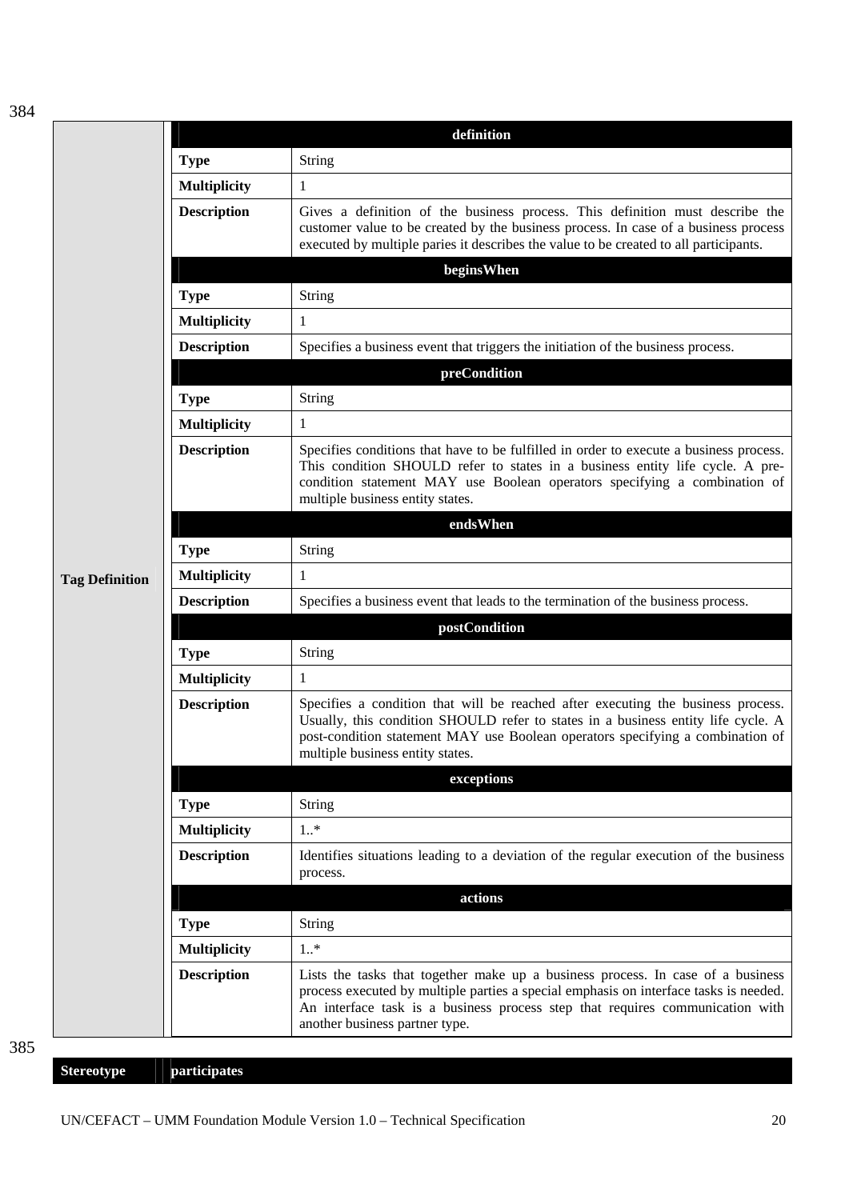384

| Tag Definition | | |
|---|---|---|
| | **definition** | |
| | **Type** | String |
| | **Multiplicity** | 1 |
| | **Description** | Gives a definition of the business process. This definition must describe the customer value to be created by the business process. In case of a business process executed by multiple paries it describes the value to be created to all participants. |
| | **beginsWhen** | |
| | **Type** | String |
| | **Multiplicity** | 1 |
| | **Description** | Specifies a business event that triggers the initiation of the business process. |
| | **preCondition** | |
| | **Type** | String |
| | **Multiplicity** | 1 |
| | **Description** | Specifies conditions that have to be fulfilled in order to execute a business process. This condition SHOULD refer to states in a business entity life cycle. A pre-condition statement MAY use Boolean operators specifying a combination of multiple business entity states. |
| | **endsWhen** | |
| | **Type** | String |
| | **Multiplicity** | 1 |
| | **Description** | Specifies a business event that leads to the termination of the business process. |
| | **postCondition** | |
| | **Type** | String |
| | **Multiplicity** | 1 |
| | **Description** | Specifies a condition that will be reached after executing the business process. Usually, this condition SHOULD refer to states in a business entity life cycle. A post-condition statement MAY use Boolean operators specifying a combination of multiple business entity states. |
| | **exceptions** | |
| | **Type** | String |
| | **Multiplicity** | 1..* |
| | **Description** | Identifies situations leading to a deviation of the regular execution of the business process. |
| | **actions** | |
| | **Type** | String |
| | **Multiplicity** | 1..* |
| | **Description** | Lists the tasks that together make up a business process. In case of a business process executed by multiple parties a special emphasis on interface tasks is needed. An interface task is a business process step that requires communication with another business partner type. |

385

| Stereotype | participates |
|---|---|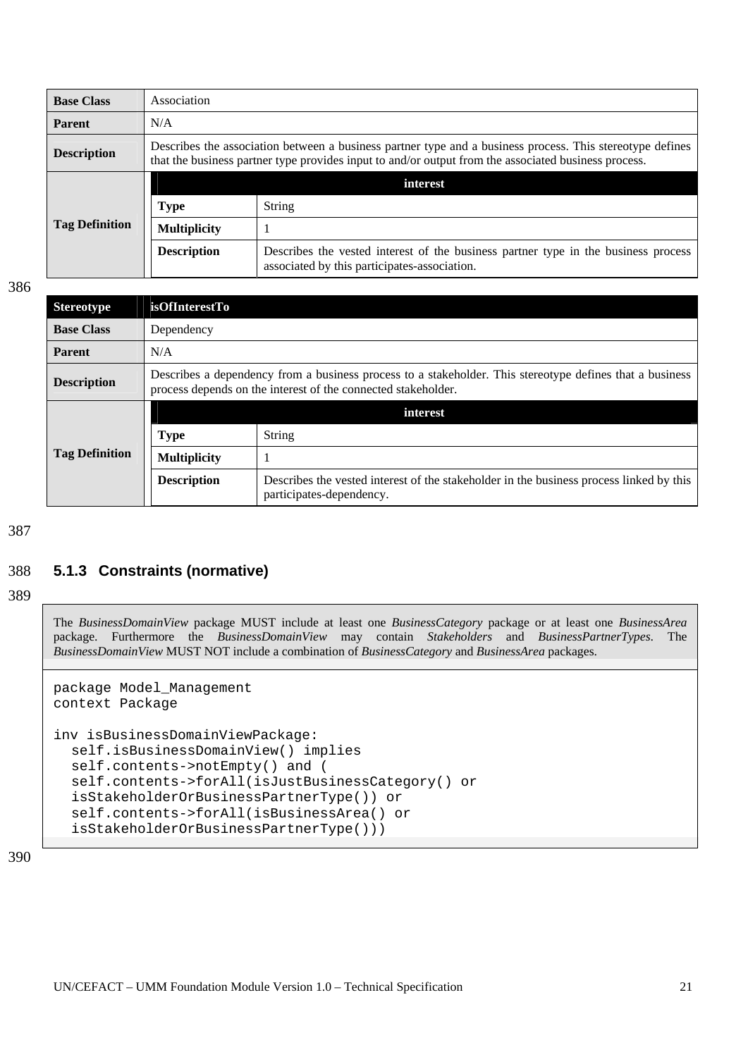| Base Class | Association | |
|---|---|---|
| Parent | N/A | |
| Description | Describes the association between a business partner type and a business process. This stereotype defines that the business partner type provides input to and/or output from the associated business process. | |
| Tag Definition | **interest** | |
| | Type | String |
| | Multiplicity | 1 |
| | Description | Describes the vested interest of the business partner type in the business process associated by this participates-association. |

386

| Stereotype | isOfInterestTo | |
|---|---|---|
| Base Class | Dependency | |
| Parent | N/A | |
| Description | Describes a dependency from a business process to a stakeholder. This stereotype defines that a business process depends on the interest of the connected stakeholder. | |
| Tag Definition | **interest** | |
| | Type | String |
| | Multiplicity | 1 |
| | Description | Describes the vested interest of the stakeholder in the business process linked by this participates-dependency. |

387

388 ### 5.1.3 Constraints (normative)

389

The *BusinessDomainView* package MUST include at least one *BusinessCategory* package or at least one *BusinessArea* package. Furthermore the *BusinessDomainView* may contain *Stakeholders* and *BusinessPartnerTypes*. The *BusinessDomainView* MUST NOT include a combination of *BusinessCategory* and *BusinessArea* packages.

```
package Model_Management
context Package

inv isBusinessDomainViewPackage:
  self.isBusinessDomainView() implies
  self.contents->notEmpty() and (
  self.contents->forAll(isJustBusinessCategory() or
  isStakeholderOrBusinessPartnerType()) or
  self.contents->forAll(isBusinessArea() or
  isStakeholderOrBusinessPartnerType()))
```

390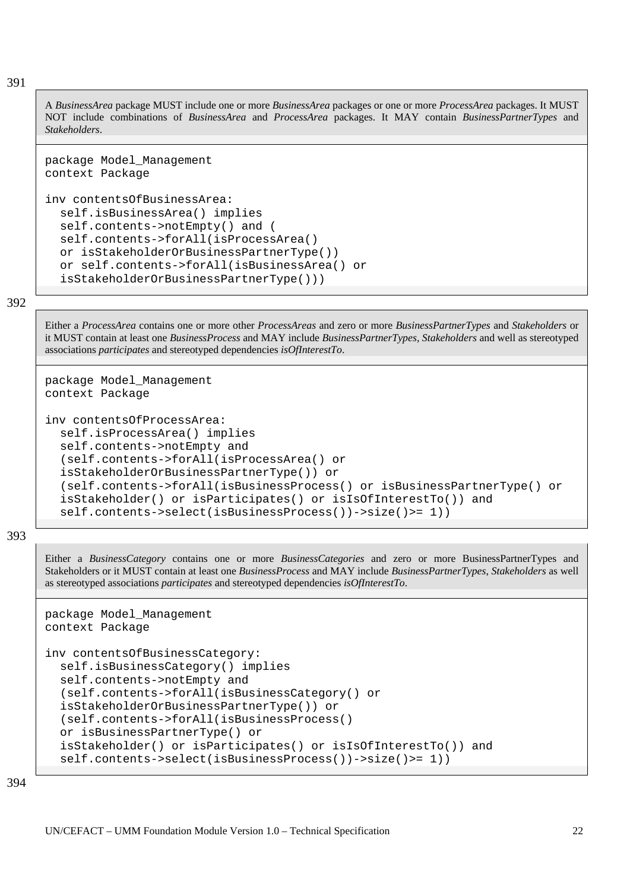391

A *BusinessArea* package MUST include one or more *BusinessArea* packages or one or more *ProcessArea* packages. It MUST NOT include combinations of *BusinessArea* and *ProcessArea* packages. It MAY contain *BusinessPartnerTypes* and *Stakeholders*.

```
package Model_Management
context Package

inv contentsOfBusinessArea:
  self.isBusinessArea() implies
  self.contents->notEmpty() and (
  self.contents->forAll(isProcessArea()
  or isStakeholderOrBusinessPartnerType())
  or self.contents->forAll(isBusinessArea() or
  isStakeholderOrBusinessPartnerType()))
```

392

Either a *ProcessArea* contains one or more other *ProcessAreas* and zero or more *BusinessPartnerTypes* and *Stakeholders* or it MUST contain at least one *BusinessProcess* and MAY include *BusinessPartnerTypes*, *Stakeholders* and well as stereotyped associations *participates* and stereotyped dependencies *isOfInterestTo*.

```
package Model_Management
context Package

inv contentsOfProcessArea:
  self.isProcessArea() implies
  self.contents->notEmpty and
  (self.contents->forAll(isProcessArea() or
  isStakeholderOrBusinessPartnerType()) or
  (self.contents->forAll(isBusinessProcess() or isBusinessPartnerType() or
  isStakeholder() or isParticipates() or isIsOfInterestTo()) and
  self.contents->select(isBusinessProcess())->size()>= 1))
```

393

Either a *BusinessCategory* contains one or more *BusinessCategories* and zero or more BusinessPartnerTypes and Stakeholders or it MUST contain at least one *BusinessProcess* and MAY include *BusinessPartnerTypes*, *Stakeholders* as well as stereotyped associations *participates* and stereotyped dependencies *isOfInterestTo*.

```
package Model_Management
context Package

inv contentsOfBusinessCategory:
  self.isBusinessCategory() implies
  self.contents->notEmpty and
  (self.contents->forAll(isBusinessCategory() or
  isStakeholderOrBusinessPartnerType()) or
  (self.contents->forAll(isBusinessProcess()
  or isBusinessPartnerType() or
  isStakeholder() or isParticipates() or isIsOfInterestTo()) and
  self.contents->select(isBusinessProcess())->size()>= 1))
```

394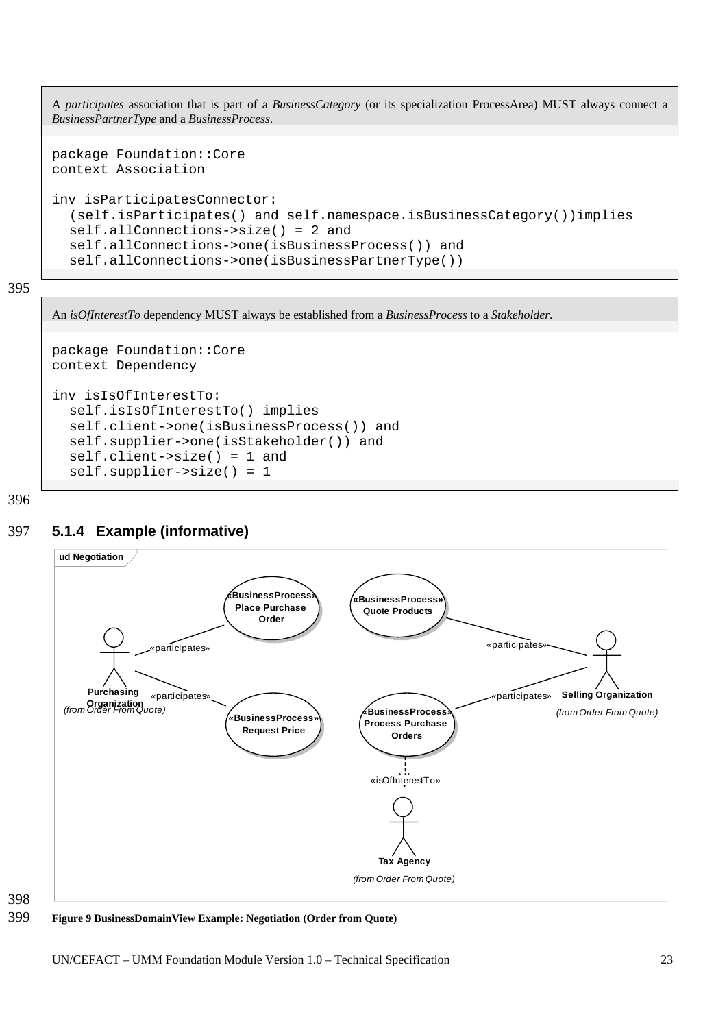A *participates* association that is part of a *BusinessCategory* (or its specialization ProcessArea) MUST always connect a *BusinessPartnerType* and a *BusinessProcess*.

```
package Foundation::Core
context Association

inv isParticipatesConnector:
  (self.isParticipates() and self.namespace.isBusinessCategory())implies
  self.allConnections->size() = 2 and
  self.allConnections->one(isBusinessProcess()) and
  self.allConnections->one(isBusinessPartnerType())
```

An *isOfInterestTo* dependency MUST always be established from a *BusinessProcess* to a *Stakeholder*.

```
package Foundation::Core
context Dependency

inv isIsOfInterestTo:
  self.isIsOfInterestTo() implies
  self.client->one(isBusinessProcess()) and
  self.supplier->one(isStakeholder()) and
  self.client->size() = 1 and
  self.supplier->size() = 1
```

### 5.1.4 Example (informative)

**Figure 9 BusinessDomainView Example: Negotiation (Order from Quote)**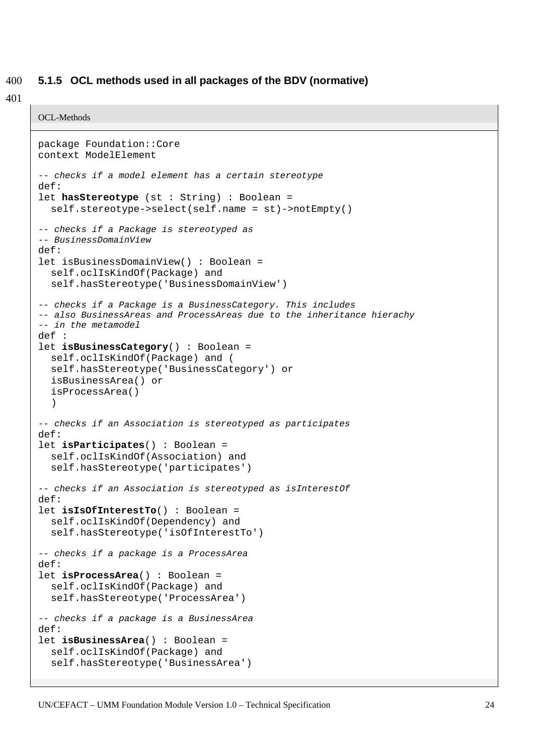### 5.1.5 OCL methods used in all packages of the BDV (normative)

OCL-Methods

```
package Foundation::Core
context ModelElement

-- checks if a model element has a certain stereotype
def:
let hasStereotype (st : String) : Boolean =
  self.stereotype->select(self.name = st)->notEmpty()

-- checks if a Package is stereotyped as
-- BusinessDomainView
def:
let isBusinessDomainView() : Boolean =
  self.oclIsKindOf(Package) and
  self.hasStereotype('BusinessDomainView')

-- checks if a Package is a BusinessCategory. This includes
-- also BusinessAreas and ProcessAreas due to the inheritance hierachy
-- in the metamodel
def :
let isBusinessCategory() : Boolean =
  self.oclIsKindOf(Package) and (
  self.hasStereotype('BusinessCategory') or
  isBusinessArea() or
  isProcessArea()
  )

-- checks if an Association is stereotyped as participates
def:
let isParticipates() : Boolean =
  self.oclIsKindOf(Association) and
  self.hasStereotype('participates')

-- checks if an Association is stereotyped as isInterestOf
def:
let isIsOfInterestTo() : Boolean =
  self.oclIsKindOf(Dependency) and
  self.hasStereotype('isOfInterestTo')

-- checks if a package is a ProcessArea
def:
let isProcessArea() : Boolean =
  self.oclIsKindOf(Package) and
  self.hasStereotype('ProcessArea')

-- checks if a package is a BusinessArea
def:
let isBusinessArea() : Boolean =
  self.oclIsKindOf(Package) and
  self.hasStereotype('BusinessArea')
```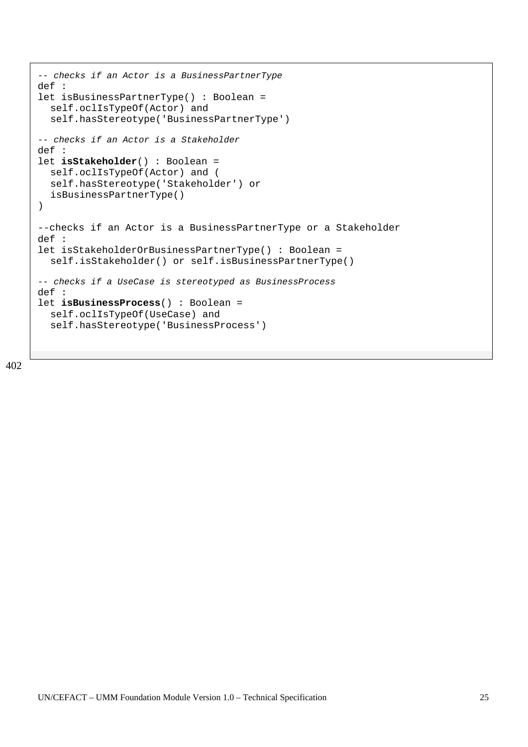```
-- checks if an Actor is a BusinessPartnerType
def :
let isBusinessPartnerType() : Boolean =
  self.oclIsTypeOf(Actor) and
  self.hasStereotype('BusinessPartnerType')

-- checks if an Actor is a Stakeholder
def :
let isStakeholder() : Boolean =
  self.oclIsTypeOf(Actor) and (
  self.hasStereotype('Stakeholder') or
  isBusinessPartnerType()
)

--checks if an Actor is a BusinessPartnerType or a Stakeholder
def :
let isStakeholderOrBusinessPartnerType() : Boolean =
  self.isStakeholder() or self.isBusinessPartnerType()

-- checks if a UseCase is stereotyped as BusinessProcess
def :
let isBusinessProcess() : Boolean =
  self.oclIsTypeOf(UseCase) and
  self.hasStereotype('BusinessProcess')
```

402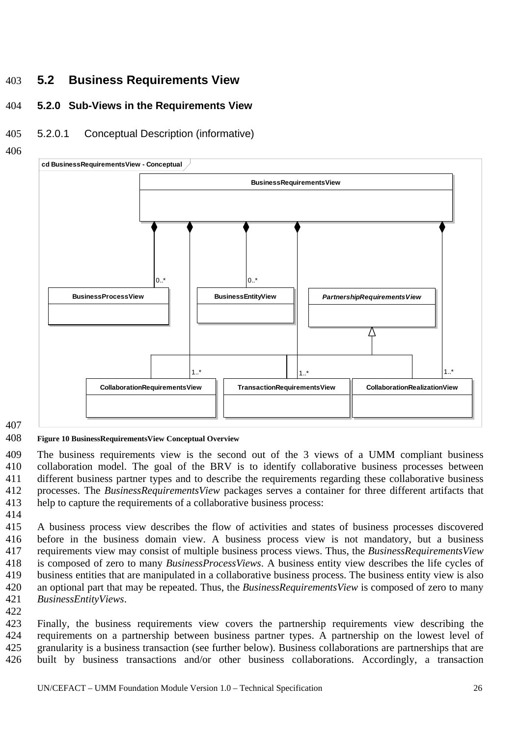## 5.2 Business Requirements View

### 5.2.0 Sub-Views in the Requirements View

#### 5.2.0.1 Conceptual Description (informative)

**Figure 10 BusinessRequirementsView Conceptual Overview**

The business requirements view is the second out of the 3 views of a UMM compliant business collaboration model. The goal of the BRV is to identify collaborative business processes between different business partner types and to describe the requirements regarding these collaborative business processes. The *BusinessRequirementsView* packages serves a container for three different artifacts that help to capture the requirements of a collaborative business process:

A business process view describes the flow of activities and states of business processes discovered before in the business domain view. A business process view is not mandatory, but a business requirements view may consist of multiple business process views. Thus, the *BusinessRequirementsView* is composed of zero to many *BusinessProcessViews*. A business entity view describes the life cycles of business entities that are manipulated in a collaborative business process. The business entity view is also an optional part that may be repeated. Thus, the *BusinessRequirementsView* is composed of zero to many *BusinessEntityViews*.

Finally, the business requirements view covers the partnership requirements view describing the requirements on a partnership between business partner types. A partnership on the lowest level of granularity is a business transaction (see further below). Business collaborations are partnerships that are built by business transactions and/or other business collaborations. Accordingly, a transaction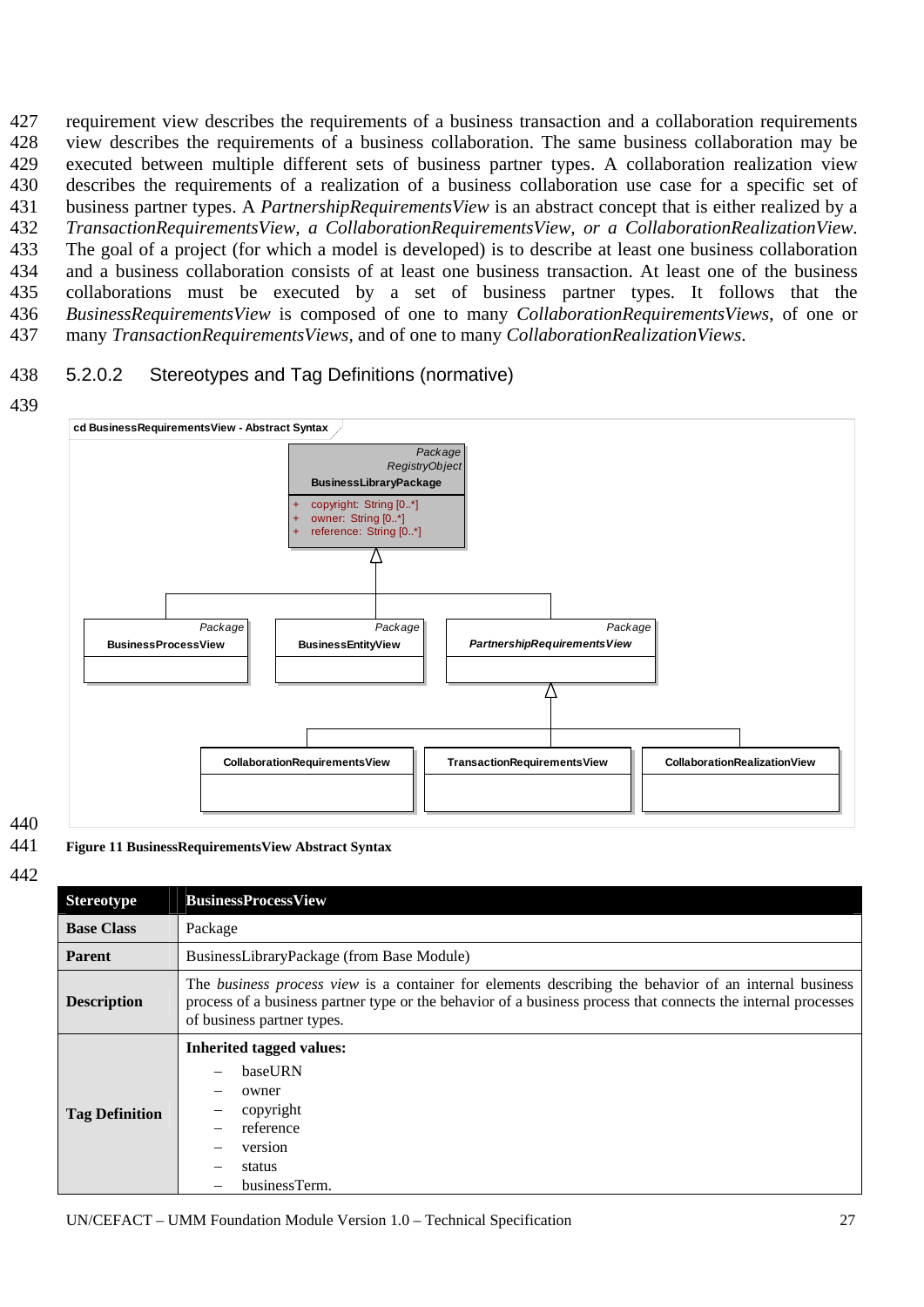requirement view describes the requirements of a business transaction and a collaboration requirements view describes the requirements of a business collaboration. The same business collaboration may be executed between multiple different sets of business partner types. A collaboration realization view describes the requirements of a realization of a business collaboration use case for a specific set of business partner types. A *PartnershipRequirementsView* is an abstract concept that is either realized by a *TransactionRequirementsView, a CollaborationRequirementsView, or a CollaborationRealizationView.* The goal of a project (for which a model is developed) is to describe at least one business collaboration and a business collaboration consists of at least one business transaction. At least one of the business collaborations must be executed by a set of business partner types. It follows that the *BusinessRequirementsView* is composed of one to many *CollaborationRequirementsViews*, of one or many *TransactionRequirementsViews*, and of one to many *CollaborationRealizationViews*.

### 5.2.0.2 Stereotypes and Tag Definitions (normative)

**Figure 11 BusinessRequirementsView Abstract Syntax**

| Stereotype | BusinessProcessView |
|---|---|
| **Base Class** | Package |
| **Parent** | BusinessLibraryPackage (from Base Module) |
| **Description** | The *business process view* is a container for elements describing the behavior of an internal business process of a business partner type or the behavior of a business process that connects the internal processes of business partner types. |
| **Tag Definition** | **Inherited tagged values:**<br>– baseURN<br>– owner<br>– copyright<br>– reference<br>– version<br>– status<br>– businessTerm. |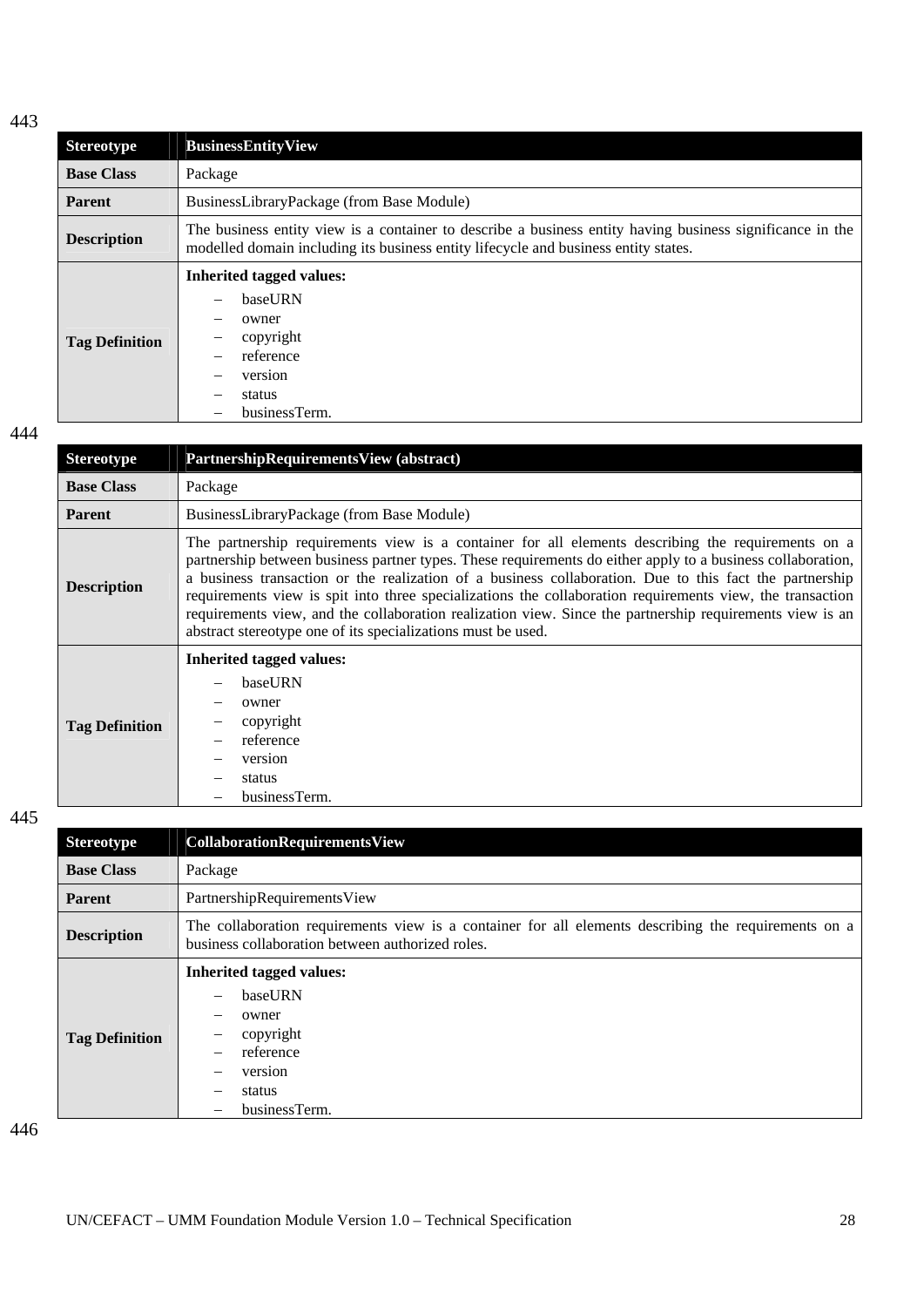| Stereotype | BusinessEntityView |
|---|---|
| **Base Class** | Package |
| **Parent** | BusinessLibraryPackage (from Base Module) |
| **Description** | The business entity view is a container to describe a business entity having business significance in the modelled domain including its business entity lifecycle and business entity states. |
| **Tag Definition** | **Inherited tagged values:** <br> – baseURN <br> – owner <br> – copyright <br> – reference <br> – version <br> – status <br> – businessTerm. |

| Stereotype | PartnershipRequirementsView (abstract) |
|---|---|
| **Base Class** | Package |
| **Parent** | BusinessLibraryPackage (from Base Module) |
| **Description** | The partnership requirements view is a container for all elements describing the requirements on a partnership between business partner types. These requirements do either apply to a business collaboration, a business transaction or the realization of a business collaboration. Due to this fact the partnership requirements view is spit into three specializations the collaboration requirements view, the transaction requirements view, and the collaboration realization view. Since the partnership requirements view is an abstract stereotype one of its specializations must be used. |
| **Tag Definition** | **Inherited tagged values:** <br> – baseURN <br> – owner <br> – copyright <br> – reference <br> – version <br> – status <br> – businessTerm. |

| Stereotype | CollaborationRequirementsView |
|---|---|
| **Base Class** | Package |
| **Parent** | PartnershipRequirementsView |
| **Description** | The collaboration requirements view is a container for all elements describing the requirements on a business collaboration between authorized roles. |
| **Tag Definition** | **Inherited tagged values:** <br> – baseURN <br> – owner <br> – copyright <br> – reference <br> – version <br> – status <br> – businessTerm. |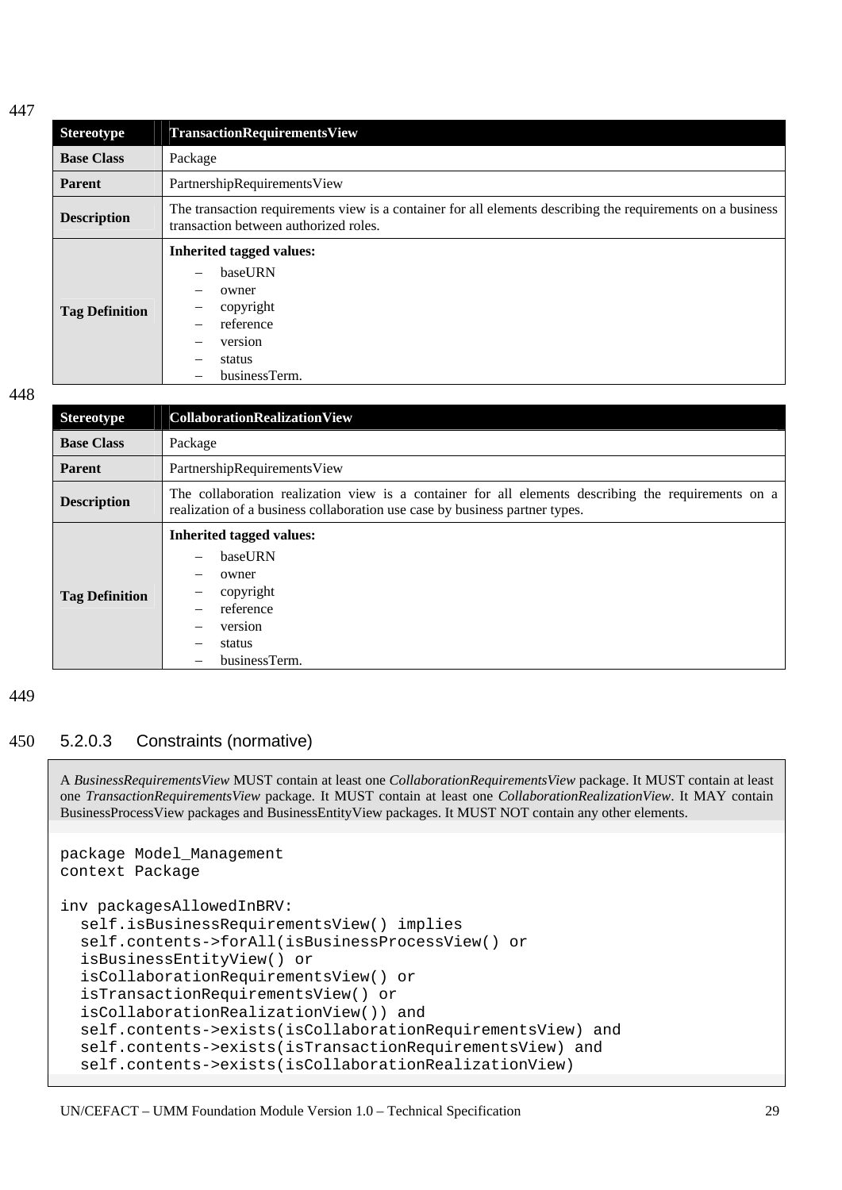447

| Stereotype | TransactionRequirementsView |
|---|---|
| **Base Class** | Package |
| **Parent** | PartnershipRequirementsView |
| **Description** | The transaction requirements view is a container for all elements describing the requirements on a business transaction between authorized roles. |
| **Tag Definition** | **Inherited tagged values:**<br>– baseURN<br>– owner<br>– copyright<br>– reference<br>– version<br>– status<br>– businessTerm. |

448

| Stereotype | CollaborationRealizationView |
|---|---|
| **Base Class** | Package |
| **Parent** | PartnershipRequirementsView |
| **Description** | The collaboration realization view is a container for all elements describing the requirements on a realization of a business collaboration use case by business partner types. |
| **Tag Definition** | **Inherited tagged values:**<br>– baseURN<br>– owner<br>– copyright<br>– reference<br>– version<br>– status<br>– businessTerm. |

449

450

### 5.2.0.3 Constraints (normative)

A *BusinessRequirementsView* MUST contain at least one *CollaborationRequirementsView* package. It MUST contain at least one *TransactionRequirementsView* package. It MUST contain at least one *CollaborationRealizationView*. It MAY contain BusinessProcessView packages and BusinessEntityView packages. It MUST NOT contain any other elements.

```
package Model_Management
context Package

inv packagesAllowedInBRV:
  self.isBusinessRequirementsView() implies
  self.contents->forAll(isBusinessProcessView() or
  isBusinessEntityView() or
  isCollaborationRequirementsView() or
  isTransactionRequirementsView() or
  isCollaborationRealizationView()) and
  self.contents->exists(isCollaborationRequirementsView) and
  self.contents->exists(isTransactionRequirementsView) and
  self.contents->exists(isCollaborationRealizationView)
```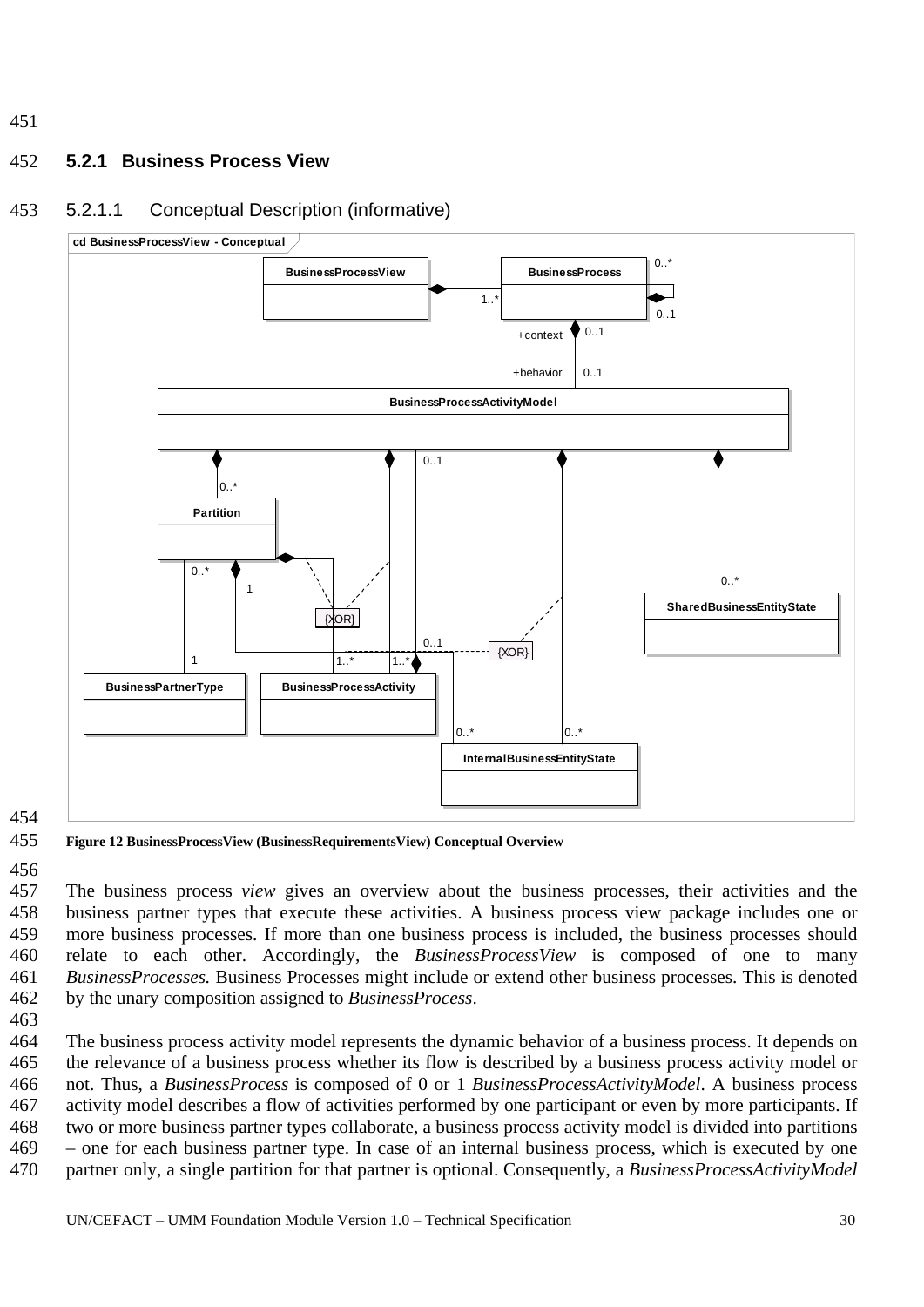### 5.2.1 Business Process View

#### 5.2.1.1 Conceptual Description (informative)

Figure 12 BusinessProcessView (BusinessRequirementsView) Conceptual Overview

The business process *view* gives an overview about the business processes, their activities and the business partner types that execute these activities. A business process view package includes one or more business processes. If more than one business process is included, the business processes should relate to each other. Accordingly, the *BusinessProcessView* is composed of one to many *BusinessProcesses.* Business Processes might include or extend other business processes. This is denoted by the unary composition assigned to *BusinessProcess*.

The business process activity model represents the dynamic behavior of a business process. It depends on the relevance of a business process whether its flow is described by a business process activity model or not. Thus, a *BusinessProcess* is composed of 0 or 1 *BusinessProcessActivityModel*. A business process activity model describes a flow of activities performed by one participant or even by more participants. If two or more business partner types collaborate, a business process activity model is divided into partitions – one for each business partner type. In case of an internal business process, which is executed by one partner only, a single partition for that partner is optional. Consequently, a *BusinessProcessActivityModel*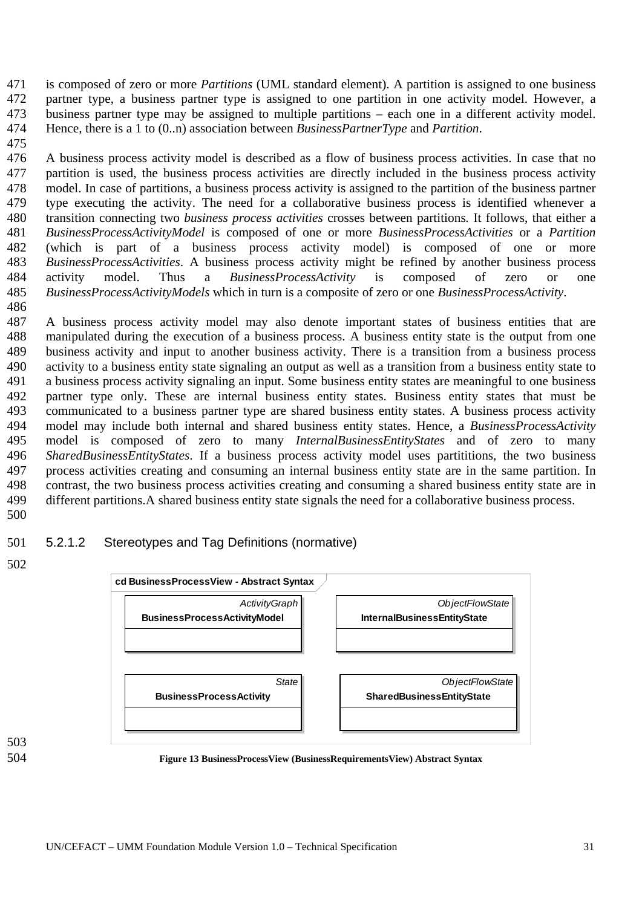is composed of zero or more *Partitions* (UML standard element). A partition is assigned to one business partner type, a business partner type is assigned to one partition in one activity model. However, a business partner type may be assigned to multiple partitions – each one in a different activity model. Hence, there is a 1 to (0..n) association between *BusinessPartnerType* and *Partition*.

A business process activity model is described as a flow of business process activities. In case that no partition is used, the business process activities are directly included in the business process activity model. In case of partitions, a business process activity is assigned to the partition of the business partner type executing the activity. The need for a collaborative business process is identified whenever a transition connecting two *business process activities* crosses between partitions*.* It follows, that either a *BusinessProcessActivityModel* is composed of one or more *BusinessProcessActivities* or a *Partition* (which is part of a business process activity model) is composed of one or more *BusinessProcessActivities*. A business process activity might be refined by another business process activity model. Thus a *BusinessProcessActivity* is composed of zero or one *BusinessProcessActivityModels* which in turn is a composite of zero or one *BusinessProcessActivity*.

A business process activity model may also denote important states of business entities that are manipulated during the execution of a business process. A business entity state is the output from one business activity and input to another business activity. There is a transition from a business process activity to a business entity state signaling an output as well as a transition from a business entity state to a business process activity signaling an input. Some business entity states are meaningful to one business partner type only. These are internal business entity states. Business entity states that must be communicated to a business partner type are shared business entity states. A business process activity model may include both internal and shared business entity states. Hence, a *BusinessProcessActivity* model is composed of zero to many *InternalBusinessEntityStates* and of zero to many *SharedBusinessEntityStates*. If a business process activity model uses partititions, the two business process activities creating and consuming an internal business entity state are in the same partition. In contrast, the two business process activities creating and consuming a shared business entity state are in different partitions.A shared business entity state signals the need for a collaborative business process.

#### 5.2.1.2 Stereotypes and Tag Definitions (normative)

cd BusinessProcessView - Abstract Syntax

| *ActivityGraph* **BusinessProcessActivityModel** | *ObjectFlowState* **InternalBusinessEntityState** |
|---|---|
| *State* **BusinessProcessActivity** | *ObjectFlowState* **SharedBusinessEntityState** |

**Figure 13 BusinessProcessView (BusinessRequirementsView) Abstract Syntax**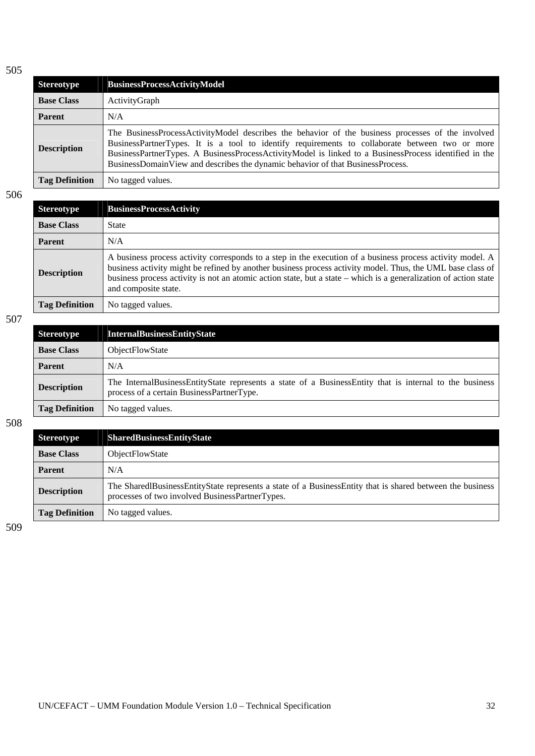505

| Stereotype | BusinessProcessActivityModel |
| --- | --- |
| **Base Class** | ActivityGraph |
| **Parent** | N/A |
| **Description** | The BusinessProcessActivityModel describes the behavior of the business processes of the involved BusinessPartnerTypes. It is a tool to identify requirements to collaborate between two or more BusinessPartnerTypes. A BusinessProcessActivityModel is linked to a BusinessProcess identified in the BusinessDomainView and describes the dynamic behavior of that BusinessProcess. |
| **Tag Definition** | No tagged values. |

506

| Stereotype | BusinessProcessActivity |
| --- | --- |
| **Base Class** | State |
| **Parent** | N/A |
| **Description** | A business process activity corresponds to a step in the execution of a business process activity model. A business activity might be refined by another business process activity model. Thus, the UML base class of business process activity is not an atomic action state, but a state – which is a generalization of action state and composite state. |
| **Tag Definition** | No tagged values. |

507

| Stereotype | InternalBusinessEntityState |
| --- | --- |
| **Base Class** | ObjectFlowState |
| **Parent** | N/A |
| **Description** | The InternalBusinessEntityState represents a state of a BusinessEntity that is internal to the business process of a certain BusinessPartnerType. |
| **Tag Definition** | No tagged values. |

508

| Stereotype | SharedBusinessEntityState |
| --- | --- |
| **Base Class** | ObjectFlowState |
| **Parent** | N/A |
| **Description** | The SharedlBusinessEntityState represents a state of a BusinessEntity that is shared between the business processes of two involved BusinessPartnerTypes. |
| **Tag Definition** | No tagged values. |

509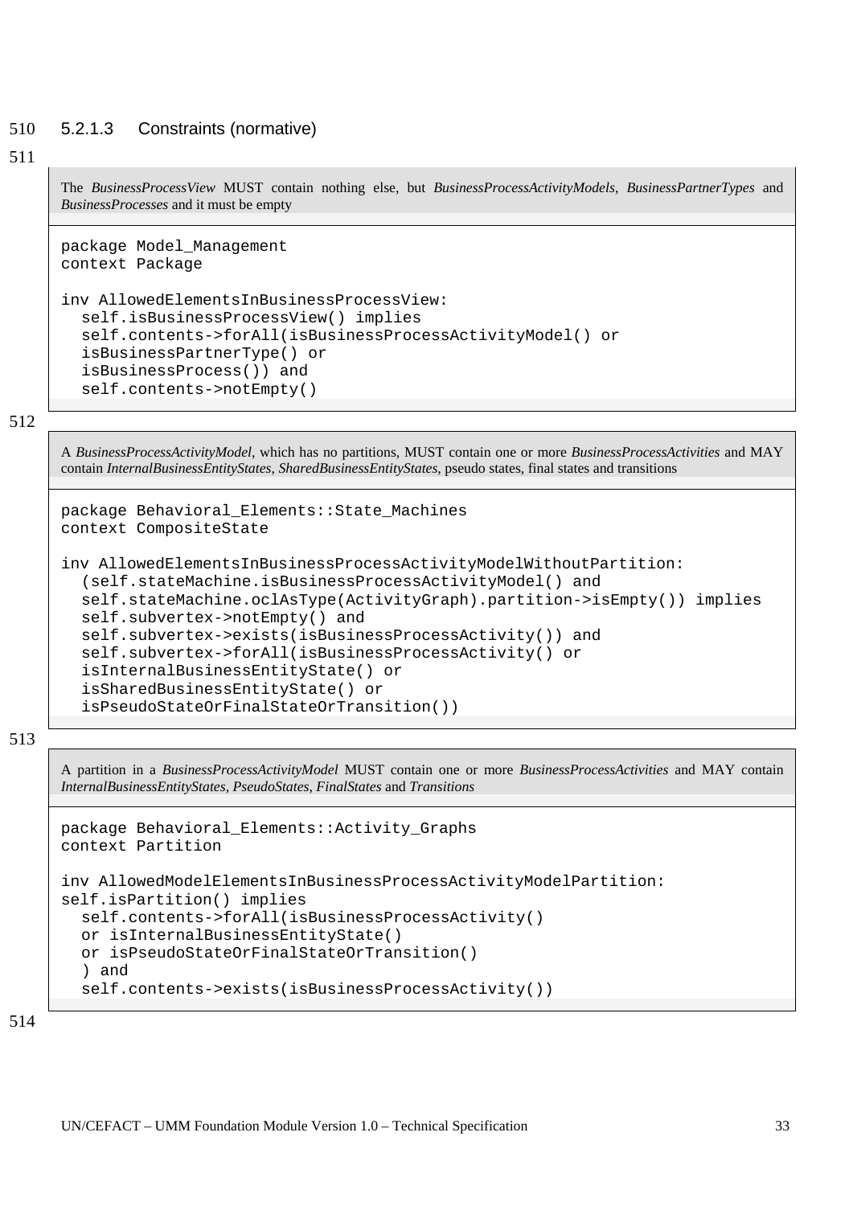### 5.2.1.3 Constraints (normative)

The *BusinessProcessView* MUST contain nothing else, but *BusinessProcessActivityModels*, *BusinessPartnerTypes* and *BusinessProcesses* and it must be empty

```
package Model_Management
context Package

inv AllowedElementsInBusinessProcessView:
  self.isBusinessProcessView() implies
  self.contents->forAll(isBusinessProcessActivityModel() or
  isBusinessPartnerType() or
  isBusinessProcess()) and
  self.contents->notEmpty()
```

A *BusinessProcessActivityModel*, which has no partitions, MUST contain one or more *BusinessProcessActivities* and MAY contain *InternalBusinessEntityStates*, *SharedBusinessEntityStates*, pseudo states, final states and transitions

```
package Behavioral_Elements::State_Machines
context CompositeState

inv AllowedElementsInBusinessProcessActivityModelWithoutPartition:
  (self.stateMachine.isBusinessProcessActivityModel() and
  self.stateMachine.oclAsType(ActivityGraph).partition->isEmpty()) implies
  self.subvertex->notEmpty() and
  self.subvertex->exists(isBusinessProcessActivity()) and
  self.subvertex->forAll(isBusinessProcessActivity() or
  isInternalBusinessEntityState() or
  isSharedBusinessEntityState() or
  isPseudoStateOrFinalStateOrTransition())
```

A partition in a *BusinessProcessActivityModel* MUST contain one or more *BusinessProcessActivities* and MAY contain *InternalBusinessEntityStates*, *PseudoStates*, *FinalStates* and *Transitions*

```
package Behavioral_Elements::Activity_Graphs
context Partition

inv AllowedModelElementsInBusinessProcessActivityModelPartition:
self.isPartition() implies
  self.contents->forAll(isBusinessProcessActivity()
  or isInternalBusinessEntityState()
  or isPseudoStateOrFinalStateOrTransition()
  ) and
  self.contents->exists(isBusinessProcessActivity())
```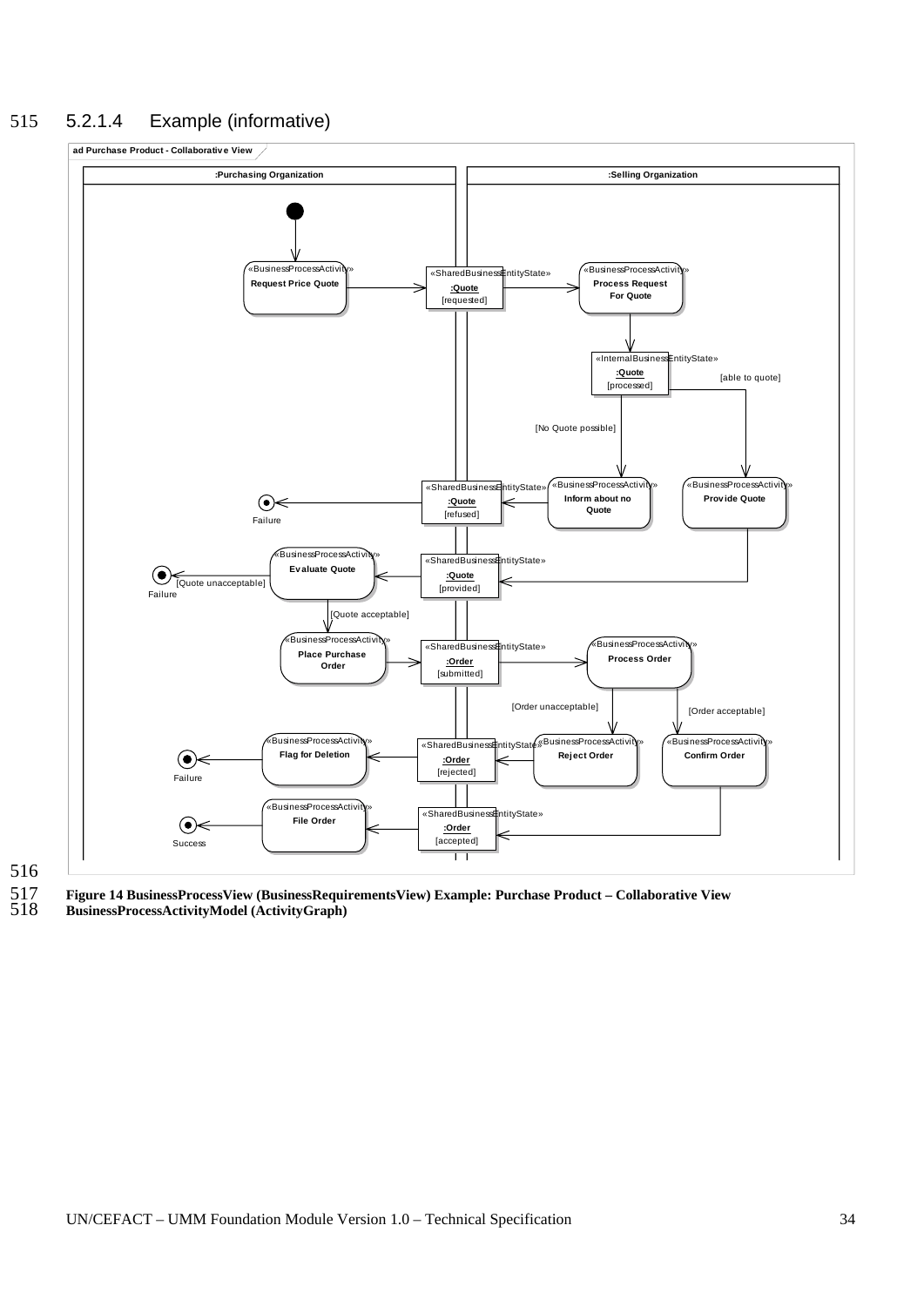#### 5.2.1.4 Example (informative)

Figure 14 BusinessProcessView (BusinessRequirementsView) Example: Purchase Product – Collaborative View BusinessProcessActivityModel (ActivityGraph)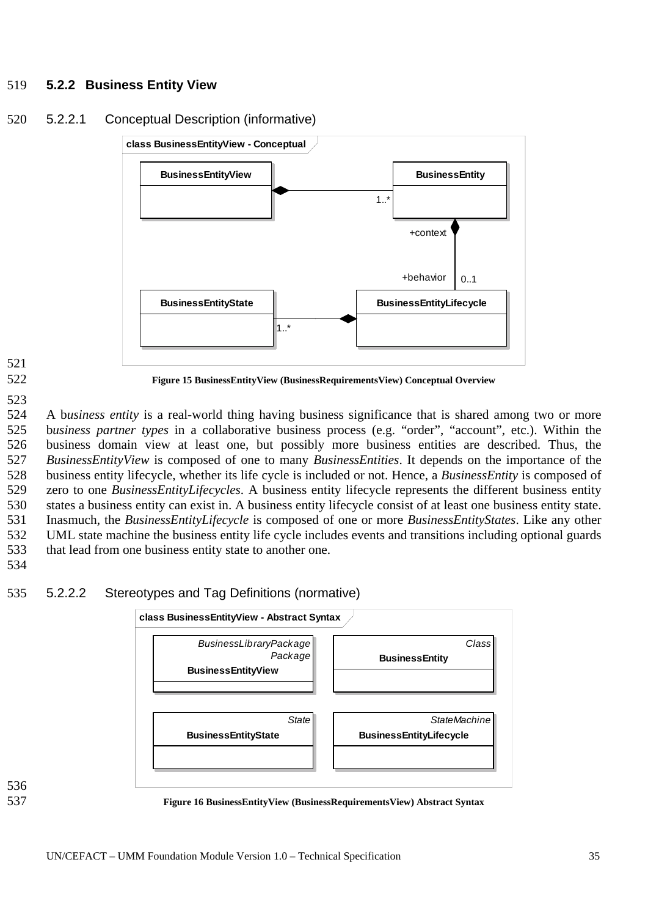### 5.2.2 Business Entity View

#### 5.2.2.1 Conceptual Description (informative)

Figure 15 BusinessEntityView (BusinessRequirementsView) Conceptual Overview

A b*usiness entity* is a real-world thing having business significance that is shared among two or more b*usiness partner types* in a collaborative business process (e.g. "order", "account", etc.). Within the business domain view at least one, but possibly more business entities are described. Thus, the *BusinessEntityView* is composed of one to many *BusinessEntities*. It depends on the importance of the business entity lifecycle, whether its life cycle is included or not. Hence, a *BusinessEntity* is composed of zero to one *BusinessEntityLifecycles*. A business entity lifecycle represents the different business entity states a business entity can exist in. A business entity lifecycle consist of at least one business entity state. Inasmuch, the *BusinessEntityLifecycle* is composed of one or more *BusinessEntityStates*. Like any other UML state machine the business entity life cycle includes events and transitions including optional guards that lead from one business entity state to another one.

#### 5.2.2.2 Stereotypes and Tag Definitions (normative)

Figure 16 BusinessEntityView (BusinessRequirementsView) Abstract Syntax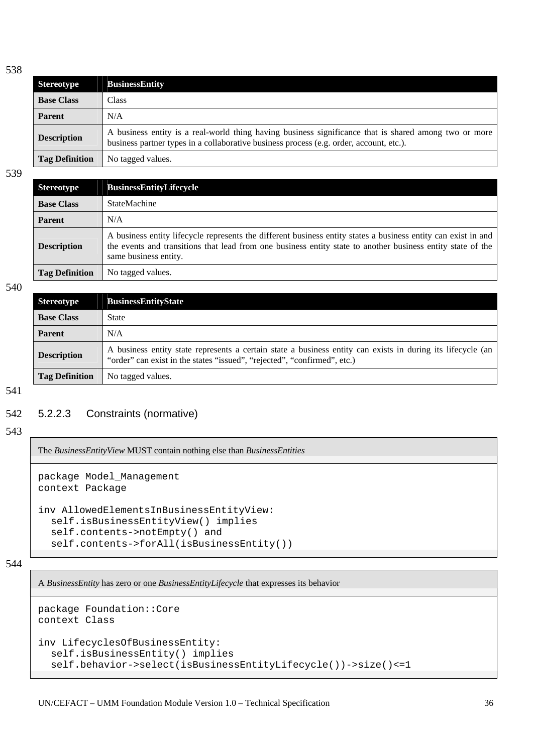| Stereotype | BusinessEntity |
|---|---|
| **Base Class** | Class |
| **Parent** | N/A |
| **Description** | A business entity is a real-world thing having business significance that is shared among two or more business partner types in a collaborative business process (e.g. order, account, etc.). |
| **Tag Definition** | No tagged values. |

| Stereotype | BusinessEntityLifecycle |
|---|---|
| **Base Class** | StateMachine |
| **Parent** | N/A |
| **Description** | A business entity lifecycle represents the different business entity states a business entity can exist in and the events and transitions that lead from one business entity state to another business entity state of the same business entity. |
| **Tag Definition** | No tagged values. |

| Stereotype | BusinessEntityState |
|---|---|
| **Base Class** | State |
| **Parent** | N/A |
| **Description** | A business entity state represents a certain state a business entity can exists in during its lifecycle (an "order" can exist in the states "issued", "rejected", "confirmed", etc.) |
| **Tag Definition** | No tagged values. |

### 5.2.2.3 Constraints (normative)

The *BusinessEntityView* MUST contain nothing else than *BusinessEntities*

```
package Model_Management
context Package

inv AllowedElementsInBusinessEntityView:
  self.isBusinessEntityView() implies
  self.contents->notEmpty() and
  self.contents->forAll(isBusinessEntity())
```

A *BusinessEntity* has zero or one *BusinessEntityLifecycle* that expresses its behavior

```
package Foundation::Core
context Class

inv LifecyclesOfBusinessEntity:
  self.isBusinessEntity() implies
  self.behavior->select(isBusinessEntityLifecycle())->size()<=1
```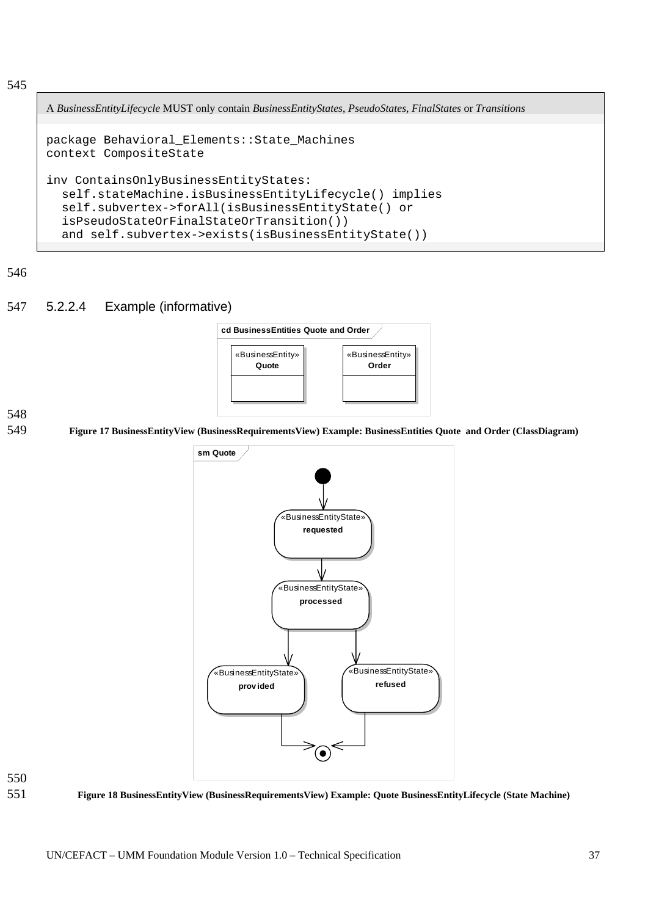A *BusinessEntityLifecycle* MUST only contain *BusinessEntityStates*, *PseudoStates*, *FinalStates* or *Transitions*

```
package Behavioral_Elements::State_Machines
context CompositeState

inv ContainsOnlyBusinessEntityStates:
  self.stateMachine.isBusinessEntityLifecycle() implies
  self.subvertex->forAll(isBusinessEntityState() or
  isPseudoStateOrFinalStateOrTransition())
  and self.subvertex->exists(isBusinessEntityState())
```

### 5.2.2.4 Example (informative)

**Figure 17 BusinessEntityView (BusinessRequirementsView) Example: BusinessEntities Quote and Order (ClassDiagram)**

**Figure 18 BusinessEntityView (BusinessRequirementsView) Example: Quote BusinessEntityLifecycle (State Machine)**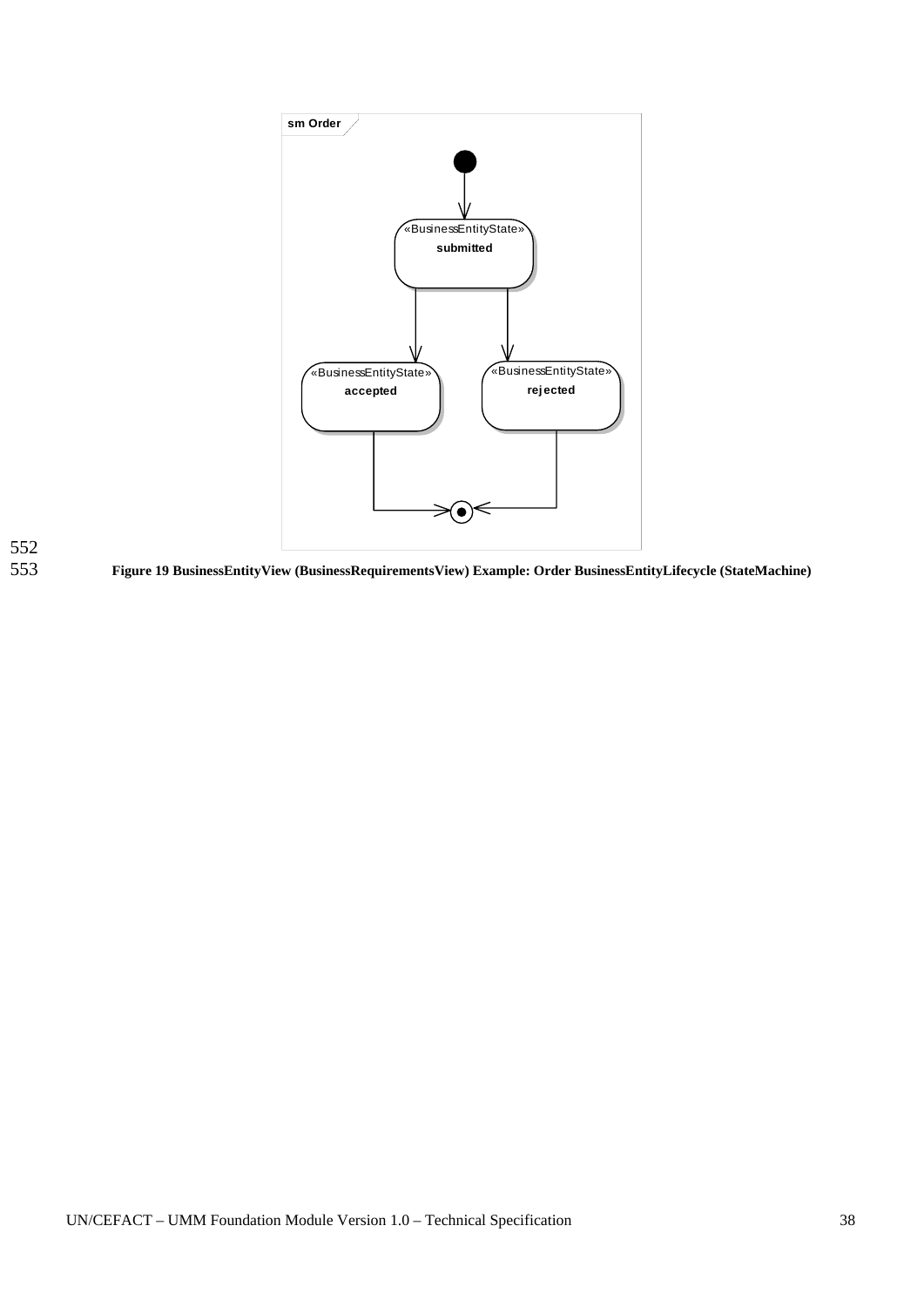Figure 19 BusinessEntityView (BusinessRequirementsView) Example: Order BusinessEntityLifecycle (StateMachine)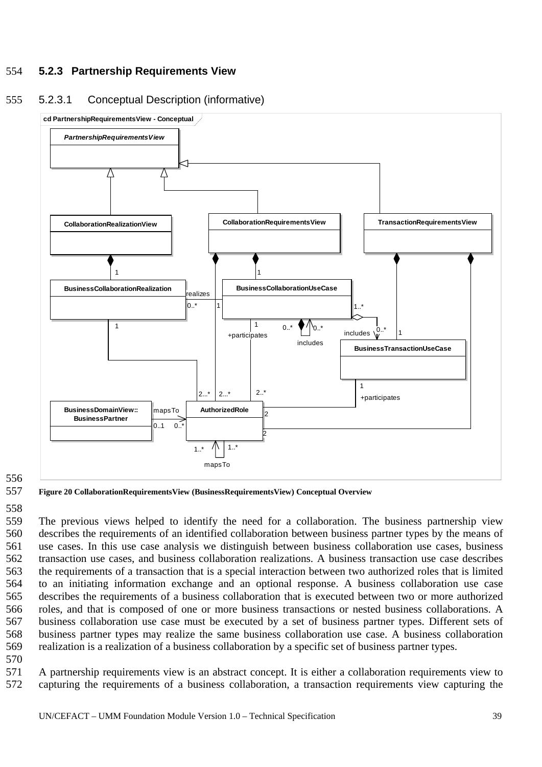### 5.2.3 Partnership Requirements View

#### 5.2.3.1 Conceptual Description (informative)

Figure 20 CollaborationRequirementsView (BusinessRequirementsView) Conceptual Overview

The previous views helped to identify the need for a collaboration. The business partnership view describes the requirements of an identified collaboration between business partner types by the means of use cases. In this use case analysis we distinguish between business collaboration use cases, business transaction use cases, and business collaboration realizations. A business transaction use case describes the requirements of a transaction that is a special interaction between two authorized roles that is limited to an initiating information exchange and an optional response. A business collaboration use case describes the requirements of a business collaboration that is executed between two or more authorized roles, and that is composed of one or more business transactions or nested business collaborations. A business collaboration use case must be executed by a set of business partner types. Different sets of business partner types may realize the same business collaboration use case. A business collaboration realization is a realization of a business collaboration by a specific set of business partner types.

A partnership requirements view is an abstract concept. It is either a collaboration requirements view to capturing the requirements of a business collaboration, a transaction requirements view capturing the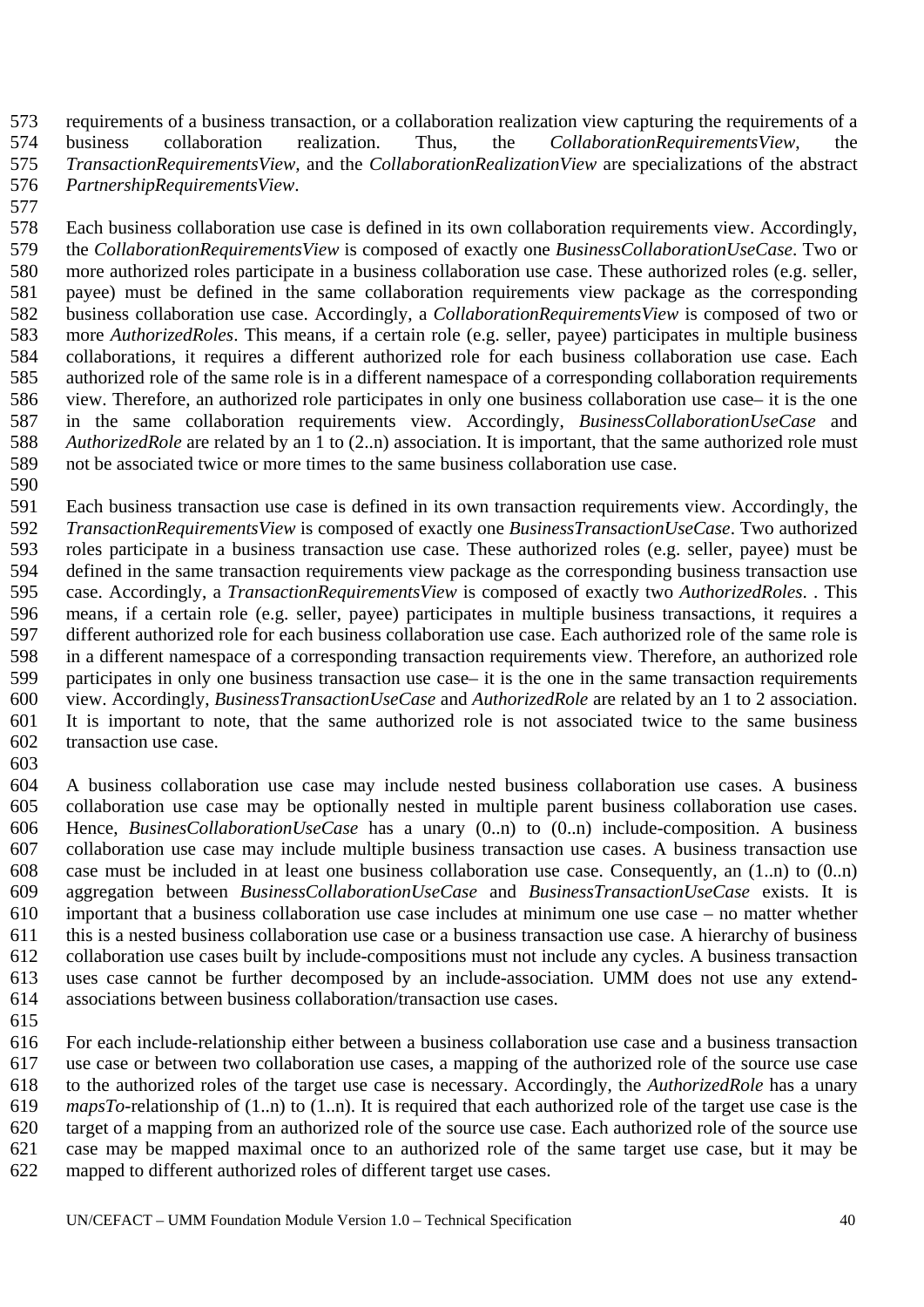requirements of a business transaction, or a collaboration realization view capturing the requirements of a business collaboration realization. Thus, the *CollaborationRequirementsView*, the *TransactionRequirementsView*, and the *CollaborationRealizationView* are specializations of the abstract *PartnershipRequirementsView*.

Each business collaboration use case is defined in its own collaboration requirements view. Accordingly, the *CollaborationRequirementsView* is composed of exactly one *BusinessCollaborationUseCase*. Two or more authorized roles participate in a business collaboration use case. These authorized roles (e.g. seller, payee) must be defined in the same collaboration requirements view package as the corresponding business collaboration use case. Accordingly, a *CollaborationRequirementsView* is composed of two or more *AuthorizedRoles*. This means, if a certain role (e.g. seller, payee) participates in multiple business collaborations, it requires a different authorized role for each business collaboration use case. Each authorized role of the same role is in a different namespace of a corresponding collaboration requirements view. Therefore, an authorized role participates in only one business collaboration use case– it is the one in the same collaboration requirements view. Accordingly, *BusinessCollaborationUseCase* and *AuthorizedRole* are related by an 1 to (2..n) association. It is important, that the same authorized role must not be associated twice or more times to the same business collaboration use case.

Each business transaction use case is defined in its own transaction requirements view. Accordingly, the *TransactionRequirementsView* is composed of exactly one *BusinessTransactionUseCase*. Two authorized roles participate in a business transaction use case. These authorized roles (e.g. seller, payee) must be defined in the same transaction requirements view package as the corresponding business transaction use case. Accordingly, a *TransactionRequirementsView* is composed of exactly two *AuthorizedRoles*. . This means, if a certain role (e.g. seller, payee) participates in multiple business transactions, it requires a different authorized role for each business collaboration use case. Each authorized role of the same role is in a different namespace of a corresponding transaction requirements view. Therefore, an authorized role participates in only one business transaction use case– it is the one in the same transaction requirements view. Accordingly, *BusinessTransactionUseCase* and *AuthorizedRole* are related by an 1 to 2 association. It is important to note, that the same authorized role is not associated twice to the same business transaction use case.

A business collaboration use case may include nested business collaboration use cases. A business collaboration use case may be optionally nested in multiple parent business collaboration use cases. Hence, *BusinesCollaborationUseCase* has a unary (0..n) to (0..n) include-composition. A business collaboration use case may include multiple business transaction use cases. A business transaction use case must be included in at least one business collaboration use case. Consequently, an (1..n) to (0..n) aggregation between *BusinessCollaborationUseCase* and *BusinessTransactionUseCase* exists. It is important that a business collaboration use case includes at minimum one use case – no matter whether this is a nested business collaboration use case or a business transaction use case. A hierarchy of business collaboration use cases built by include-compositions must not include any cycles. A business transaction uses case cannot be further decomposed by an include-association. UMM does not use any extend-associations between business collaboration/transaction use cases.

For each include-relationship either between a business collaboration use case and a business transaction use case or between two collaboration use cases, a mapping of the authorized role of the source use case to the authorized roles of the target use case is necessary. Accordingly, the *AuthorizedRole* has a unary *mapsTo*-relationship of (1..n) to (1..n). It is required that each authorized role of the target use case is the target of a mapping from an authorized role of the source use case. Each authorized role of the source use case may be mapped maximal once to an authorized role of the same target use case, but it may be mapped to different authorized roles of different target use cases.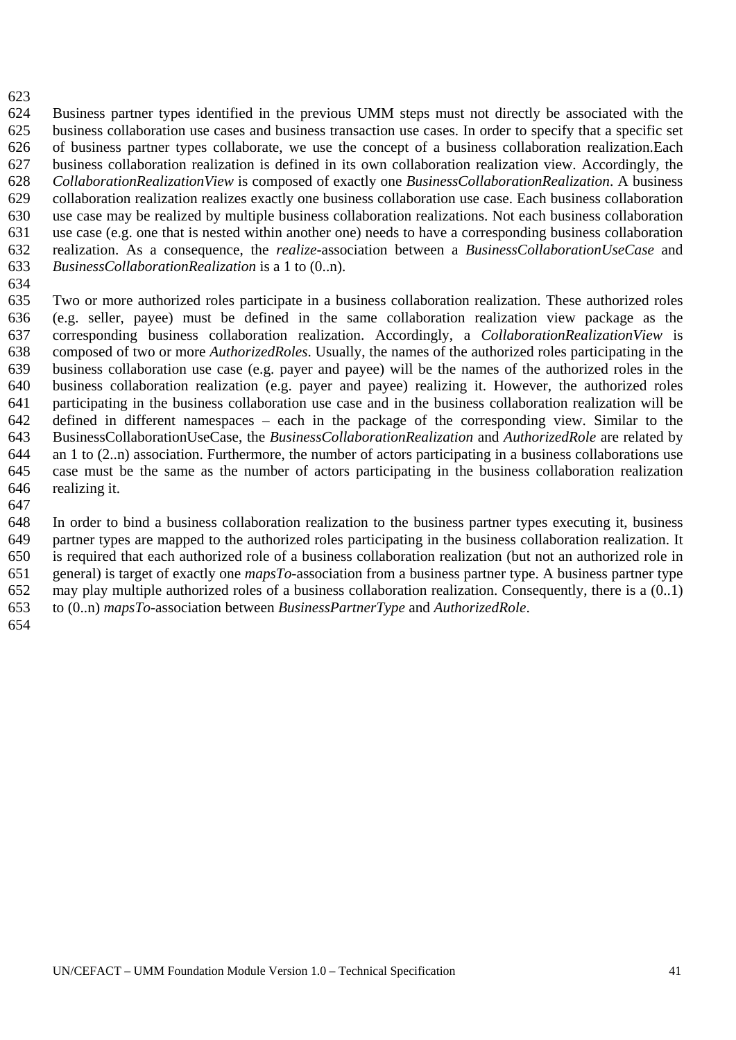Business partner types identified in the previous UMM steps must not directly be associated with the business collaboration use cases and business transaction use cases. In order to specify that a specific set of business partner types collaborate, we use the concept of a business collaboration realization.Each business collaboration realization is defined in its own collaboration realization view. Accordingly, the *CollaborationRealizationView* is composed of exactly one *BusinessCollaborationRealization*. A business collaboration realization realizes exactly one business collaboration use case. Each business collaboration use case may be realized by multiple business collaboration realizations. Not each business collaboration use case (e.g. one that is nested within another one) needs to have a corresponding business collaboration realization. As a consequence, the *realize*-association between a *BusinessCollaborationUseCase* and *BusinessCollaborationRealization* is a 1 to (0..n).

Two or more authorized roles participate in a business collaboration realization. These authorized roles (e.g. seller, payee) must be defined in the same collaboration realization view package as the corresponding business collaboration realization. Accordingly, a *CollaborationRealizationView* is composed of two or more *AuthorizedRoles*. Usually, the names of the authorized roles participating in the business collaboration use case (e.g. payer and payee) will be the names of the authorized roles in the business collaboration realization (e.g. payer and payee) realizing it. However, the authorized roles participating in the business collaboration use case and in the business collaboration realization will be defined in different namespaces – each in the package of the corresponding view. Similar to the BusinessCollaborationUseCase, the *BusinessCollaborationRealization* and *AuthorizedRole* are related by an 1 to (2..n) association. Furthermore, the number of actors participating in a business collaborations use case must be the same as the number of actors participating in the business collaboration realization realizing it.

In order to bind a business collaboration realization to the business partner types executing it, business partner types are mapped to the authorized roles participating in the business collaboration realization. It is required that each authorized role of a business collaboration realization (but not an authorized role in general) is target of exactly one *mapsTo*-association from a business partner type. A business partner type may play multiple authorized roles of a business collaboration realization. Consequently, there is a (0..1) to (0..n) *mapsTo*-association between *BusinessPartnerType* and *AuthorizedRole*.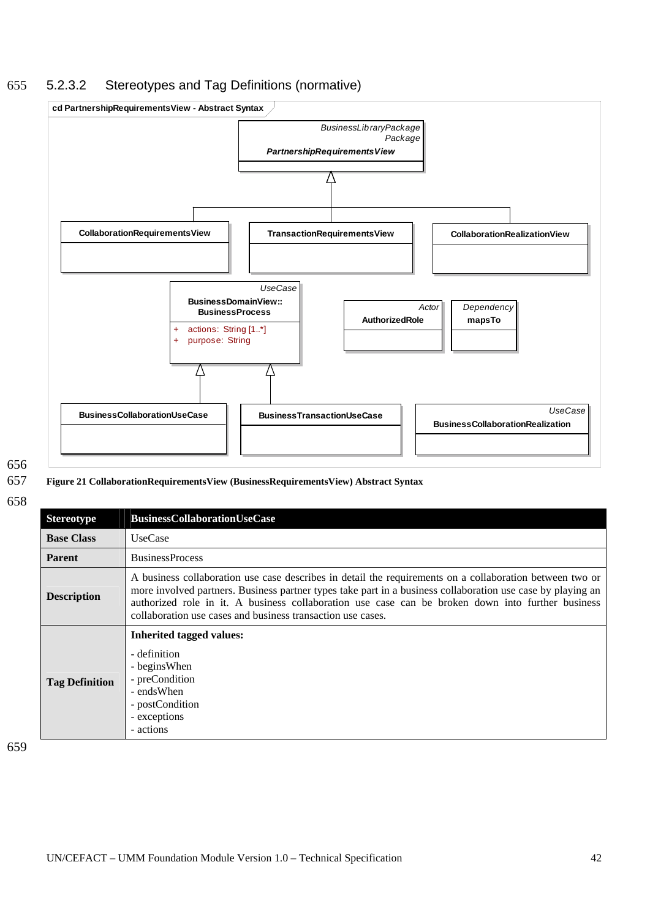### 5.2.3.2 Stereotypes and Tag Definitions (normative)

**Figure 21 CollaborationRequirementsView (BusinessRequirementsView) Abstract Syntax**

| Stereotype | BusinessCollaborationUseCase |
|---|---|
| **Base Class** | UseCase |
| **Parent** | BusinessProcess |
| **Description** | A business collaboration use case describes in detail the requirements on a collaboration between two or more involved partners. Business partner types take part in a business collaboration use case by playing an authorized role in it. A business collaboration use case can be broken down into further business collaboration use cases and business transaction use cases. |
| **Tag Definition** | **Inherited tagged values:**<br>- definition<br>- beginsWhen<br>- preCondition<br>- endsWhen<br>- postCondition<br>- exceptions<br>- actions |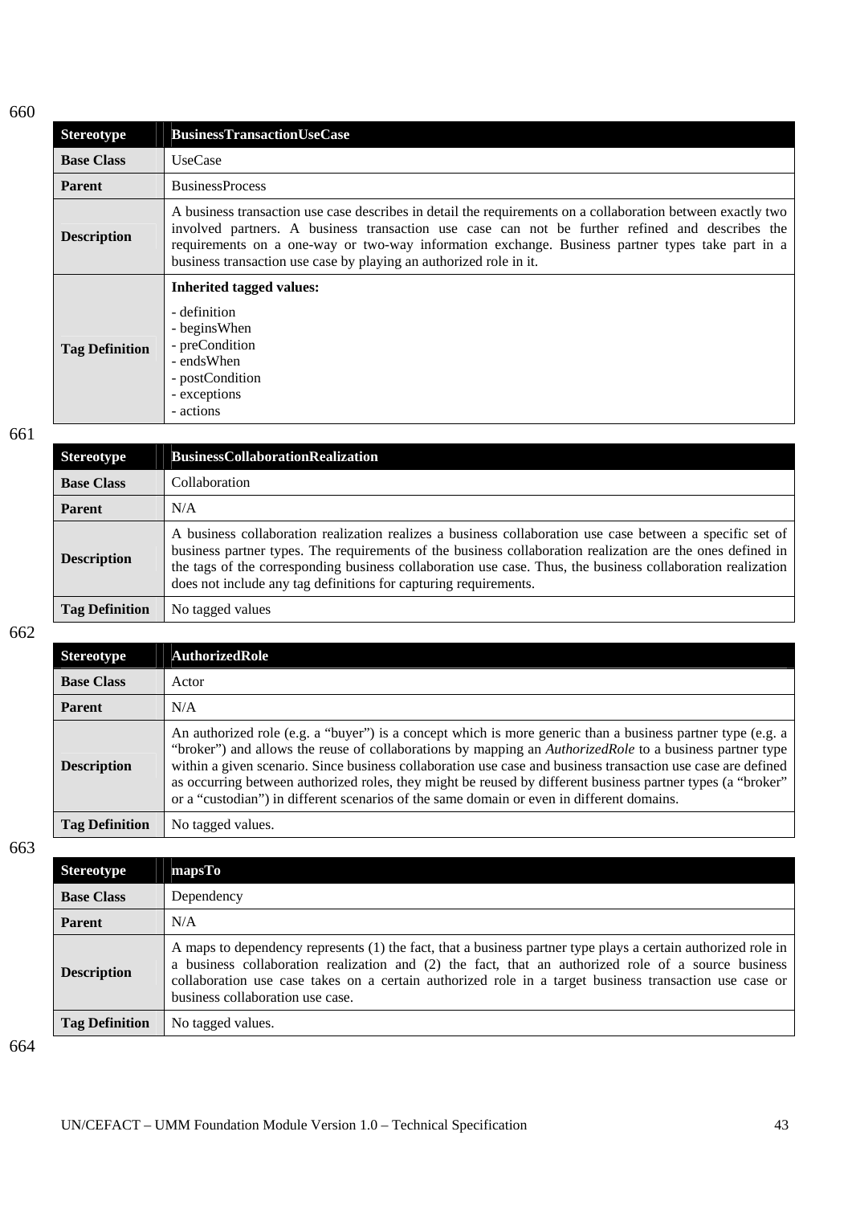660

| Stereotype | BusinessTransactionUseCase |
|---|---|
| **Base Class** | UseCase |
| **Parent** | BusinessProcess |
| **Description** | A business transaction use case describes in detail the requirements on a collaboration between exactly two involved partners. A business transaction use case can not be further refined and describes the requirements on a one-way or two-way information exchange. Business partner types take part in a business transaction use case by playing an authorized role in it. |
| **Tag Definition** | **Inherited tagged values:**<br>- definition<br>- beginsWhen<br>- preCondition<br>- endsWhen<br>- postCondition<br>- exceptions<br>- actions |

661

| Stereotype | BusinessCollaborationRealization |
|---|---|
| **Base Class** | Collaboration |
| **Parent** | N/A |
| **Description** | A business collaboration realization realizes a business collaboration use case between a specific set of business partner types. The requirements of the business collaboration realization are the ones defined in the tags of the corresponding business collaboration use case. Thus, the business collaboration realization does not include any tag definitions for capturing requirements. |
| **Tag Definition** | No tagged values |

662

| Stereotype | AuthorizedRole |
|---|---|
| **Base Class** | Actor |
| **Parent** | N/A |
| **Description** | An authorized role (e.g. a "buyer") is a concept which is more generic than a business partner type (e.g. a "broker") and allows the reuse of collaborations by mapping an *AuthorizedRole* to a business partner type within a given scenario. Since business collaboration use case and business transaction use case are defined as occurring between authorized roles, they might be reused by different business partner types (a "broker" or a "custodian") in different scenarios of the same domain or even in different domains. |
| **Tag Definition** | No tagged values. |

663

| Stereotype | mapsTo |
|---|---|
| **Base Class** | Dependency |
| **Parent** | N/A |
| **Description** | A maps to dependency represents (1) the fact, that a business partner type plays a certain authorized role in a business collaboration realization and (2) the fact, that an authorized role of a source business collaboration use case takes on a certain authorized role in a target business transaction use case or business collaboration use case. |
| **Tag Definition** | No tagged values. |

664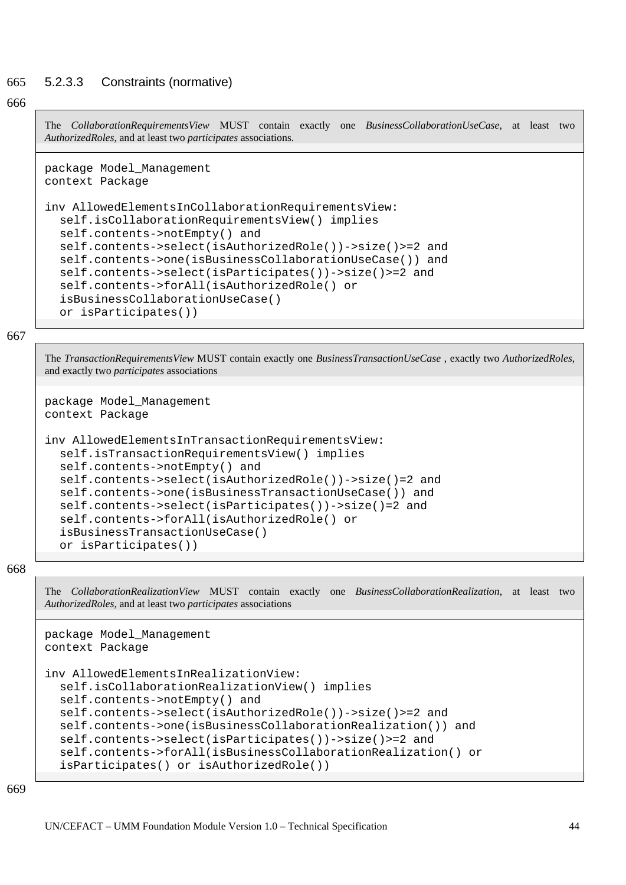#### 5.2.3.3 Constraints (normative)

The *CollaborationRequirementsView* MUST contain exactly one *BusinessCollaborationUseCase*, at least two *AuthorizedRoles*, and at least two *participates* associations.

```
package Model_Management
context Package

inv AllowedElementsInCollaborationRequirementsView:
  self.isCollaborationRequirementsView() implies
  self.contents->notEmpty() and
  self.contents->select(isAuthorizedRole())->size()>=2 and
  self.contents->one(isBusinessCollaborationUseCase()) and
  self.contents->select(isParticipates())->size()>=2 and
  self.contents->forAll(isAuthorizedRole() or
  isBusinessCollaborationUseCase()
  or isParticipates())
```

The *TransactionRequirementsView* MUST contain exactly one *BusinessTransactionUseCase* , exactly two *AuthorizedRoles*, and exactly two *participates* associations

```
package Model_Management
context Package

inv AllowedElementsInTransactionRequirementsView:
  self.isTransactionRequirementsView() implies
  self.contents->notEmpty() and
  self.contents->select(isAuthorizedRole())->size()=2 and
  self.contents->one(isBusinessTransactionUseCase()) and
  self.contents->select(isParticipates())->size()=2 and
  self.contents->forAll(isAuthorizedRole() or
  isBusinessTransactionUseCase()
  or isParticipates())
```

The *CollaborationRealizationView* MUST contain exactly one *BusinessCollaborationRealization*, at least two *AuthorizedRoles*, and at least two *participates* associations

```
package Model_Management
context Package

inv AllowedElementsInRealizationView:
  self.isCollaborationRealizationView() implies
  self.contents->notEmpty() and
  self.contents->select(isAuthorizedRole())->size()>=2 and
  self.contents->one(isBusinessCollaborationRealization()) and
  self.contents->select(isParticipates())->size()>=2 and
  self.contents->forAll(isBusinessCollaborationRealization() or
  isParticipates() or isAuthorizedRole())
```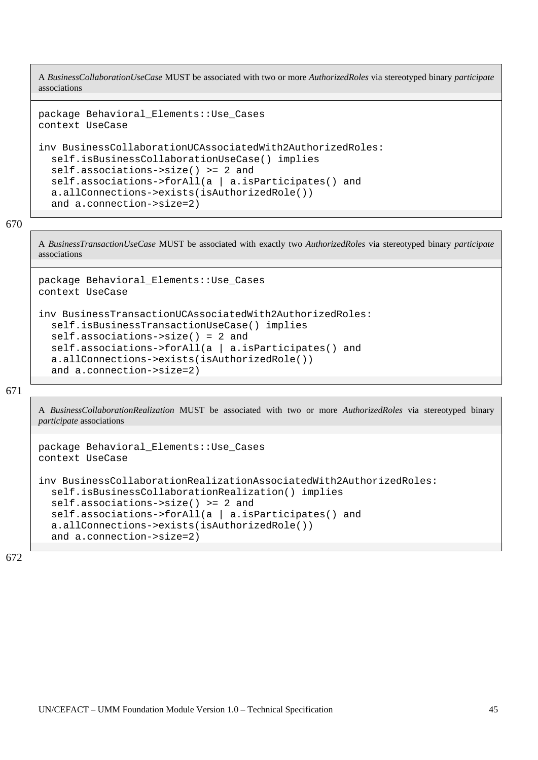A *BusinessCollaborationUseCase* MUST be associated with two or more *AuthorizedRoles* via stereotyped binary *participate* associations

```
package Behavioral_Elements::Use_Cases
context UseCase

inv BusinessCollaborationUCAssociatedWith2AuthorizedRoles:
  self.isBusinessCollaborationUseCase() implies
  self.associations->size() >= 2 and
  self.associations->forAll(a | a.isParticipates() and
  a.allConnections->exists(isAuthorizedRole())
  and a.connection->size=2)
```

A *BusinessTransactionUseCase* MUST be associated with exactly two *AuthorizedRoles* via stereotyped binary *participate* associations

```
package Behavioral_Elements::Use_Cases
context UseCase

inv BusinessTransactionUCAssociatedWith2AuthorizedRoles:
  self.isBusinessTransactionUseCase() implies
  self.associations->size() = 2 and
  self.associations->forAll(a | a.isParticipates() and
  a.allConnections->exists(isAuthorizedRole())
  and a.connection->size=2)
```

A *BusinessCollaborationRealization* MUST be associated with two or more *AuthorizedRoles* via stereotyped binary *participate* associations

```
package Behavioral_Elements::Use_Cases
context UseCase

inv BusinessCollaborationRealizationAssociatedWith2AuthorizedRoles:
  self.isBusinessCollaborationRealization() implies
  self.associations->size() >= 2 and
  self.associations->forAll(a | a.isParticipates() and
  a.allConnections->exists(isAuthorizedRole())
  and a.connection->size=2)
```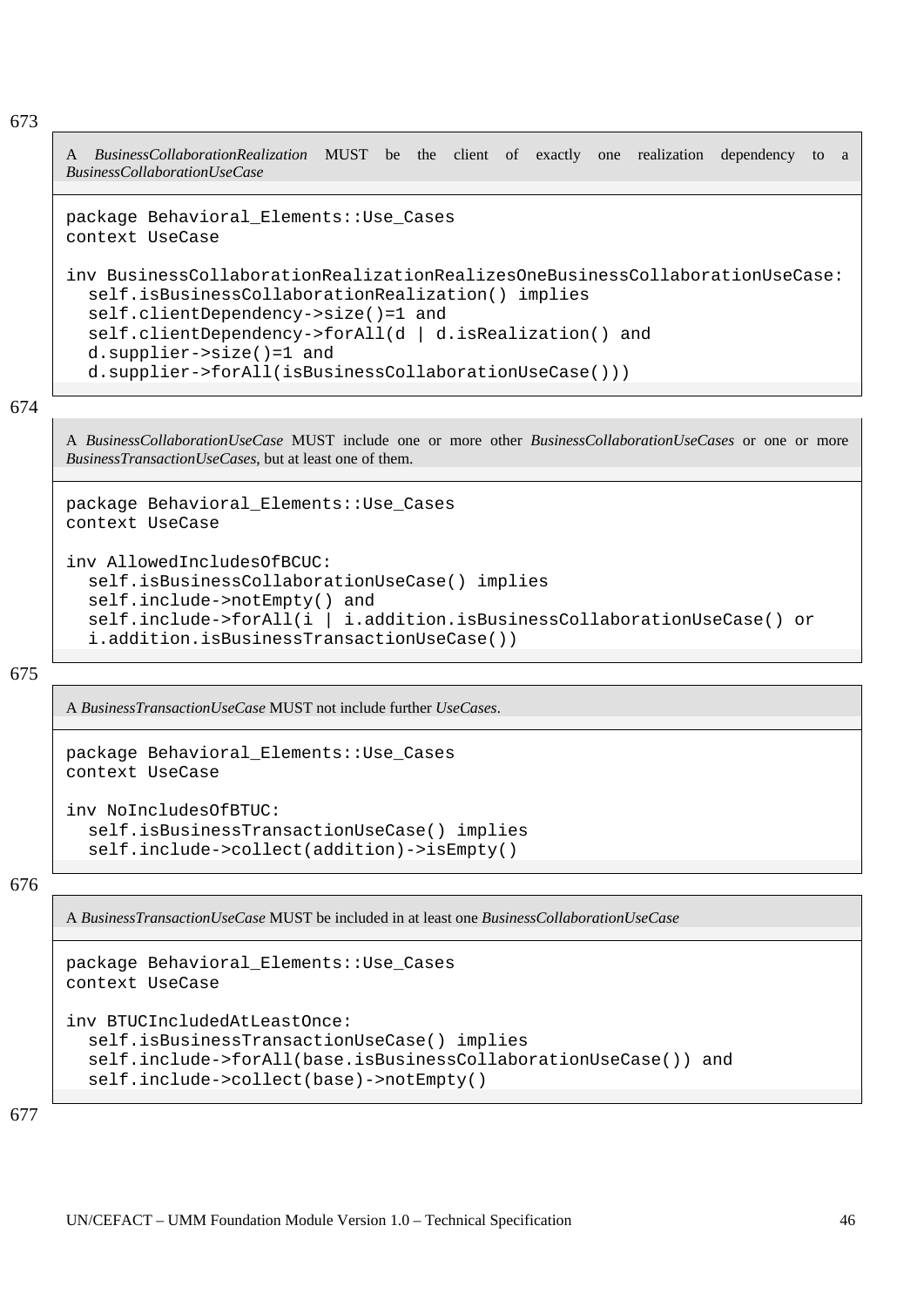A *BusinessCollaborationRealization* MUST be the client of exactly one realization dependency to a *BusinessCollaborationUseCase*

```
package Behavioral_Elements::Use_Cases
context UseCase

inv BusinessCollaborationRealizationRealizesOneBusinessCollaborationUseCase:
  self.isBusinessCollaborationRealization() implies
  self.clientDependency->size()=1 and
  self.clientDependency->forAll(d | d.isRealization() and
  d.supplier->size()=1 and
  d.supplier->forAll(isBusinessCollaborationUseCase()))
```

A *BusinessCollaborationUseCase* MUST include one or more other *BusinessCollaborationUseCases* or one or more *BusinessTransactionUseCases*, but at least one of them.

```
package Behavioral_Elements::Use_Cases
context UseCase

inv AllowedIncludesOfBCUC:
  self.isBusinessCollaborationUseCase() implies
  self.include->notEmpty() and
  self.include->forAll(i | i.addition.isBusinessCollaborationUseCase() or
  i.addition.isBusinessTransactionUseCase())
```

A *BusinessTransactionUseCase* MUST not include further *UseCases*.

```
package Behavioral_Elements::Use_Cases
context UseCase

inv NoIncludesOfBTUC:
  self.isBusinessTransactionUseCase() implies
  self.include->collect(addition)->isEmpty()
```

A *BusinessTransactionUseCase* MUST be included in at least one *BusinessCollaborationUseCase*

```
package Behavioral_Elements::Use_Cases
context UseCase

inv BTUCIncludedAtLeastOnce:
  self.isBusinessTransactionUseCase() implies
  self.include->forAll(base.isBusinessCollaborationUseCase()) and
  self.include->collect(base)->notEmpty()
```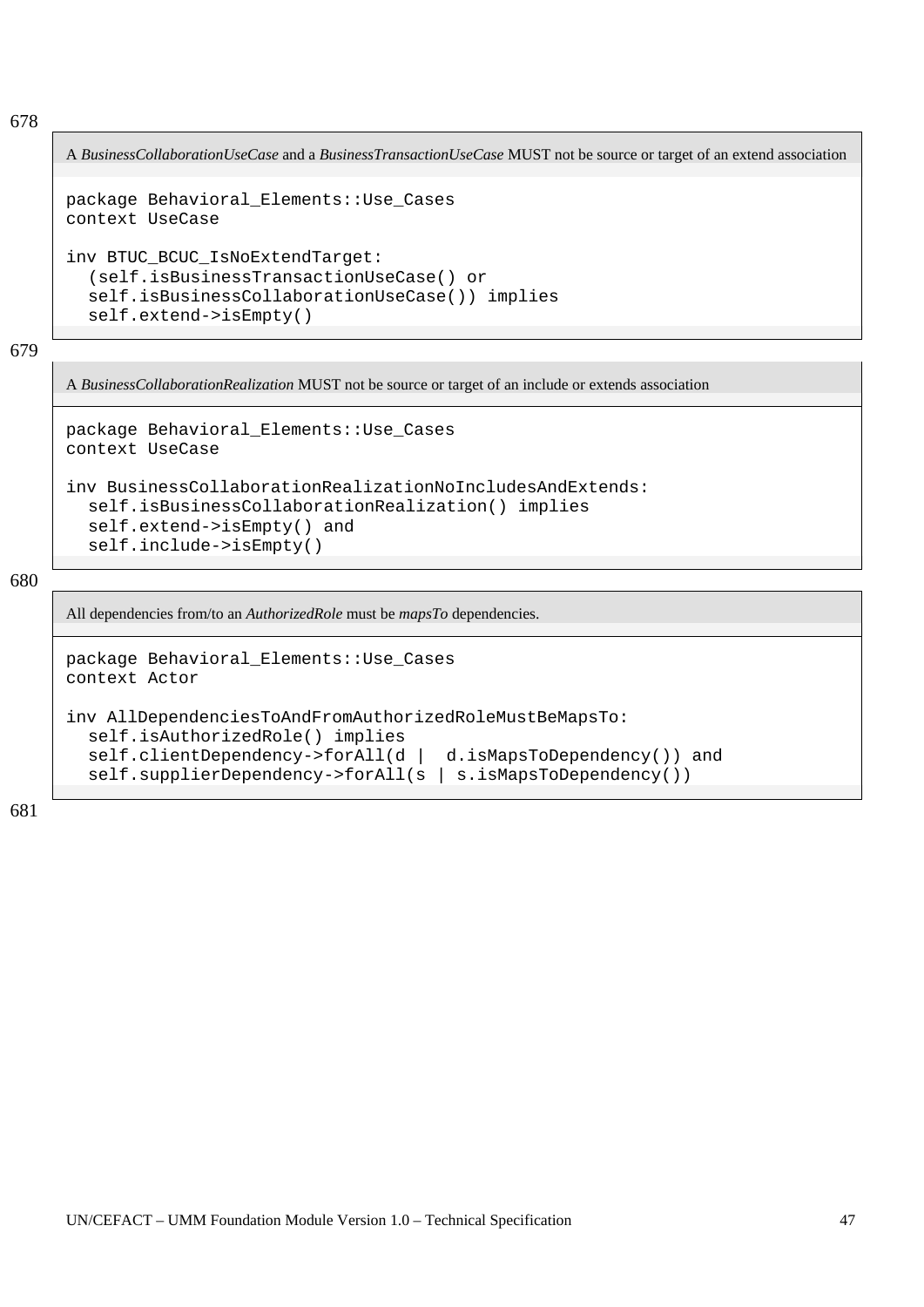678

A *BusinessCollaborationUseCase* and a *BusinessTransactionUseCase* MUST not be source or target of an extend association

```
package Behavioral_Elements::Use_Cases
context UseCase

inv BTUC_BCUC_IsNoExtendTarget:
  (self.isBusinessTransactionUseCase() or
  self.isBusinessCollaborationUseCase()) implies
  self.extend->isEmpty()
```

679

A *BusinessCollaborationRealization* MUST not be source or target of an include or extends association

```
package Behavioral_Elements::Use_Cases
context UseCase

inv BusinessCollaborationRealizationNoIncludesAndExtends:
  self.isBusinessCollaborationRealization() implies
  self.extend->isEmpty() and
  self.include->isEmpty()
```

680

All dependencies from/to an *AuthorizedRole* must be *mapsTo* dependencies.

```
package Behavioral_Elements::Use_Cases
context Actor

inv AllDependenciesToAndFromAuthorizedRoleMustBeMapsTo:
  self.isAuthorizedRole() implies
  self.clientDependency->forAll(d |  d.isMapsToDependency()) and
  self.supplierDependency->forAll(s | s.isMapsToDependency())
```

681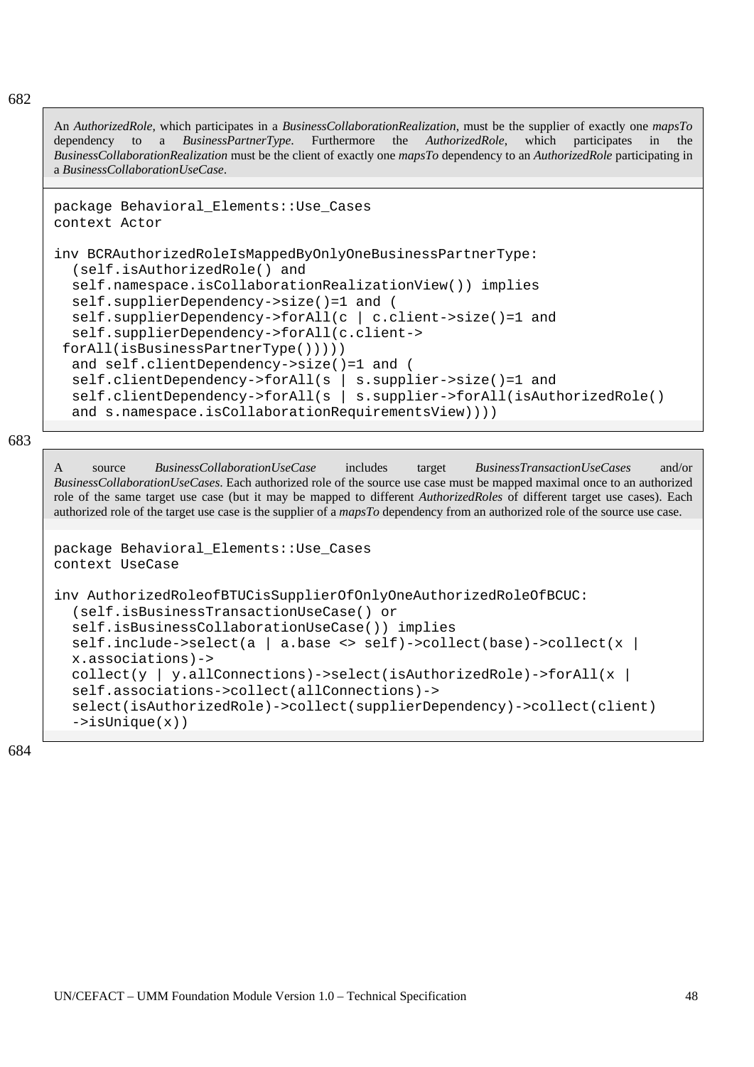An *AuthorizedRole*, which participates in a *BusinessCollaborationRealization*, must be the supplier of exactly one *mapsTo* dependency to a *BusinessPartnerType*. Furthermore the *AuthorizedRole*, which participates in the *BusinessCollaborationRealization* must be the client of exactly one *mapsTo* dependency to an *AuthorizedRole* participating in a *BusinessCollaborationUseCase*.

```
package Behavioral_Elements::Use_Cases
context Actor

inv BCRAuthorizedRoleIsMappedByOnlyOneBusinessPartnerType:
  (self.isAuthorizedRole() and
  self.namespace.isCollaborationRealizationView()) implies
  self.supplierDependency->size()=1 and (
  self.supplierDependency->forAll(c | c.client->size()=1 and
  self.supplierDependency->forAll(c.client->
 forAll(isBusinessPartnerType())))
  and self.clientDependency->size()=1 and (
  self.clientDependency->forAll(s | s.supplier->size()=1 and
  self.clientDependency->forAll(s | s.supplier->forAll(isAuthorizedRole()
  and s.namespace.isCollaborationRequirementsView))))
```

A source *BusinessCollaborationUseCase* includes target *BusinessTransactionUseCases* and/or *BusinessCollaborationUseCases*. Each authorized role of the source use case must be mapped maximal once to an authorized role of the same target use case (but it may be mapped to different *AuthorizedRoles* of different target use cases). Each authorized role of the target use case is the supplier of a *mapsTo* dependency from an authorized role of the source use case.

```
package Behavioral_Elements::Use_Cases
context UseCase

inv AuthorizedRoleofBTUCisSupplierOfOnlyOneAuthorizedRoleOfBCUC:
  (self.isBusinessTransactionUseCase() or
  self.isBusinessCollaborationUseCase()) implies
  self.include->select(a | a.base <> self)->collect(base)->collect(x |
  x.associations)->
  collect(y | y.allConnections)->select(isAuthorizedRole)->forAll(x |
  self.associations->collect(allConnections)->
  select(isAuthorizedRole)->collect(supplierDependency)->collect(client)
  ->isUnique(x))
```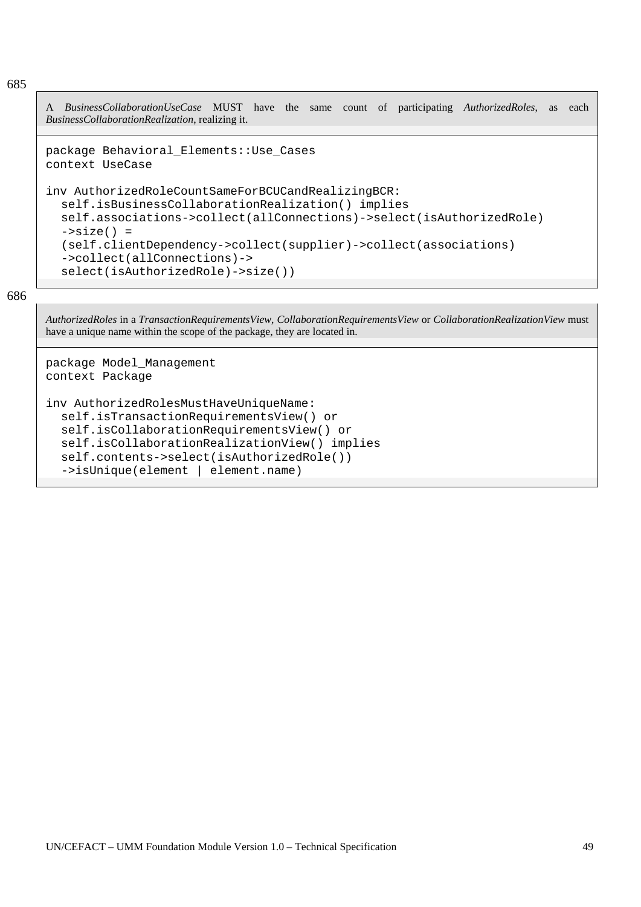685

A *BusinessCollaborationUseCase* MUST have the same count of participating *AuthorizedRoles*, as each *BusinessCollaborationRealization*, realizing it.

```
package Behavioral_Elements::Use_Cases
context UseCase

inv AuthorizedRoleCountSameForBCUCandRealizingBCR:
  self.isBusinessCollaborationRealization() implies
  self.associations->collect(allConnections)->select(isAuthorizedRole)
  ->size() =
  (self.clientDependency->collect(supplier)->collect(associations)
  ->collect(allConnections)->
  select(isAuthorizedRole)->size())
```

686

*AuthorizedRoles* in a *TransactionRequirementsView*, *CollaborationRequirementsView* or *CollaborationRealizationView* must have a unique name within the scope of the package, they are located in.

```
package Model_Management
context Package

inv AuthorizedRolesMustHaveUniqueName:
  self.isTransactionRequirementsView() or
  self.isCollaborationRequirementsView() or
  self.isCollaborationRealizationView() implies
  self.contents->select(isAuthorizedRole())
  ->isUnique(element | element.name)
```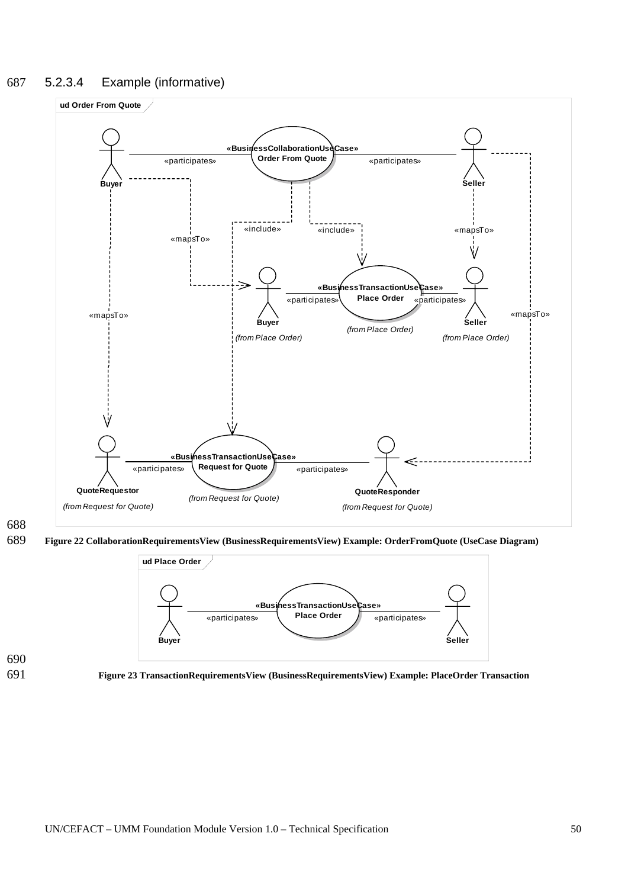### 5.2.3.4 Example (informative)

Figure 22 CollaborationRequirementsView (BusinessRequirementsView) Example: OrderFromQuote (UseCase Diagram)

Figure 23 TransactionRequirementsView (BusinessRequirementsView) Example: PlaceOrder Transaction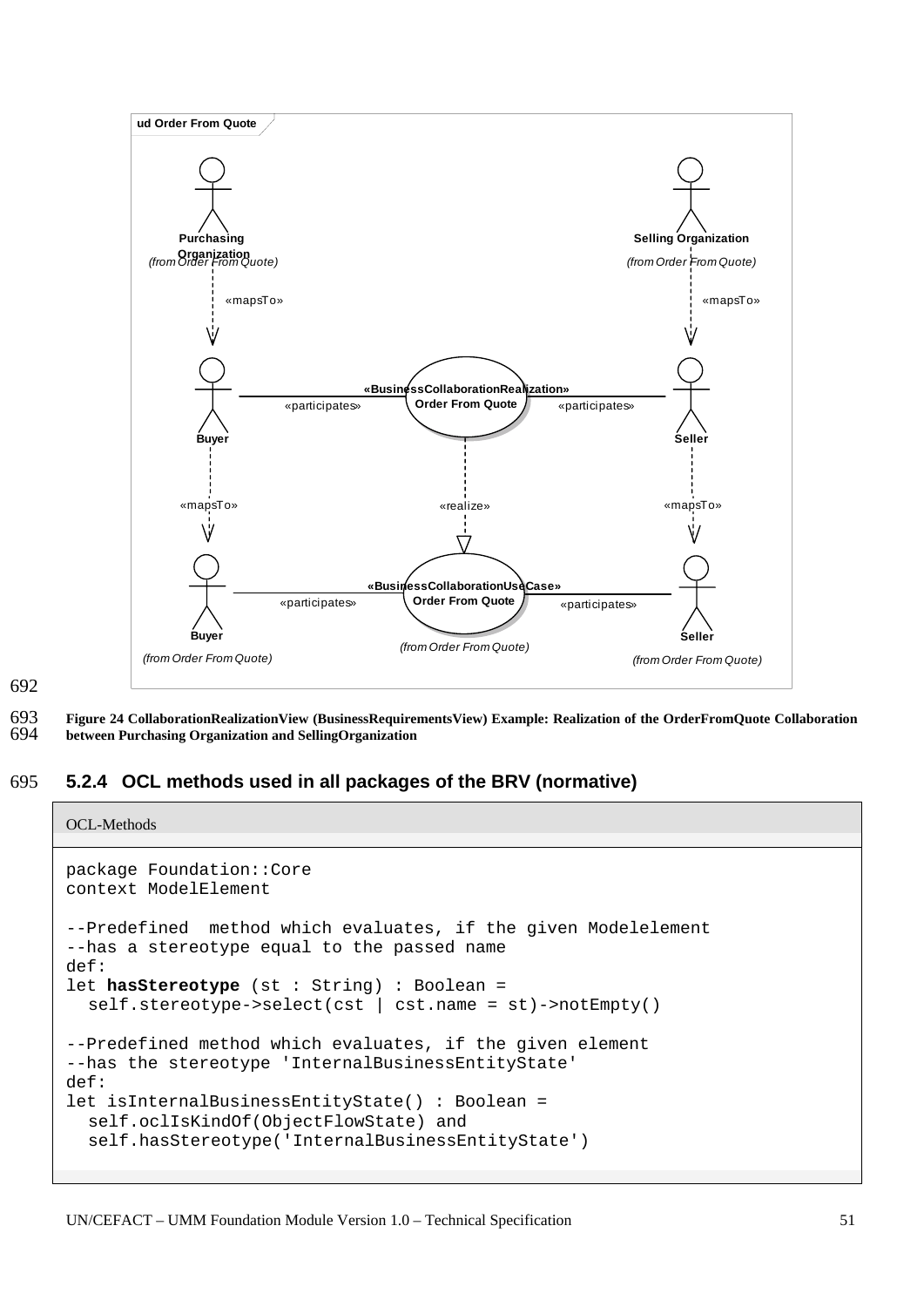Figure 24 CollaborationRealizationView (BusinessRequirementsView) Example: Realization of the OrderFromQuote Collaboration between Purchasing Organization and SellingOrganization

### 5.2.4 OCL methods used in all packages of the BRV (normative)

OCL-Methods

```
package Foundation::Core
context ModelElement

--Predefined  method which evaluates, if the given Modelelement
--has a stereotype equal to the passed name
def:
let hasStereotype (st : String) : Boolean =
  self.stereotype->select(cst | cst.name = st)->notEmpty()

--Predefined method which evaluates, if the given element
--has the stereotype 'InternalBusinessEntityState'
def:
let isInternalBusinessEntityState() : Boolean =
  self.oclIsKindOf(ObjectFlowState) and
  self.hasStereotype('InternalBusinessEntityState')
```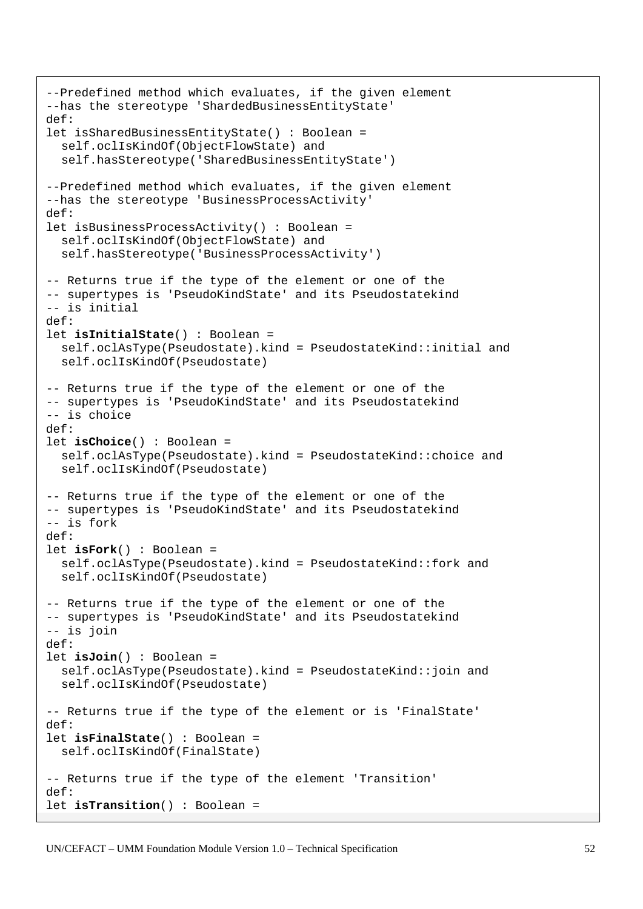```
--Predefined method which evaluates, if the given element
--has the stereotype 'ShardedBusinessEntityState'
def:
let isSharedBusinessEntityState() : Boolean =
  self.oclIsKindOf(ObjectFlowState) and
  self.hasStereotype('SharedBusinessEntityState')

--Predefined method which evaluates, if the given element
--has the stereotype 'BusinessProcessActivity'
def:
let isBusinessProcessActivity() : Boolean =
  self.oclIsKindOf(ObjectFlowState) and
  self.hasStereotype('BusinessProcessActivity')

-- Returns true if the type of the element or one of the
-- supertypes is 'PseudoKindState' and its Pseudostatekind
-- is initial
def:
let isInitialState() : Boolean =
  self.oclAsType(Pseudostate).kind = PseudostateKind::initial and
  self.oclIsKindOf(Pseudostate)

-- Returns true if the type of the element or one of the
-- supertypes is 'PseudoKindState' and its Pseudostatekind
-- is choice
def:
let isChoice() : Boolean =
  self.oclAsType(Pseudostate).kind = PseudostateKind::choice and
  self.oclIsKindOf(Pseudostate)

-- Returns true if the type of the element or one of the
-- supertypes is 'PseudoKindState' and its Pseudostatekind
-- is fork
def:
let isFork() : Boolean =
  self.oclAsType(Pseudostate).kind = PseudostateKind::fork and
  self.oclIsKindOf(Pseudostate)

-- Returns true if the type of the element or one of the
-- supertypes is 'PseudoKindState' and its Pseudostatekind
-- is join
def:
let isJoin() : Boolean =
  self.oclAsType(Pseudostate).kind = PseudostateKind::join and
  self.oclIsKindOf(Pseudostate)

-- Returns true if the type of the element or is 'FinalState'
def:
let isFinalState() : Boolean =
  self.oclIsKindOf(FinalState)

-- Returns true if the type of the element 'Transition'
def:
let isTransition() : Boolean =
```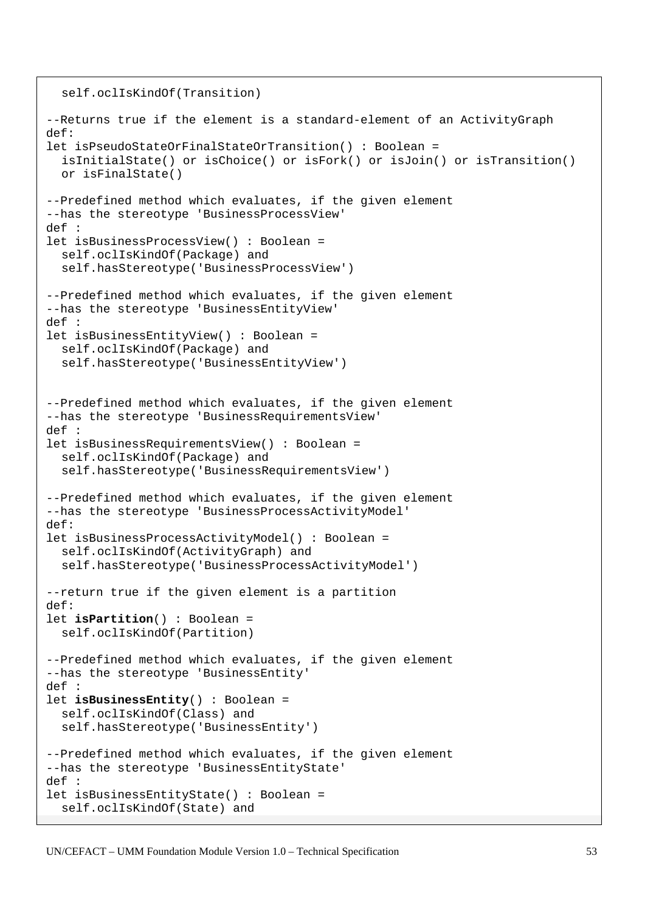```
  self.oclIsKindOf(Transition)

--Returns true if the element is a standard-element of an ActivityGraph
def:
let isPseudoStateOrFinalStateOrTransition() : Boolean =
  isInitialState() or isChoice() or isFork() or isJoin() or isTransition()
  or isFinalState()

--Predefined method which evaluates, if the given element
--has the stereotype 'BusinessProcessView'
def :
let isBusinessProcessView() : Boolean =
  self.oclIsKindOf(Package) and
  self.hasStereotype('BusinessProcessView')

--Predefined method which evaluates, if the given element
--has the stereotype 'BusinessEntityView'
def :
let isBusinessEntityView() : Boolean =
  self.oclIsKindOf(Package) and
  self.hasStereotype('BusinessEntityView')


--Predefined method which evaluates, if the given element
--has the stereotype 'BusinessRequirementsView'
def :
let isBusinessRequirementsView() : Boolean =
  self.oclIsKindOf(Package) and
  self.hasStereotype('BusinessRequirementsView')

--Predefined method which evaluates, if the given element
--has the stereotype 'BusinessProcessActivityModel'
def:
let isBusinessProcessActivityModel() : Boolean =
  self.oclIsKindOf(ActivityGraph) and
  self.hasStereotype('BusinessProcessActivityModel')

--return true if the given element is a partition
def:
let isPartition() : Boolean =
  self.oclIsKindOf(Partition)

--Predefined method which evaluates, if the given element
--has the stereotype 'BusinessEntity'
def :
let isBusinessEntity() : Boolean =
  self.oclIsKindOf(Class) and
  self.hasStereotype('BusinessEntity')

--Predefined method which evaluates, if the given element
--has the stereotype 'BusinessEntityState'
def :
let isBusinessEntityState() : Boolean =
  self.oclIsKindOf(State) and
```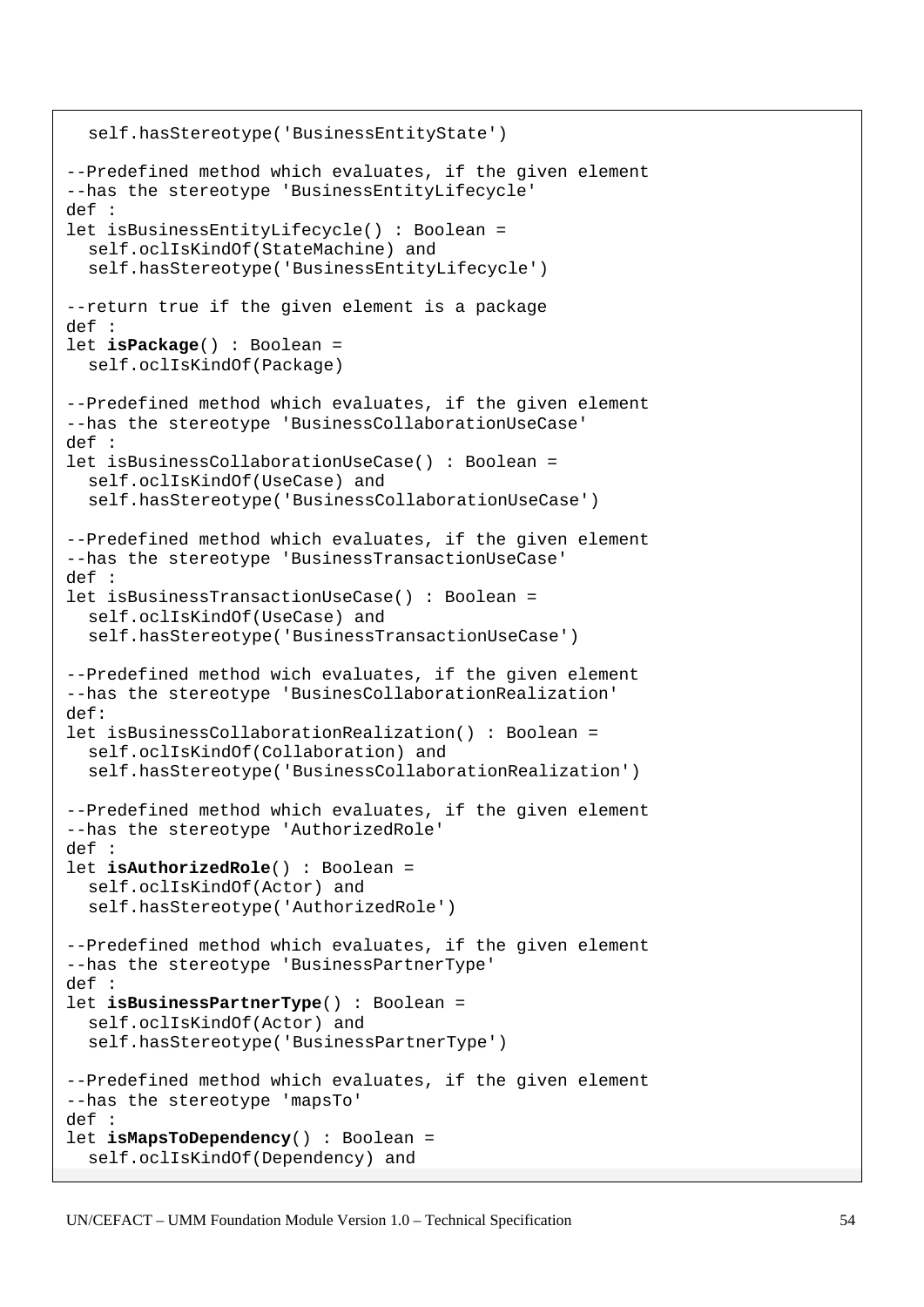```
  self.hasStereotype('BusinessEntityState')

--Predefined method which evaluates, if the given element
--has the stereotype 'BusinessEntityLifecycle'
def :
let isBusinessEntityLifecycle() : Boolean =
  self.oclIsKindOf(StateMachine) and
  self.hasStereotype('BusinessEntityLifecycle')

--return true if the given element is a package
def :
let isPackage() : Boolean =
  self.oclIsKindOf(Package)

--Predefined method which evaluates, if the given element
--has the stereotype 'BusinessCollaborationUseCase'
def :
let isBusinessCollaborationUseCase() : Boolean =
  self.oclIsKindOf(UseCase) and
  self.hasStereotype('BusinessCollaborationUseCase')

--Predefined method which evaluates, if the given element
--has the stereotype 'BusinessTransactionUseCase'
def :
let isBusinessTransactionUseCase() : Boolean =
  self.oclIsKindOf(UseCase) and
  self.hasStereotype('BusinessTransactionUseCase')

--Predefined method wich evaluates, if the given element
--has the stereotype 'BusinesCollaborationRealization'
def:
let isBusinessCollaborationRealization() : Boolean =
  self.oclIsKindOf(Collaboration) and
  self.hasStereotype('BusinessCollaborationRealization')

--Predefined method which evaluates, if the given element
--has the stereotype 'AuthorizedRole'
def :
let isAuthorizedRole() : Boolean =
  self.oclIsKindOf(Actor) and
  self.hasStereotype('AuthorizedRole')

--Predefined method which evaluates, if the given element
--has the stereotype 'BusinessPartnerType'
def :
let isBusinessPartnerType() : Boolean =
  self.oclIsKindOf(Actor) and
  self.hasStereotype('BusinessPartnerType')

--Predefined method which evaluates, if the given element
--has the stereotype 'mapsTo'
def :
let isMapsToDependency() : Boolean =
  self.oclIsKindOf(Dependency) and
```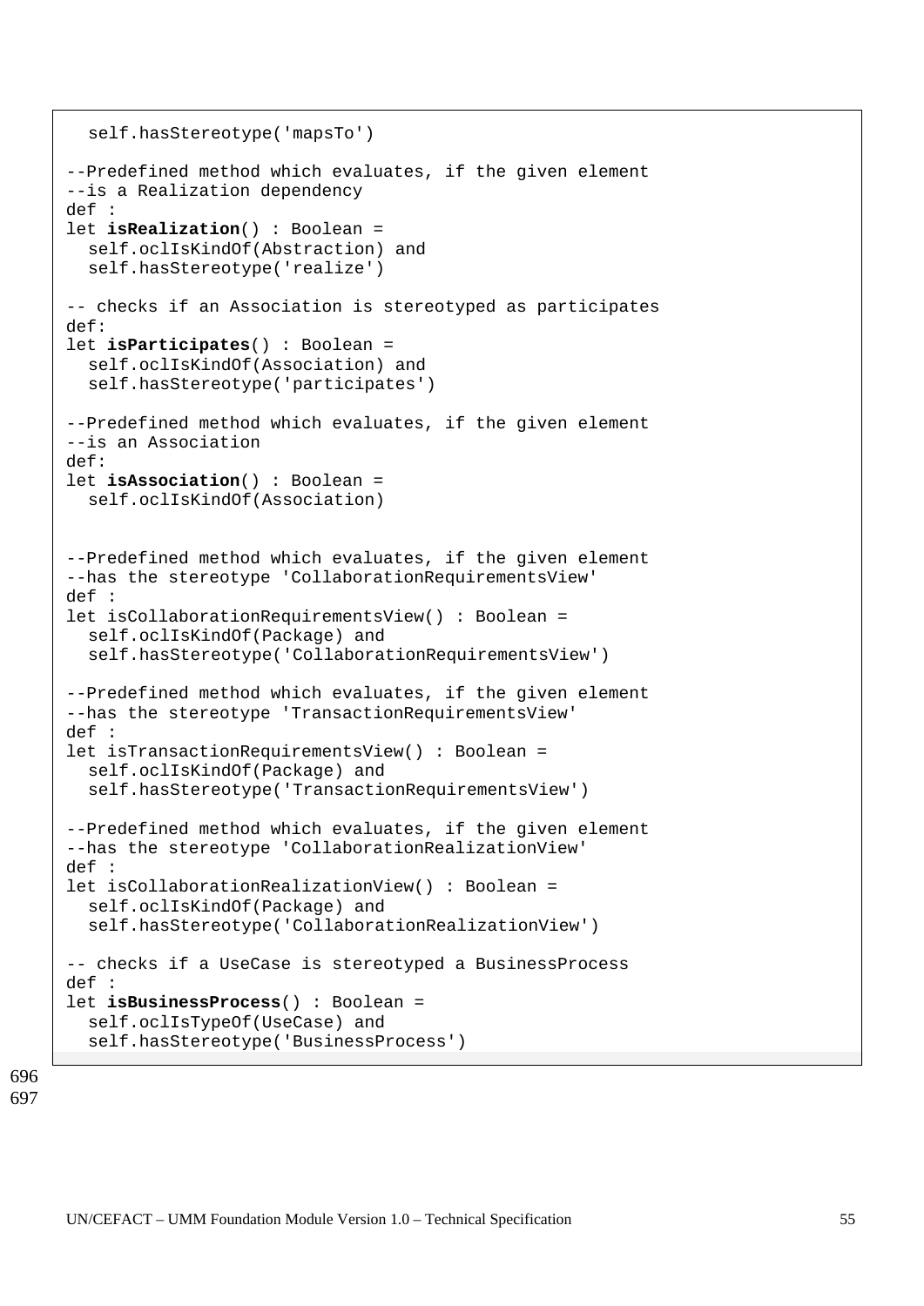```
  self.hasStereotype('mapsTo')

--Predefined method which evaluates, if the given element
--is a Realization dependency
def :
let isRealization() : Boolean =
  self.oclIsKindOf(Abstraction) and
  self.hasStereotype('realize')

-- checks if an Association is stereotyped as participates
def:
let isParticipates() : Boolean =
  self.oclIsKindOf(Association) and
  self.hasStereotype('participates')

--Predefined method which evaluates, if the given element
--is an Association
def:
let isAssociation() : Boolean =
  self.oclIsKindOf(Association)


--Predefined method which evaluates, if the given element
--has the stereotype 'CollaborationRequirementsView'
def :
let isCollaborationRequirementsView() : Boolean =
  self.oclIsKindOf(Package) and
  self.hasStereotype('CollaborationRequirementsView')

--Predefined method which evaluates, if the given element
--has the stereotype 'TransactionRequirementsView'
def :
let isTransactionRequirementsView() : Boolean =
  self.oclIsKindOf(Package) and
  self.hasStereotype('TransactionRequirementsView')

--Predefined method which evaluates, if the given element
--has the stereotype 'CollaborationRealizationView'
def :
let isCollaborationRealizationView() : Boolean =
  self.oclIsKindOf(Package) and
  self.hasStereotype('CollaborationRealizationView')

-- checks if a UseCase is stereotyped a BusinessProcess
def :
let isBusinessProcess() : Boolean =
  self.oclIsTypeOf(UseCase) and
  self.hasStereotype('BusinessProcess')
```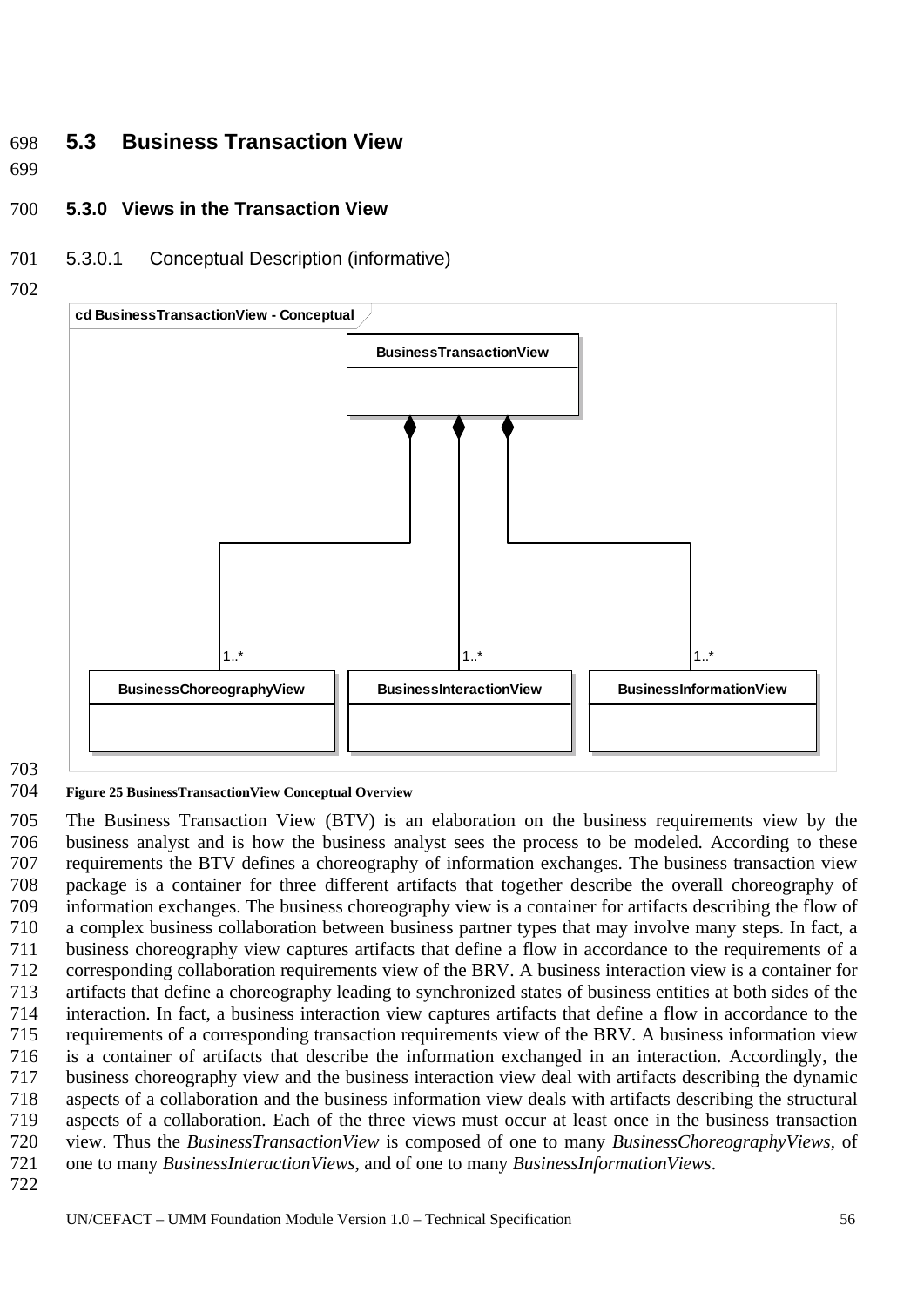## 5.3 Business Transaction View

### 5.3.0 Views in the Transaction View

#### 5.3.0.1 Conceptual Description (informative)

Figure 25 BusinessTransactionView Conceptual Overview

The Business Transaction View (BTV) is an elaboration on the business requirements view by the business analyst and is how the business analyst sees the process to be modeled. According to these requirements the BTV defines a choreography of information exchanges. The business transaction view package is a container for three different artifacts that together describe the overall choreography of information exchanges. The business choreography view is a container for artifacts describing the flow of a complex business collaboration between business partner types that may involve many steps. In fact, a business choreography view captures artifacts that define a flow in accordance to the requirements of a corresponding collaboration requirements view of the BRV. A business interaction view is a container for artifacts that define a choreography leading to synchronized states of business entities at both sides of the interaction. In fact, a business interaction view captures artifacts that define a flow in accordance to the requirements of a corresponding transaction requirements view of the BRV. A business information view is a container of artifacts that describe the information exchanged in an interaction. Accordingly, the business choreography view and the business interaction view deal with artifacts describing the dynamic aspects of a collaboration and the business information view deals with artifacts describing the structural aspects of a collaboration. Each of the three views must occur at least once in the business transaction view. Thus the *BusinessTransactionView* is composed of one to many *BusinessChoreographyViews*, of one to many *BusinessInteractionViews*, and of one to many *BusinessInformationViews*.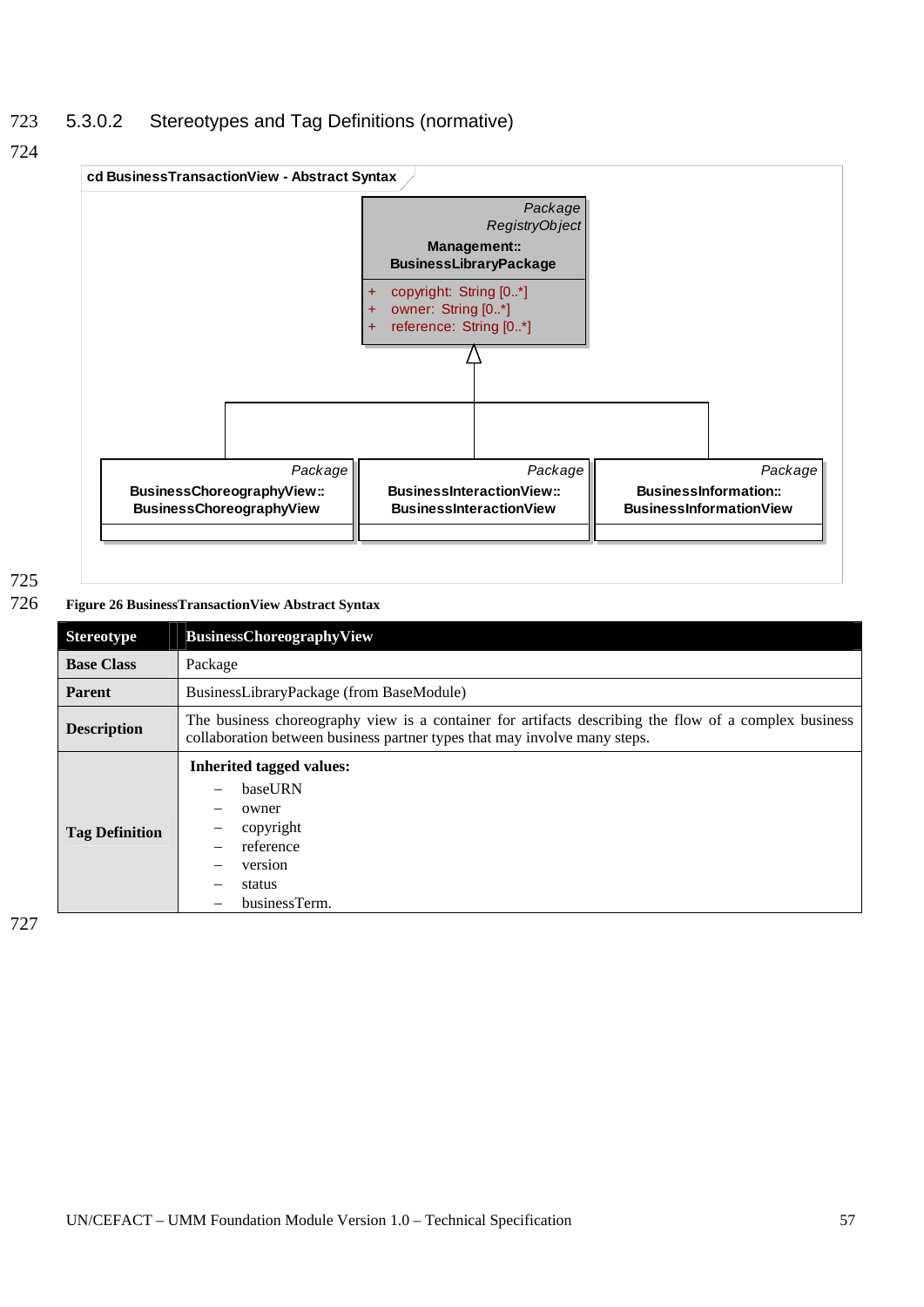#### 5.3.0.2 Stereotypes and Tag Definitions (normative)

cd BusinessTransactionView - Abstract Syntax

Package
RegistryObject
**Management::**
**BusinessLibraryPackage**

+ copyright: String [0..*]
+ owner: String [0..*]
+ reference: String [0..*]

Package
**BusinessChoreographyView::**
**BusinessChoreographyView**

Package
**BusinessInteractionView::**
**BusinessInteractionView**

Package
**BusinessInformation::**
**BusinessInformationView**

**Figure 26 BusinessTransactionView Abstract Syntax**

| Stereotype | BusinessChoreographyView |
|---|---|
| **Base Class** | Package |
| **Parent** | BusinessLibraryPackage (from BaseModule) |
| **Description** | The business choreography view is a container for artifacts describing the flow of a complex business collaboration between business partner types that may involve many steps. |
| **Tag Definition** | **Inherited tagged values:** – baseURN – owner – copyright – reference – version – status – businessTerm. |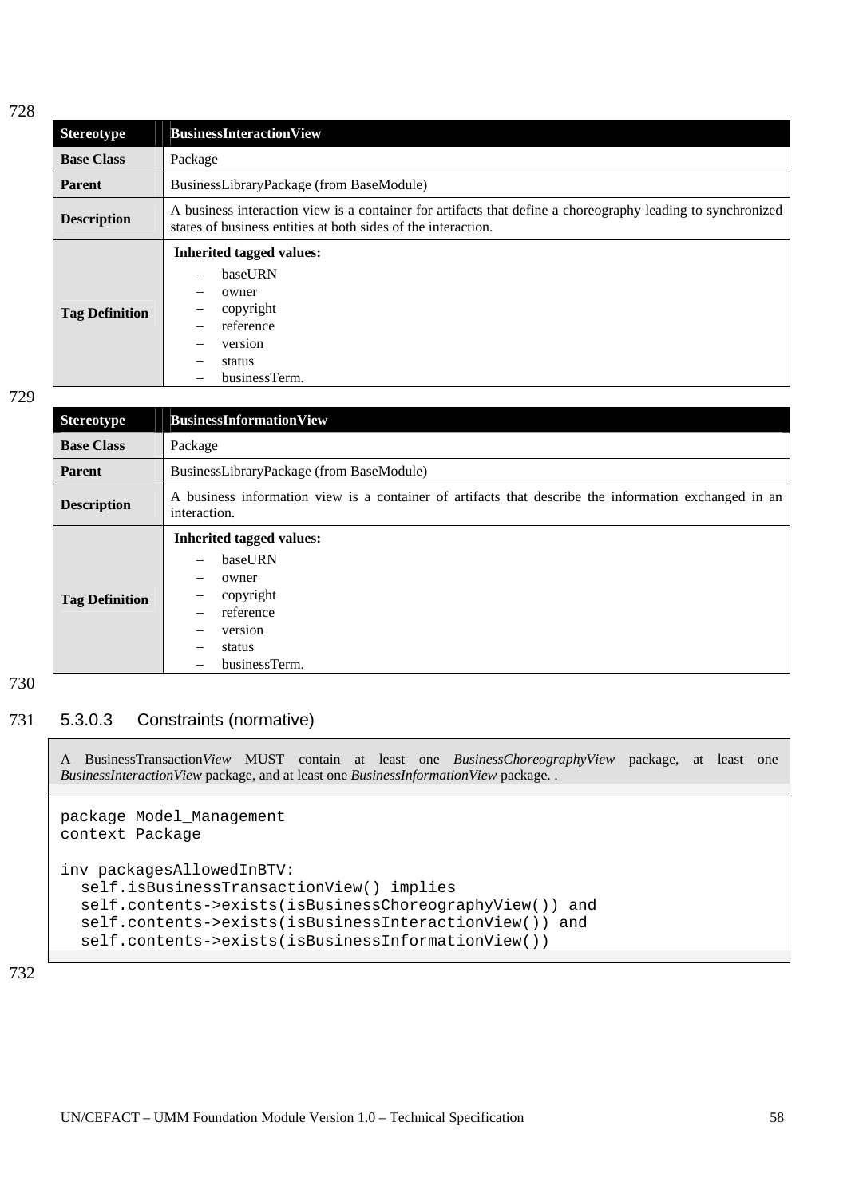| Stereotype | BusinessInteractionView |
|---|---|
| **Base Class** | Package |
| **Parent** | BusinessLibraryPackage (from BaseModule) |
| **Description** | A business interaction view is a container for artifacts that define a choreography leading to synchronized states of business entities at both sides of the interaction. |
| **Tag Definition** | **Inherited tagged values:**<br>– baseURN<br>– owner<br>– copyright<br>– reference<br>– version<br>– status<br>– businessTerm. |

| Stereotype | BusinessInformationView |
|---|---|
| **Base Class** | Package |
| **Parent** | BusinessLibraryPackage (from BaseModule) |
| **Description** | A business information view is a container of artifacts that describe the information exchanged in an interaction. |
| **Tag Definition** | **Inherited tagged values:**<br>– baseURN<br>– owner<br>– copyright<br>– reference<br>– version<br>– status<br>– businessTerm. |

### 5.3.0.3 Constraints (normative)

A BusinessTransaction*View* MUST contain at least one *BusinessChoreographyView* package, at least one *BusinessInteractionView* package, and at least one *BusinessInformationView* package. .

```
package Model_Management
context Package

inv packagesAllowedInBTV:
  self.isBusinessTransactionView() implies
  self.contents->exists(isBusinessChoreographyView()) and
  self.contents->exists(isBusinessInteractionView()) and
  self.contents->exists(isBusinessInformationView())
```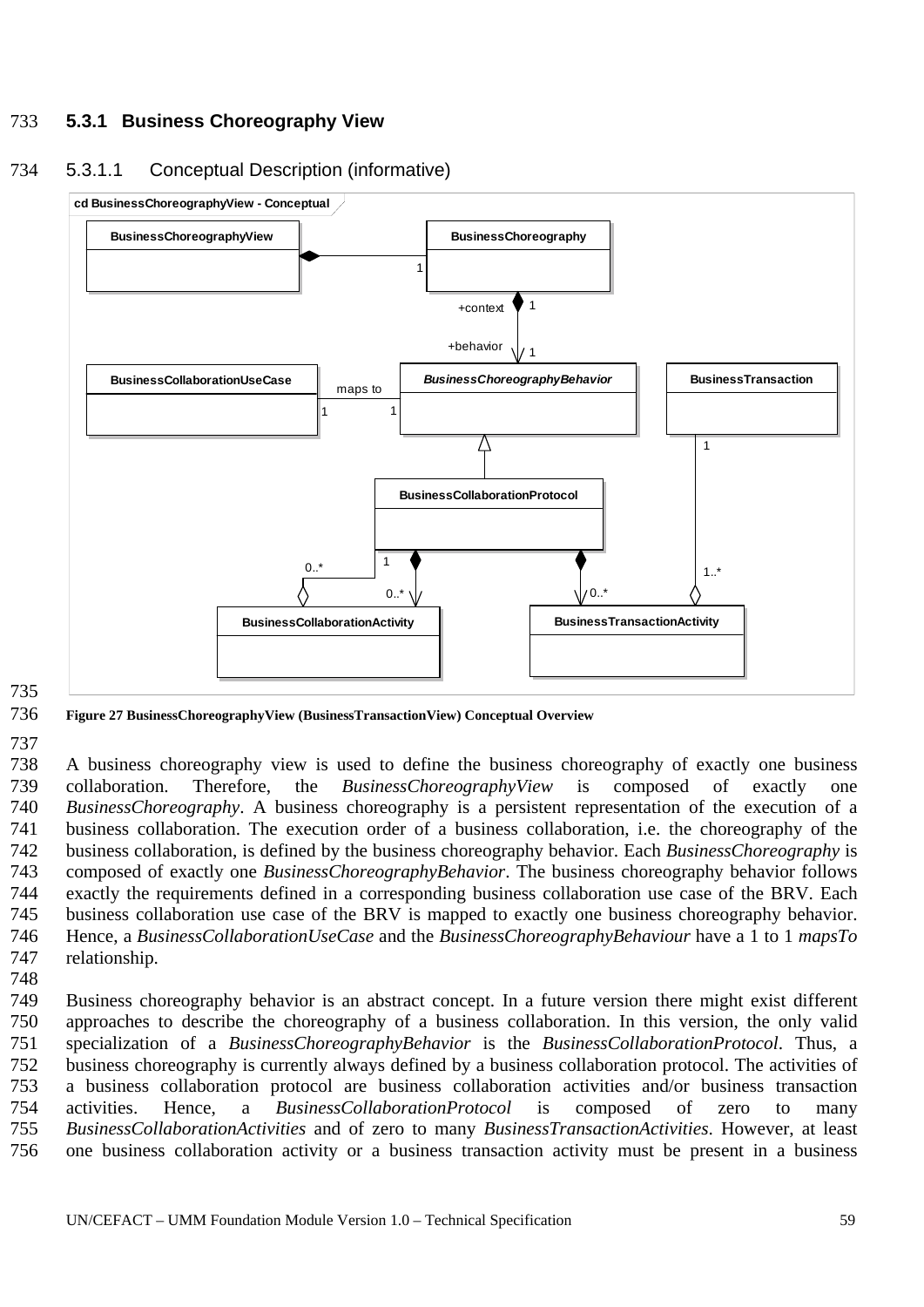### 5.3.1 Business Choreography View

#### 5.3.1.1 Conceptual Description (informative)

**Figure 27 BusinessChoreographyView (BusinessTransactionView) Conceptual Overview**

A business choreography view is used to define the business choreography of exactly one business collaboration. Therefore, the *BusinessChoreographyView* is composed of exactly one *BusinessChoreography*. A business choreography is a persistent representation of the execution of a business collaboration. The execution order of a business collaboration, i.e. the choreography of the business collaboration, is defined by the business choreography behavior. Each *BusinessChoreography* is composed of exactly one *BusinessChoreographyBehavior*. The business choreography behavior follows exactly the requirements defined in a corresponding business collaboration use case of the BRV. Each business collaboration use case of the BRV is mapped to exactly one business choreography behavior. Hence, a *BusinessCollaborationUseCase* and the *BusinessChoreographyBehaviour* have a 1 to 1 *mapsTo* relationship.

Business choreography behavior is an abstract concept. In a future version there might exist different approaches to describe the choreography of a business collaboration. In this version, the only valid specialization of a *BusinessChoreographyBehavior* is the *BusinessCollaborationProtocol*. Thus, a business choreography is currently always defined by a business collaboration protocol. The activities of a business collaboration protocol are business collaboration activities and/or business transaction activities. Hence, a *BusinessCollaborationProtocol* is composed of zero to many *BusinessCollaborationActivities* and of zero to many *BusinessTransactionActivities*. However, at least one business collaboration activity or a business transaction activity must be present in a business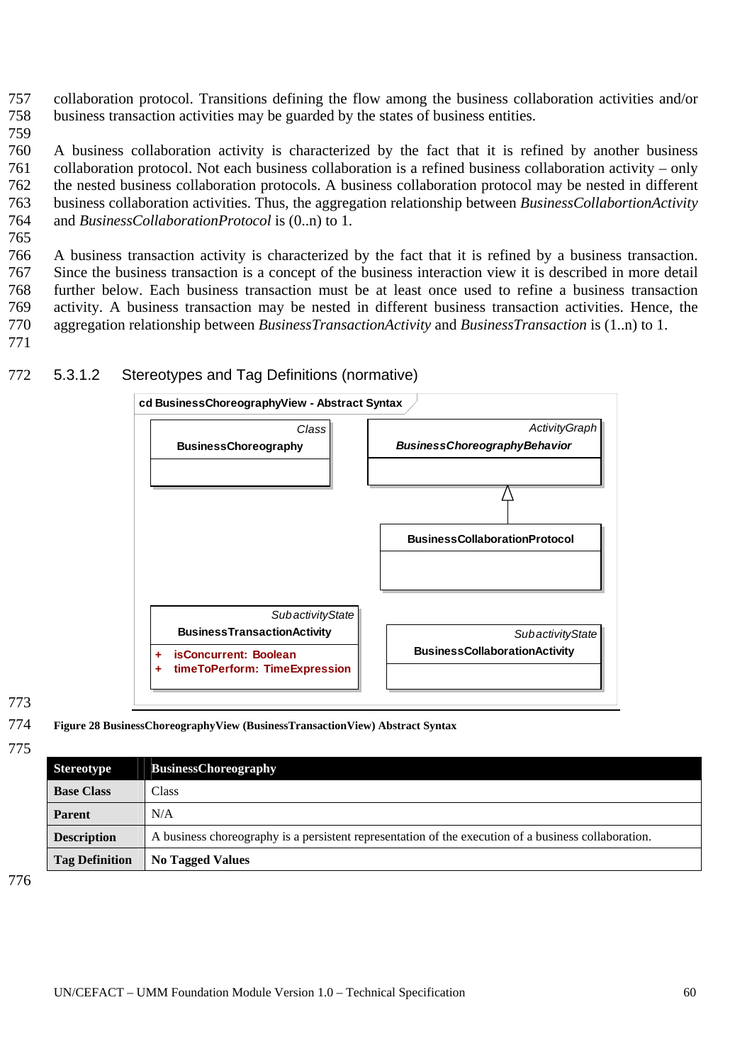collaboration protocol. Transitions defining the flow among the business collaboration activities and/or business transaction activities may be guarded by the states of business entities.

A business collaboration activity is characterized by the fact that it is refined by another business collaboration protocol. Not each business collaboration is a refined business collaboration activity – only the nested business collaboration protocols. A business collaboration protocol may be nested in different business collaboration activities. Thus, the aggregation relationship between *BusinessCollabortionActivity* and *BusinessCollaborationProtocol* is (0..n) to 1.

A business transaction activity is characterized by the fact that it is refined by a business transaction. Since the business transaction is a concept of the business interaction view it is described in more detail further below. Each business transaction must be at least once used to refine a business transaction activity. A business transaction may be nested in different business transaction activities. Hence, the aggregation relationship between *BusinessTransactionActivity* and *BusinessTransaction* is (1..n) to 1.

### 5.3.1.2 Stereotypes and Tag Definitions (normative)

cd BusinessChoreographyView - Abstract Syntax

- *Class* **BusinessChoreography**
- *ActivityGraph* ***BusinessChoreographyBehavior***
- **BusinessCollaborationProtocol** (generalizes to BusinessChoreographyBehavior)
- *SubactivityState* **BusinessTransactionActivity**
  - + isConcurrent: Boolean
  - + timeToPerform: TimeExpression
- *SubactivityState* **BusinessCollaborationActivity**

**Figure 28 BusinessChoreographyView (BusinessTransactionView) Abstract Syntax**

| **Stereotype** | **BusinessChoreography** |
|---|---|
| **Base Class** | Class |
| **Parent** | N/A |
| **Description** | A business choreography is a persistent representation of the execution of a business collaboration. |
| **Tag Definition** | **No Tagged Values** |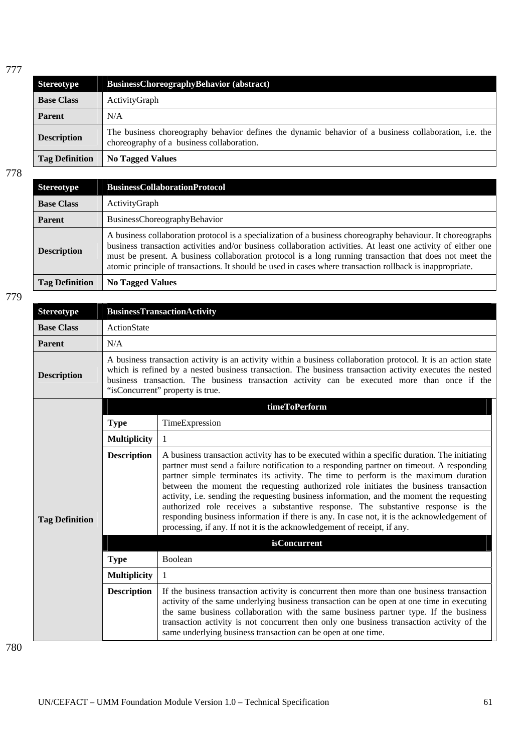777

| Stereotype | BusinessChoreographyBehavior (abstract) |
|---|---|
| **Base Class** | ActivityGraph |
| **Parent** | N/A |
| **Description** | The business choreography behavior defines the dynamic behavior of a business collaboration, i.e. the choreography of a business collaboration. |
| **Tag Definition** | **No Tagged Values** |

778

| Stereotype | BusinessCollaborationProtocol |
|---|---|
| **Base Class** | ActivityGraph |
| **Parent** | BusinessChoreographyBehavior |
| **Description** | A business collaboration protocol is a specialization of a business choreography behaviour. It choreographs business transaction activities and/or business collaboration activities. At least one activity of either one must be present. A business collaboration protocol is a long running transaction that does not meet the atomic principle of transactions. It should be used in cases where transaction rollback is inappropriate. |
| **Tag Definition** | **No Tagged Values** |

779

| Stereotype | BusinessTransactionActivity | |
|---|---|---|
| **Base Class** | ActionState | |
| **Parent** | N/A | |
| **Description** | A business transaction activity is an activity within a business collaboration protocol. It is an action state which is refined by a nested business transaction. The business transaction activity executes the nested business transaction. The business transaction activity can be executed more than once if the "isConcurrent" property is true. | |
| **Tag Definition** | **timeToPerform** | |
| | **Type** | TimeExpression |
| | **Multiplicity** | 1 |
| | **Description** | A business transaction activity has to be executed within a specific duration. The initiating partner must send a failure notification to a responding partner on timeout. A responding partner simple terminates its activity. The time to perform is the maximum duration between the moment the requesting authorized role initiates the business transaction activity, i.e. sending the requesting business information, and the moment the requesting authorized role receives a substantive response. The substantive response is the responding business information if there is any. In case not, it is the acknowledgement of processing, if any. If not it is the acknowledgement of receipt, if any. |
| | **isConcurrent** | |
| | **Type** | Boolean |
| | **Multiplicity** | 1 |
| | **Description** | If the business transaction activity is concurrent then more than one business transaction activity of the same underlying business transaction can be open at one time in executing the same business collaboration with the same business partner type. If the business transaction activity is not concurrent then only one business transaction activity of the same underlying business transaction can be open at one time. |

780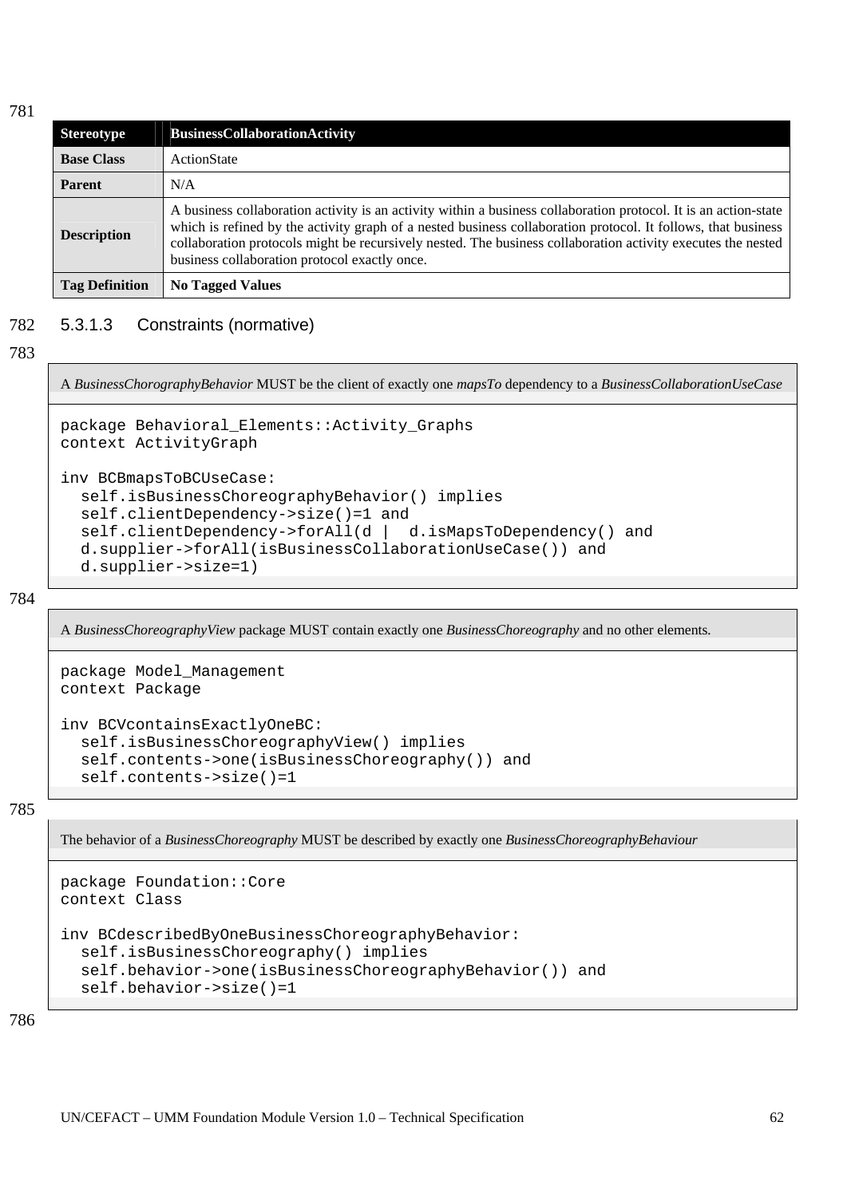| Stereotype | BusinessCollaborationActivity |
|---|---|
| **Base Class** | ActionState |
| **Parent** | N/A |
| **Description** | A business collaboration activity is an activity within a business collaboration protocol. It is an action-state which is refined by the activity graph of a nested business collaboration protocol. It follows, that business collaboration protocols might be recursively nested. The business collaboration activity executes the nested business collaboration protocol exactly once. |
| **Tag Definition** | **No Tagged Values** |

### 5.3.1.3 Constraints (normative)

A *BusinessChorographyBehavior* MUST be the client of exactly one *mapsTo* dependency to a *BusinessCollaborationUseCase*

```
package Behavioral_Elements::Activity_Graphs
context ActivityGraph

inv BCBmapsToBCUseCase:
  self.isBusinessChoreographyBehavior() implies
  self.clientDependency->size()=1 and
  self.clientDependency->forAll(d |  d.isMapsToDependency() and
  d.supplier->forAll(isBusinessCollaborationUseCase()) and
  d.supplier->size=1)
```

A *BusinessChoreographyView* package MUST contain exactly one *BusinessChoreography* and no other elements.

```
package Model_Management
context Package

inv BCVcontainsExactlyOneBC:
  self.isBusinessChoreographyView() implies
  self.contents->one(isBusinessChoreography()) and
  self.contents->size()=1
```

The behavior of a *BusinessChoreography* MUST be described by exactly one *BusinessChoreographyBehaviour*

```
package Foundation::Core
context Class

inv BCdescribedByOneBusinessChoreographyBehavior:
  self.isBusinessChoreography() implies
  self.behavior->one(isBusinessChoreographyBehavior()) and
  self.behavior->size()=1
```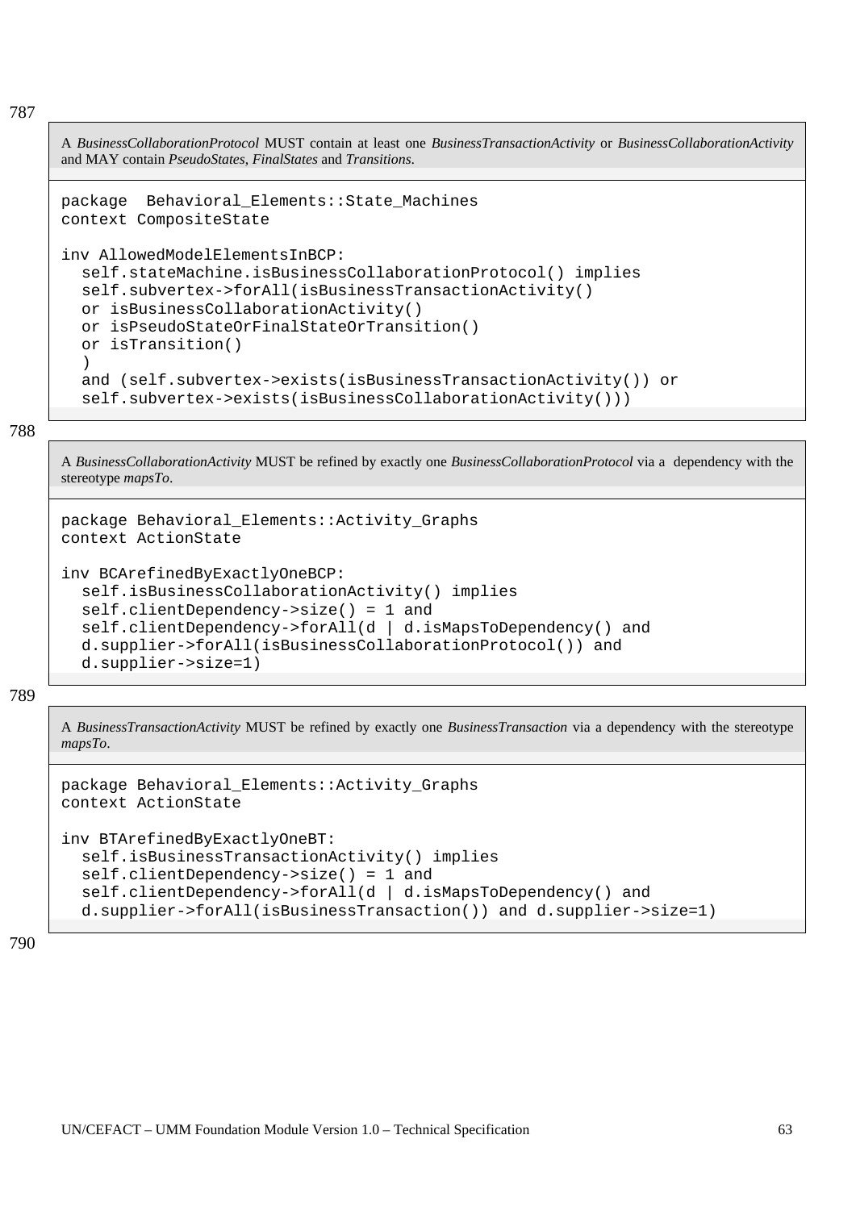787

A *BusinessCollaborationProtocol* MUST contain at least one *BusinessTransactionActivity* or *BusinessCollaborationActivity* and MAY contain *PseudoStates*, *FinalStates* and *Transitions*.

```
package  Behavioral_Elements::State_Machines
context CompositeState

inv AllowedModelElementsInBCP:
  self.stateMachine.isBusinessCollaborationProtocol() implies
  self.subvertex->forAll(isBusinessTransactionActivity()
  or isBusinessCollaborationActivity()
  or isPseudoStateOrFinalStateOrTransition()
  or isTransition()
  )
  and (self.subvertex->exists(isBusinessTransactionActivity()) or
  self.subvertex->exists(isBusinessCollaborationActivity()))
```

788

A *BusinessCollaborationActivity* MUST be refined by exactly one *BusinessCollaborationProtocol* via a dependency with the stereotype *mapsTo*.

```
package Behavioral_Elements::Activity_Graphs
context ActionState

inv BCArefinedByExactlyOneBCP:
  self.isBusinessCollaborationActivity() implies
  self.clientDependency->size() = 1 and
  self.clientDependency->forAll(d | d.isMapsToDependency() and
  d.supplier->forAll(isBusinessCollaborationProtocol()) and
  d.supplier->size=1)
```

789

A *BusinessTransactionActivity* MUST be refined by exactly one *BusinessTransaction* via a dependency with the stereotype *mapsTo*.

```
package Behavioral_Elements::Activity_Graphs
context ActionState

inv BTArefinedByExactlyOneBT:
  self.isBusinessTransactionActivity() implies
  self.clientDependency->size() = 1 and
  self.clientDependency->forAll(d | d.isMapsToDependency() and
  d.supplier->forAll(isBusinessTransaction()) and d.supplier->size=1)
```

790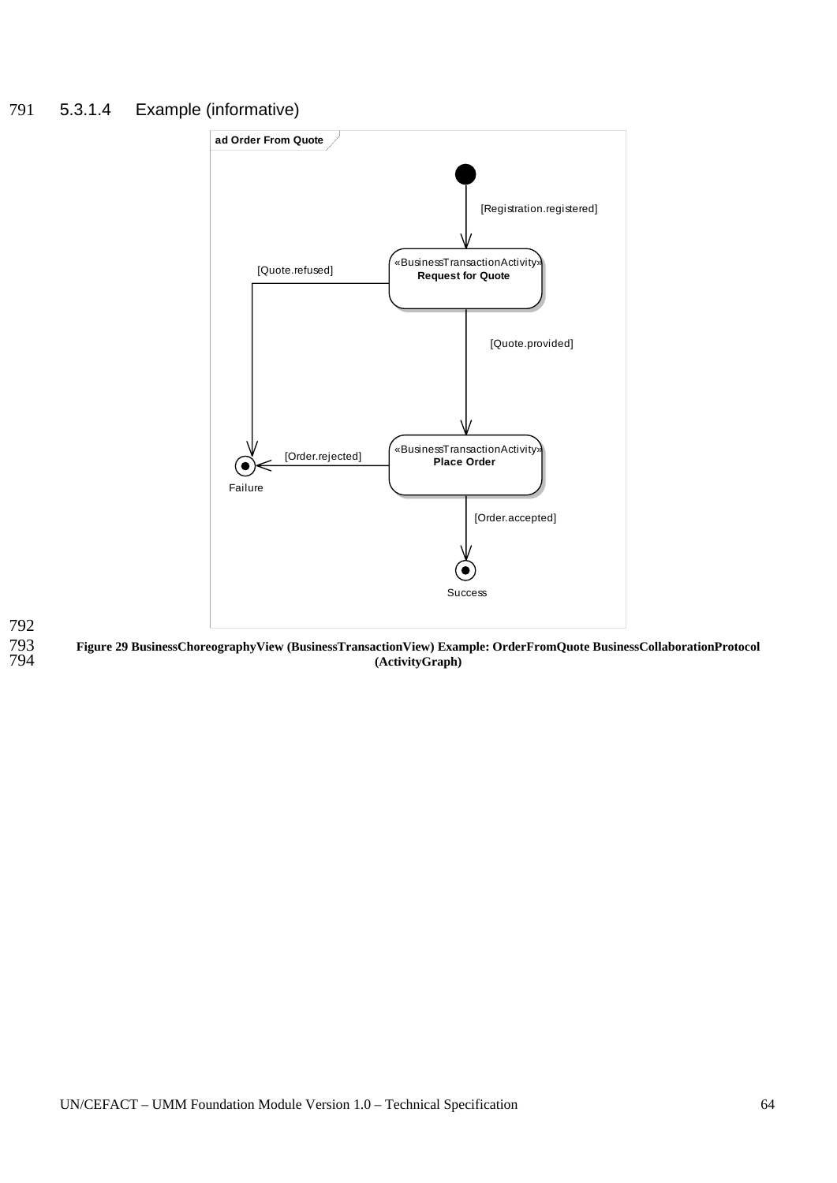#### 5.3.1.4 Example (informative)

Figure 29 BusinessChoreographyView (BusinessTransactionView) Example: OrderFromQuote BusinessCollaborationProtocol (ActivityGraph)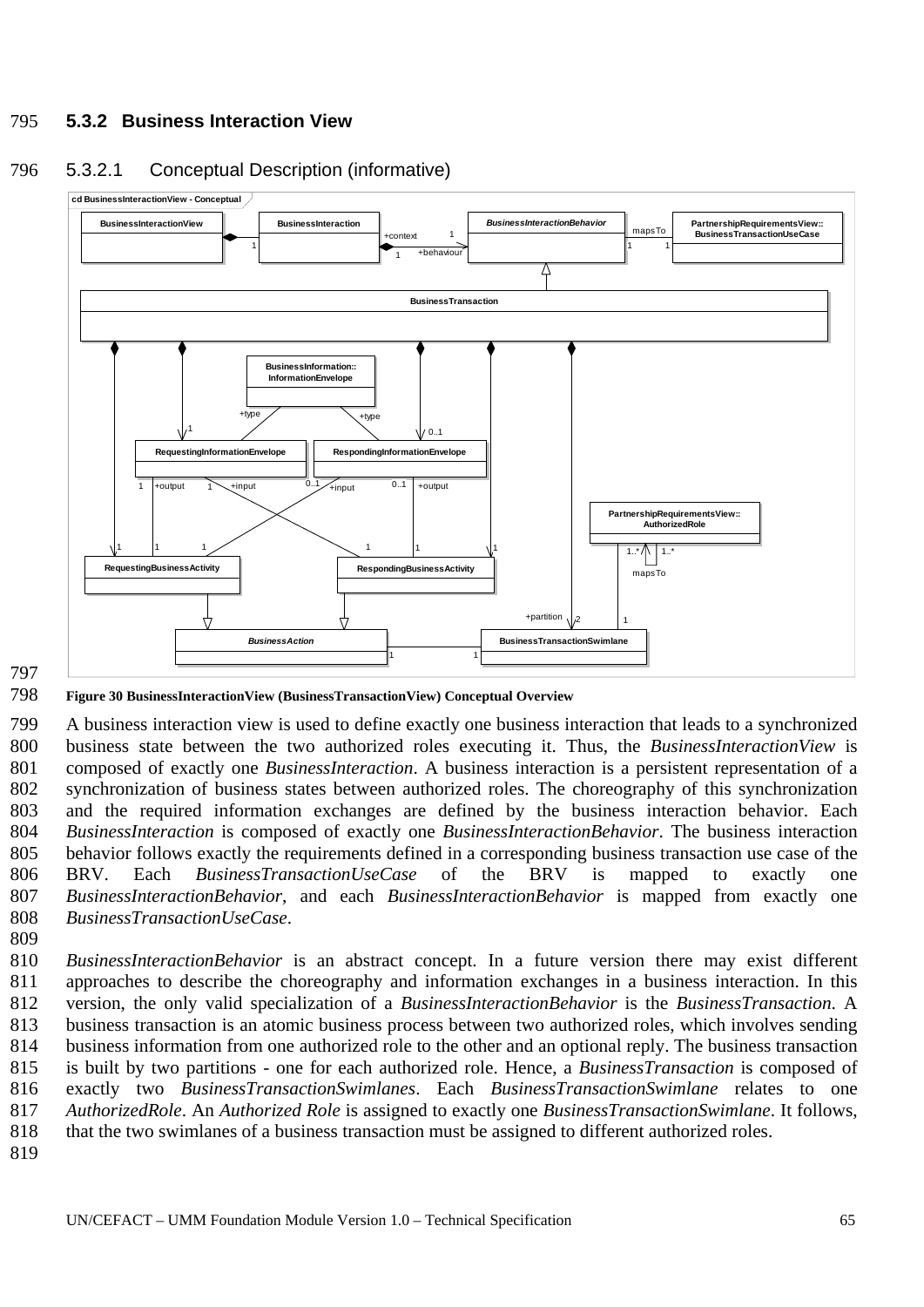### 5.3.2 Business Interaction View

#### 5.3.2.1 Conceptual Description (informative)

**Figure 30 BusinessInteractionView (BusinessTransactionView) Conceptual Overview**

A business interaction view is used to define exactly one business interaction that leads to a synchronized business state between the two authorized roles executing it. Thus, the *BusinessInteractionView* is composed of exactly one *BusinessInteraction*. A business interaction is a persistent representation of a synchronization of business states between authorized roles. The choreography of this synchronization and the required information exchanges are defined by the business interaction behavior. Each *BusinessInteraction* is composed of exactly one *BusinessInteractionBehavior*. The business interaction behavior follows exactly the requirements defined in a corresponding business transaction use case of the BRV. Each *BusinessTransactionUseCase* of the BRV is mapped to exactly one *BusinessInteractionBehavior*, and each *BusinessInteractionBehavior* is mapped from exactly one *BusinessTransactionUseCase*.

*BusinessInteractionBehavior* is an abstract concept. In a future version there may exist different approaches to describe the choreography and information exchanges in a business interaction. In this version, the only valid specialization of a *BusinessInteractionBehavior* is the *BusinessTransaction*. A business transaction is an atomic business process between two authorized roles, which involves sending business information from one authorized role to the other and an optional reply. The business transaction is built by two partitions - one for each authorized role. Hence, a *BusinessTransaction* is composed of exactly two *BusinessTransactionSwimlanes*. Each *BusinessTransactionSwimlane* relates to one *AuthorizedRole*. An *Authorized Role* is assigned to exactly one *BusinessTransactionSwimlane*. It follows, that the two swimlanes of a business transaction must be assigned to different authorized roles.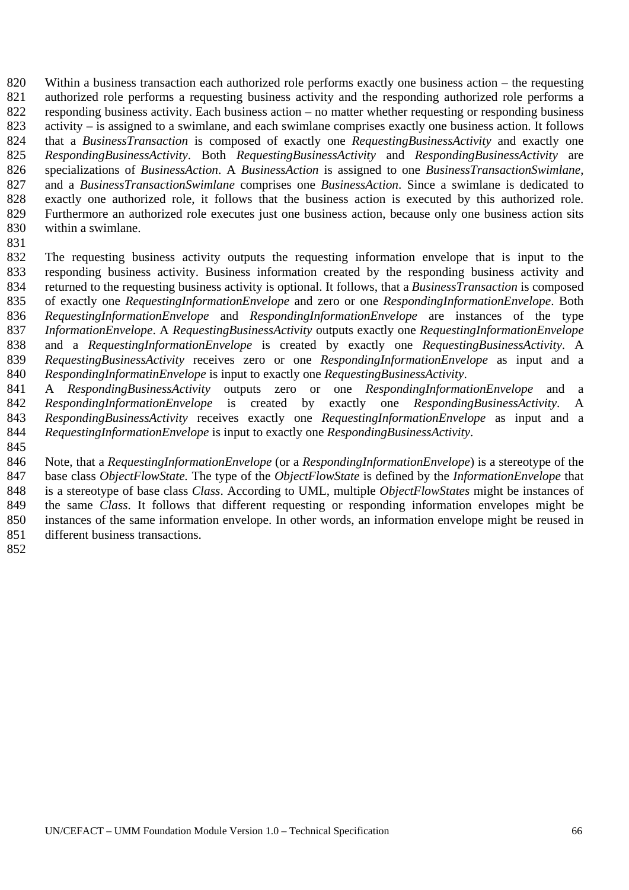Within a business transaction each authorized role performs exactly one business action – the requesting authorized role performs a requesting business activity and the responding authorized role performs a responding business activity. Each business action – no matter whether requesting or responding business activity – is assigned to a swimlane, and each swimlane comprises exactly one business action. It follows that a *BusinessTransaction* is composed of exactly one *RequestingBusinessActivity* and exactly one *RespondingBusinessActivity*. Both *RequestingBusinessActivity* and *RespondingBusinessActivity* are specializations of *BusinessAction*. A *BusinessAction* is assigned to one *BusinessTransactionSwimlane*, and a *BusinessTransactionSwimlane* comprises one *BusinessAction*. Since a swimlane is dedicated to exactly one authorized role, it follows that the business action is executed by this authorized role. Furthermore an authorized role executes just one business action, because only one business action sits within a swimlane.

The requesting business activity outputs the requesting information envelope that is input to the responding business activity. Business information created by the responding business activity and returned to the requesting business activity is optional. It follows, that a *BusinessTransaction* is composed of exactly one *RequestingInformationEnvelope* and zero or one *RespondingInformationEnvelope*. Both *RequestingInformationEnvelope* and *RespondingInformationEnvelope* are instances of the type *InformationEnvelope*. A *RequestingBusinessActivity* outputs exactly one *RequestingInformationEnvelope* and a *RequestingInformationEnvelope* is created by exactly one *RequestingBusinessActivity*. A *RequestingBusinessActivity* receives zero or one *RespondingInformationEnvelope* as input and a *RespondingInformatinEnvelope* is input to exactly one *RequestingBusinessActivity*.
A *RespondingBusinessActivity* outputs zero or one *RespondingInformationEnvelope* and a *RespondingInformationEnvelope* is created by exactly one *RespondingBusinessActivity*. A *RespondingBusinessActivity* receives exactly one *RequestingInformationEnvelope* as input and a *RequestingInformationEnvelope* is input to exactly one *RespondingBusinessActivity*.

Note, that a *RequestingInformationEnvelope* (or a *RespondingInformationEnvelope*) is a stereotype of the base class *ObjectFlowState.* The type of the *ObjectFlowState* is defined by the *InformationEnvelope* that is a stereotype of base class *Class*. According to UML, multiple *ObjectFlowStates* might be instances of the same *Class*. It follows that different requesting or responding information envelopes might be instances of the same information envelope. In other words, an information envelope might be reused in different business transactions.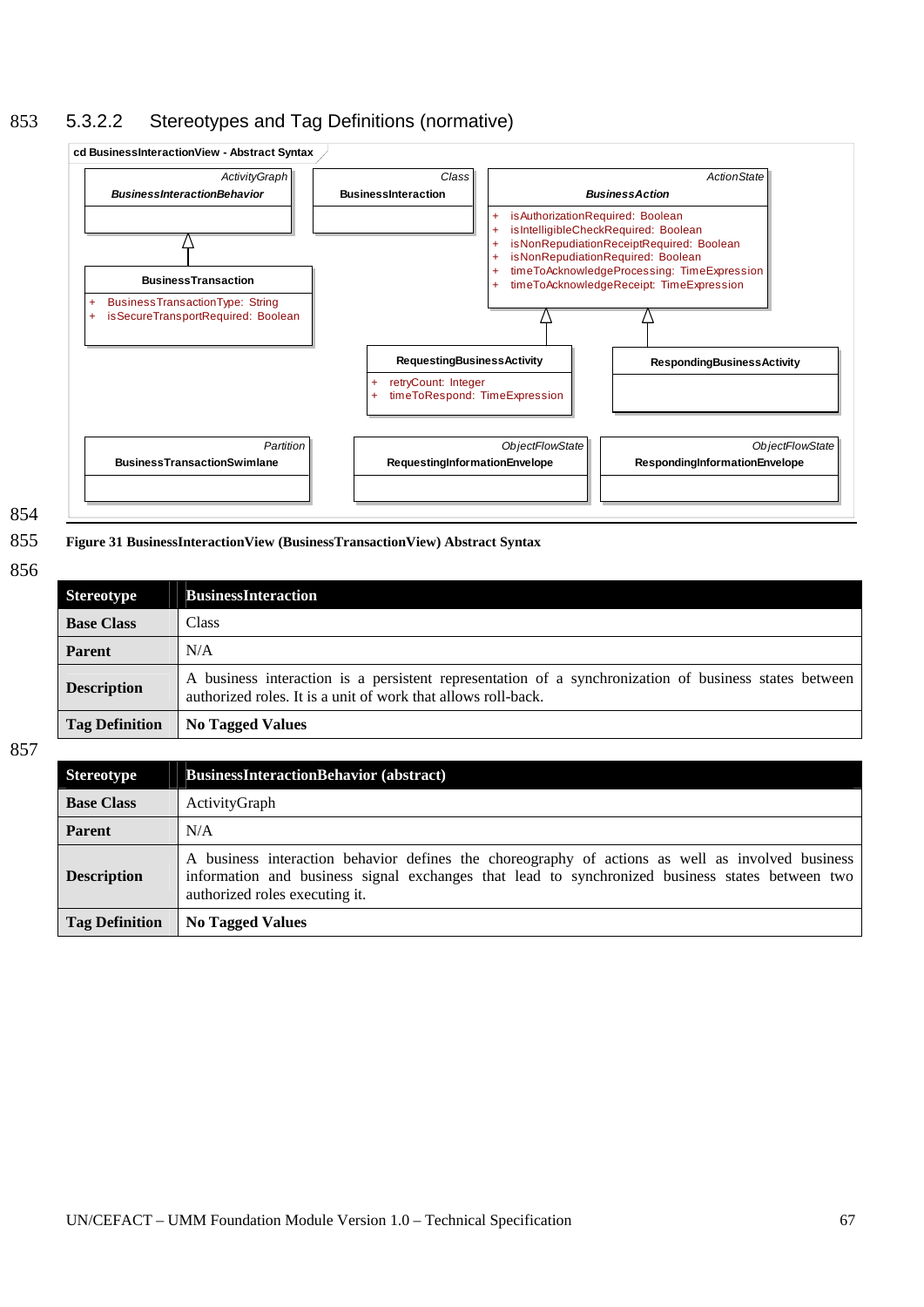### 5.3.2.2 Stereotypes and Tag Definitions (normative)

**Figure 31 BusinessInteractionView (BusinessTransactionView) Abstract Syntax**

| **Stereotype** | **BusinessInteraction** |
|---|---|
| **Base Class** | Class |
| **Parent** | N/A |
| **Description** | A business interaction is a persistent representation of a synchronization of business states between authorized roles. It is a unit of work that allows roll-back. |
| **Tag Definition** | **No Tagged Values** |

| **Stereotype** | **BusinessInteractionBehavior (abstract)** |
|---|---|
| **Base Class** | ActivityGraph |
| **Parent** | N/A |
| **Description** | A business interaction behavior defines the choreography of actions as well as involved business information and business signal exchanges that lead to synchronized business states between two authorized roles executing it. |
| **Tag Definition** | **No Tagged Values** |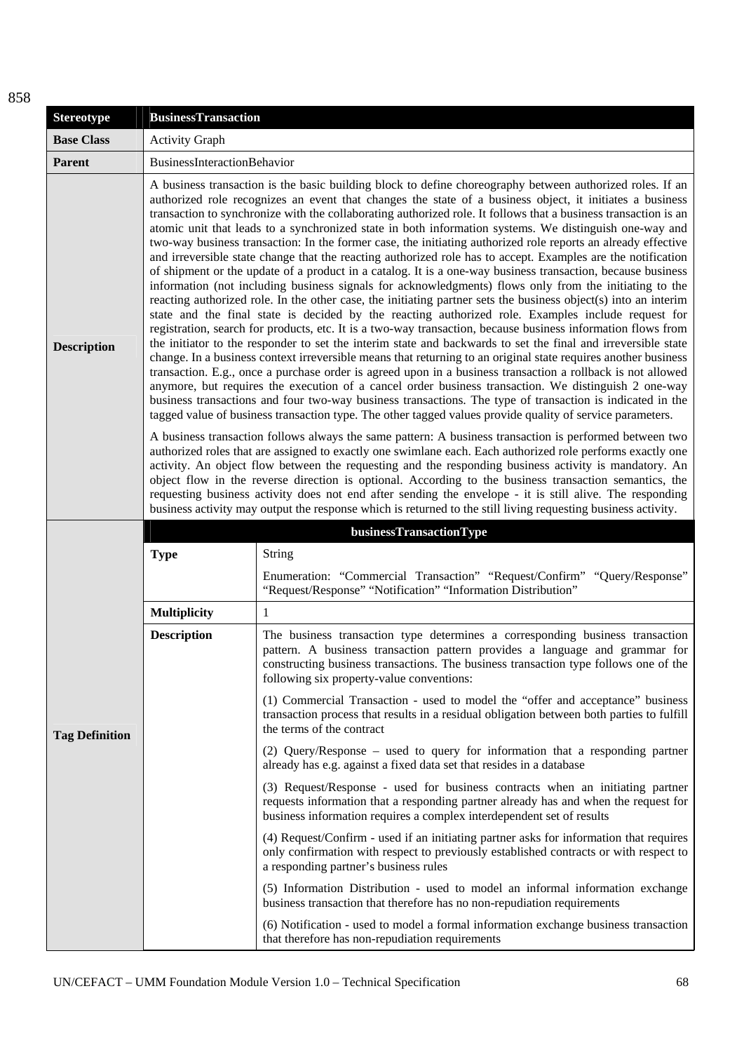| Stereotype | BusinessTransaction | |
|---|---|---|
| **Base Class** | Activity Graph | |
| **Parent** | BusinessInteractionBehavior | |
| **Description** | A business transaction is the basic building block to define choreography between authorized roles. If an authorized role recognizes an event that changes the state of a business object, it initiates a business transaction to synchronize with the collaborating authorized role. It follows that a business transaction is an atomic unit that leads to a synchronized state in both information systems. We distinguish one-way and two-way business transaction: In the former case, the initiating authorized role reports an already effective and irreversible state change that the reacting authorized role has to accept. Examples are the notification of shipment or the update of a product in a catalog. It is a one-way business transaction, because business information (not including business signals for acknowledgments) flows only from the initiating to the reacting authorized role. In the other case, the initiating partner sets the business object(s) into an interim state and the final state is decided by the reacting authorized role. Examples include request for registration, search for products, etc. It is a two-way transaction, because business information flows from the initiator to the responder to set the interim state and backwards to set the final and irreversible state change. In a business context irreversible means that returning to an original state requires another business transaction. E.g., once a purchase order is agreed upon in a business transaction a rollback is not allowed anymore, but requires the execution of a cancel order business transaction. We distinguish 2 one-way business transactions and four two-way business transactions. The type of transaction is indicated in the tagged value of business transaction type. The other tagged values provide quality of service parameters.<br><br>A business transaction follows always the same pattern: A business transaction is performed between two authorized roles that are assigned to exactly one swimlane each. Each authorized role performs exactly one activity. An object flow between the requesting and the responding business activity is mandatory. An object flow in the reverse direction is optional. According to the business transaction semantics, the requesting business activity does not end after sending the envelope - it is still alive. The responding business activity may output the response which is returned to the still living requesting business activity. | |
| **Tag Definition** | **businessTransactionType** | |
| | **Type** | String<br><br>Enumeration: "Commercial Transaction" "Request/Confirm" "Query/Response" "Request/Response" "Notification" "Information Distribution" |
| | **Multiplicity** | 1 |
| | **Description** | The business transaction type determines a corresponding business transaction pattern. A business transaction pattern provides a language and grammar for constructing business transactions. The business transaction type follows one of the following six property-value conventions:<br><br>(1) Commercial Transaction - used to model the "offer and acceptance" business transaction process that results in a residual obligation between both parties to fulfill the terms of the contract<br><br>(2) Query/Response – used to query for information that a responding partner already has e.g. against a fixed data set that resides in a database<br><br>(3) Request/Response - used for business contracts when an initiating partner requests information that a responding partner already has and when the request for business information requires a complex interdependent set of results<br><br>(4) Request/Confirm - used if an initiating partner asks for information that requires only confirmation with respect to previously established contracts or with respect to a responding partner's business rules<br><br>(5) Information Distribution - used to model an informal information exchange business transaction that therefore has no non-repudiation requirements<br><br>(6) Notification - used to model a formal information exchange business transaction that therefore has non-repudiation requirements |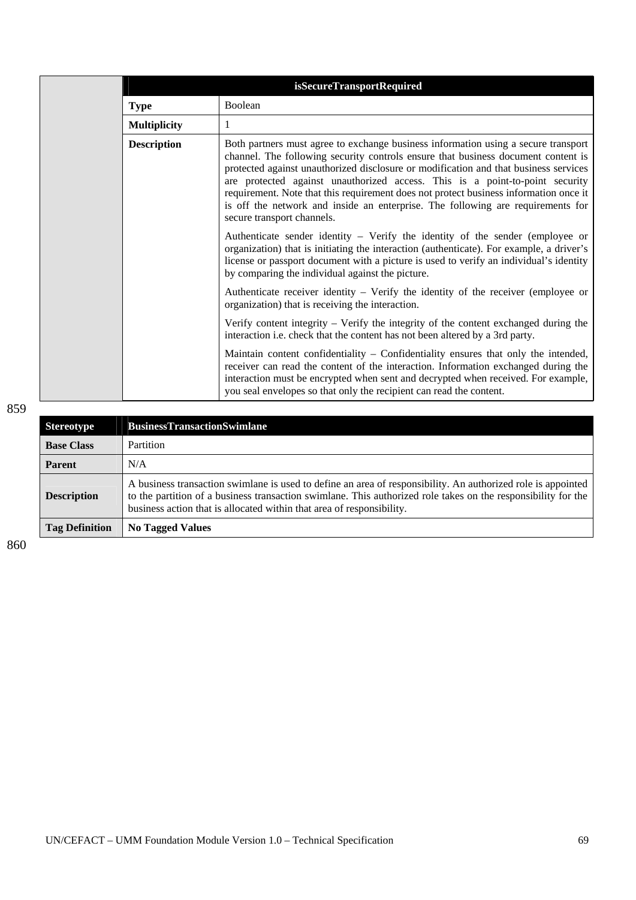| | isSecureTransportRequired | |
|---|---|---|
| | **Type** | Boolean |
| | **Multiplicity** | 1 |
| | **Description** | Both partners must agree to exchange business information using a secure transport channel. The following security controls ensure that business document content is protected against unauthorized disclosure or modification and that business services are protected against unauthorized access. This is a point-to-point security requirement. Note that this requirement does not protect business information once it is off the network and inside an enterprise. The following are requirements for secure transport channels.<br><br>Authenticate sender identity – Verify the identity of the sender (employee or organization) that is initiating the interaction (authenticate). For example, a driver's license or passport document with a picture is used to verify an individual's identity by comparing the individual against the picture.<br><br>Authenticate receiver identity – Verify the identity of the receiver (employee or organization) that is receiving the interaction.<br><br>Verify content integrity – Verify the integrity of the content exchanged during the interaction i.e. check that the content has not been altered by a 3rd party.<br><br>Maintain content confidentiality – Confidentiality ensures that only the intended, receiver can read the content of the interaction. Information exchanged during the interaction must be encrypted when sent and decrypted when received. For example, you seal envelopes so that only the recipient can read the content. |

859

| Stereotype | BusinessTransactionSwimlane |
|---|---|
| **Base Class** | Partition |
| **Parent** | N/A |
| **Description** | A business transaction swimlane is used to define an area of responsibility. An authorized role is appointed to the partition of a business transaction swimlane. This authorized role takes on the responsibility for the business action that is allocated within that area of responsibility. |
| **Tag Definition** | **No Tagged Values** |

860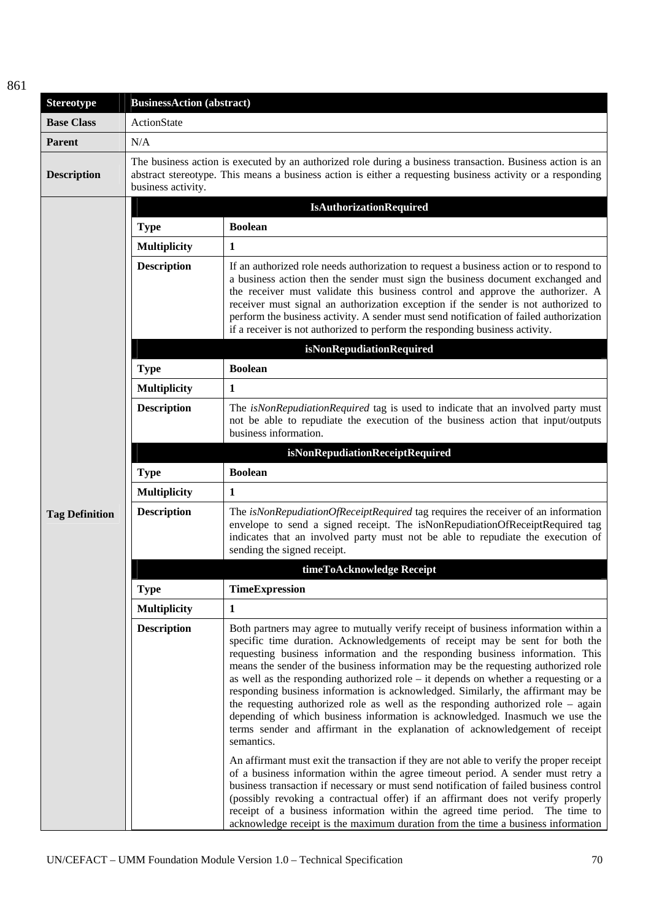861

| Stereotype | BusinessAction (abstract) | |
|---|---|---|
| **Base Class** | ActionState | |
| **Parent** | N/A | |
| **Description** | The business action is executed by an authorized role during a business transaction. Business action is an abstract stereotype. This means a business action is either a requesting business activity or a responding business activity. | |
| **Tag Definition** | **IsAuthorizationRequired** | |
| | **Type** | **Boolean** |
| | **Multiplicity** | **1** |
| | **Description** | If an authorized role needs authorization to request a business action or to respond to a business action then the sender must sign the business document exchanged and the receiver must validate this business control and approve the authorizer. A receiver must signal an authorization exception if the sender is not authorized to perform the business activity. A sender must send notification of failed authorization if a receiver is not authorized to perform the responding business activity. |
| | **isNonRepudiationRequired** | |
| | **Type** | **Boolean** |
| | **Multiplicity** | **1** |
| | **Description** | The *isNonRepudiationRequired* tag is used to indicate that an involved party must not be able to repudiate the execution of the business action that input/outputs business information. |
| | **isNonRepudiationReceiptRequired** | |
| | **Type** | **Boolean** |
| | **Multiplicity** | **1** |
| | **Description** | The *isNonRepudiationOfReceiptRequired* tag requires the receiver of an information envelope to send a signed receipt. The isNonRepudiationOfReceiptRequired tag indicates that an involved party must not be able to repudiate the execution of sending the signed receipt. |
| | **timeToAcknowledge Receipt** | |
| | **Type** | **TimeExpression** |
| | **Multiplicity** | **1** |
| | **Description** | Both partners may agree to mutually verify receipt of business information within a specific time duration. Acknowledgements of receipt may be sent for both the requesting business information and the responding business information. This means the sender of the business information may be the requesting authorized role as well as the responding authorized role – it depends on whether a requesting or a responding business information is acknowledged. Similarly, the affirmant may be the requesting authorized role as well as the responding authorized role – again depending of which business information is acknowledged. Inasmuch we use the terms sender and affirmant in the explanation of acknowledgement of receipt semantics.<br><br>An affirmant must exit the transaction if they are not able to verify the proper receipt of a business information within the agree timeout period. A sender must retry a business transaction if necessary or must send notification of failed business control (possibly revoking a contractual offer) if an affirmant does not verify properly receipt of a business information within the agreed time period. The time to acknowledge receipt is the maximum duration from the time a business information |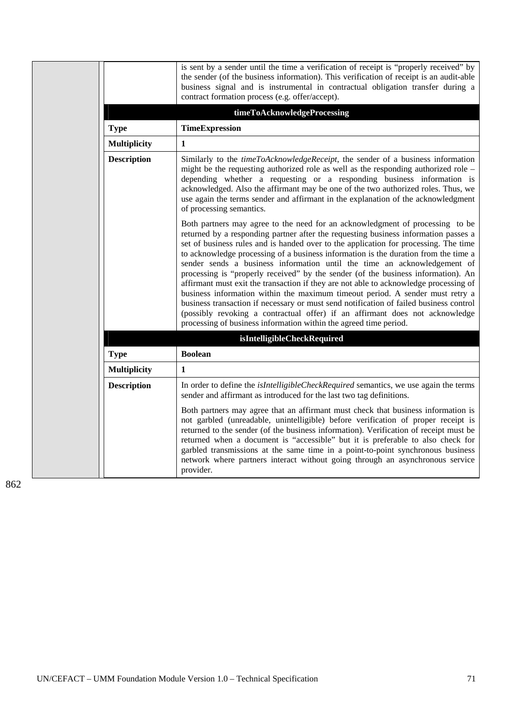| | |
|---|---|
| | is sent by a sender until the time a verification of receipt is "properly received" by the sender (of the business information). This verification of receipt is an audit-able business signal and is instrumental in contractual obligation transfer during a contract formation process (e.g. offer/accept). |
| **timeToAcknowledgeProcessing** | |
| **Type** | **TimeExpression** |
| **Multiplicity** | **1** |
| **Description** | Similarly to the *timeToAcknowledgeReceipt*, the sender of a business information might be the requesting authorized role as well as the responding authorized role – depending whether a requesting or a responding business information is acknowledged. Also the affirmant may be one of the two authorized roles. Thus, we use again the terms sender and affirmant in the explanation of the acknowledgment of processing semantics.<br><br>Both partners may agree to the need for an acknowledgment of processing to be returned by a responding partner after the requesting business information passes a set of business rules and is handed over to the application for processing. The time to acknowledge processing of a business information is the duration from the time a sender sends a business information until the time an acknowledgement of processing is "properly received" by the sender (of the business information). An affirmant must exit the transaction if they are not able to acknowledge processing of business information within the maximum timeout period. A sender must retry a business transaction if necessary or must send notification of failed business control (possibly revoking a contractual offer) if an affirmant does not acknowledge processing of business information within the agreed time period. |
| **isIntelligibleCheckRequired** | |
| **Type** | **Boolean** |
| **Multiplicity** | **1** |
| **Description** | In order to define the *isIntelligibleCheckRequired* semantics, we use again the terms sender and affirmant as introduced for the last two tag definitions.<br><br>Both partners may agree that an affirmant must check that business information is not garbled (unreadable, unintelligible) before verification of proper receipt is returned to the sender (of the business information). Verification of receipt must be returned when a document is "accessible" but it is preferable to also check for garbled transmissions at the same time in a point-to-point synchronous business network where partners interact without going through an asynchronous service provider. |

862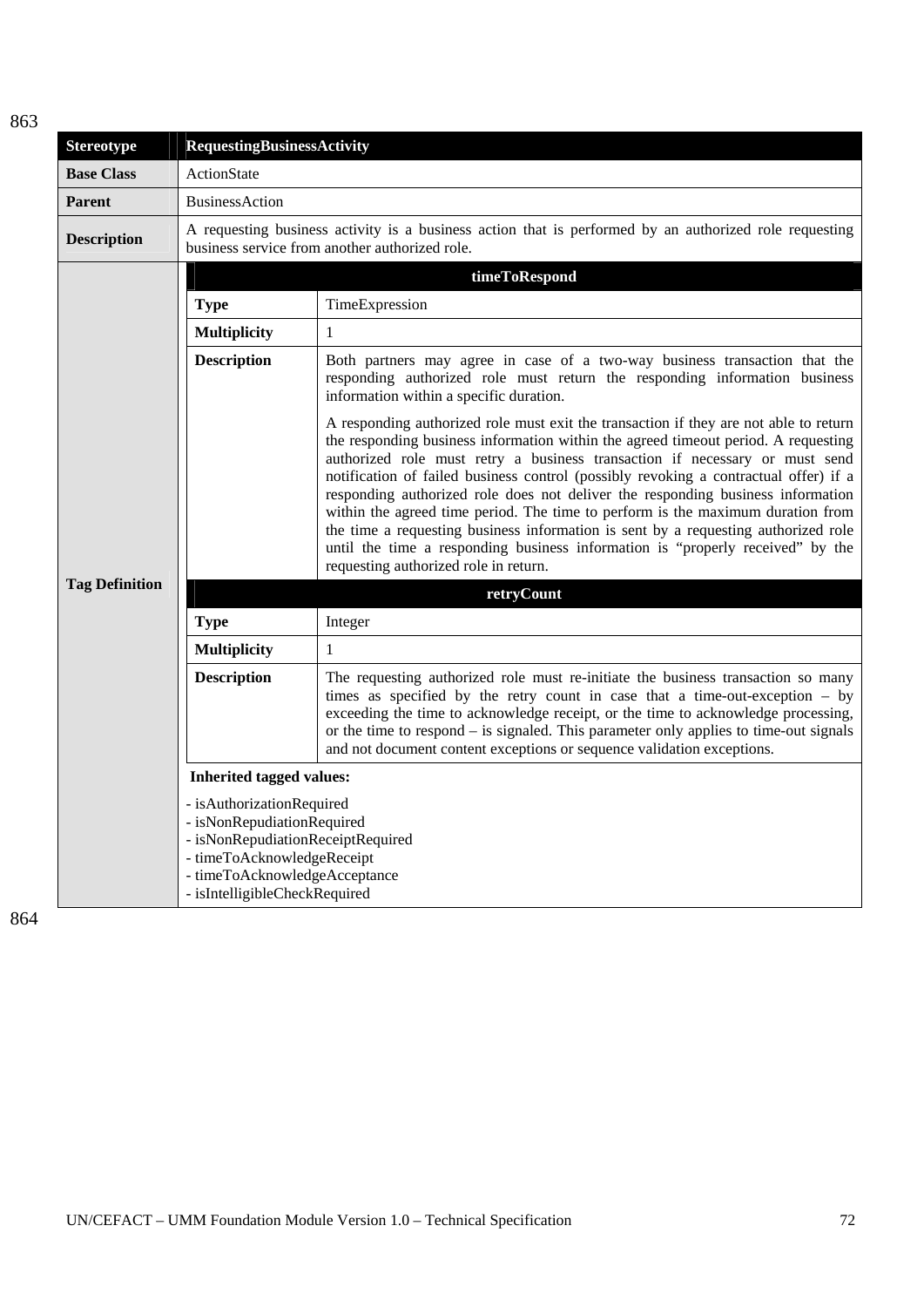863

| Stereotype | RequestingBusinessActivity | |
|---|---|---|
| **Base Class** | ActionState | |
| **Parent** | BusinessAction | |
| **Description** | A requesting business activity is a business action that is performed by an authorized role requesting business service from another authorized role. | |
| **Tag Definition** | **timeToRespond** | |
| | **Type** | TimeExpression |
| | **Multiplicity** | 1 |
| | **Description** | Both partners may agree in case of a two-way business transaction that the responding authorized role must return the responding information business information within a specific duration.<br><br>A responding authorized role must exit the transaction if they are not able to return the responding business information within the agreed timeout period. A requesting authorized role must retry a business transaction if necessary or must send notification of failed business control (possibly revoking a contractual offer) if a responding authorized role does not deliver the responding business information within the agreed time period. The time to perform is the maximum duration from the time a requesting business information is sent by a requesting authorized role until the time a responding business information is "properly received" by the requesting authorized role in return. |
| | **retryCount** | |
| | **Type** | Integer |
| | **Multiplicity** | 1 |
| | **Description** | The requesting authorized role must re-initiate the business transaction so many times as specified by the retry count in case that a time-out-exception – by exceeding the time to acknowledge receipt, or the time to acknowledge processing, or the time to respond – is signaled. This parameter only applies to time-out signals and not document content exceptions or sequence validation exceptions. |
| | **Inherited tagged values:**<br><br>- isAuthorizationRequired<br>- isNonRepudiationRequired<br>- isNonRepudiationReceiptRequired<br>- timeToAcknowledgeReceipt<br>- timeToAcknowledgeAcceptance<br>- isIntelligibleCheckRequired | |

864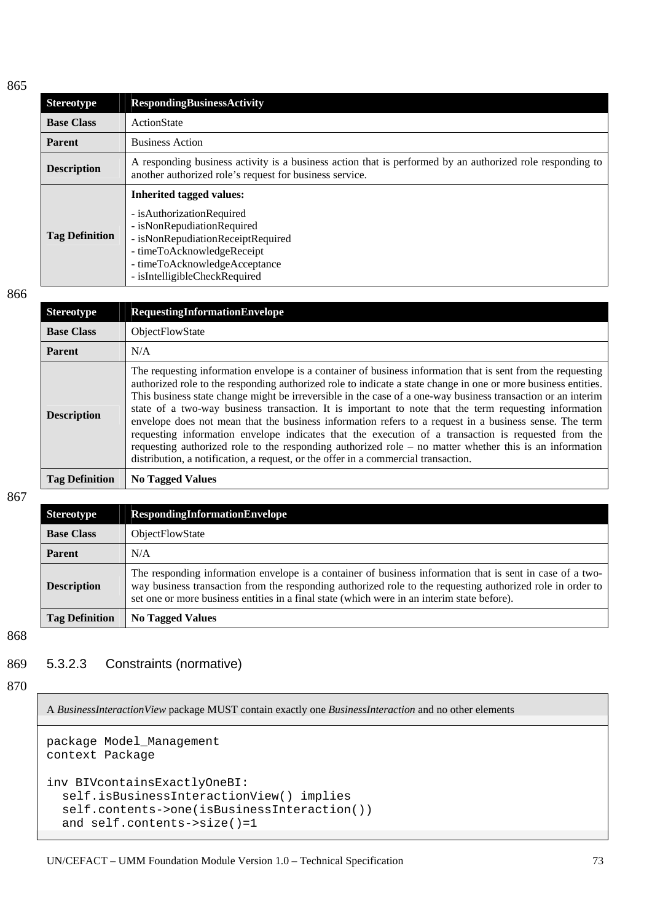| Stereotype | RespondingBusinessActivity |
|---|---|
| **Base Class** | ActionState |
| **Parent** | Business Action |
| **Description** | A responding business activity is a business action that is performed by an authorized role responding to another authorized role's request for business service. |
| **Tag Definition** | **Inherited tagged values:**<br>- isAuthorizationRequired<br>- isNonRepudiationRequired<br>- isNonRepudiationReceiptRequired<br>- timeToAcknowledgeReceipt<br>- timeToAcknowledgeAcceptance<br>- isIntelligibleCheckRequired |

| Stereotype | RequestingInformationEnvelope |
|---|---|
| **Base Class** | ObjectFlowState |
| **Parent** | N/A |
| **Description** | The requesting information envelope is a container of business information that is sent from the requesting authorized role to the responding authorized role to indicate a state change in one or more business entities. This business state change might be irreversible in the case of a one-way business transaction or an interim state of a two-way business transaction. It is important to note that the term requesting information envelope does not mean that the business information refers to a request in a business sense. The term requesting information envelope indicates that the execution of a transaction is requested from the requesting authorized role to the responding authorized role – no matter whether this is an information distribution, a notification, a request, or the offer in a commercial transaction. |
| **Tag Definition** | **No Tagged Values** |

| Stereotype | RespondingInformationEnvelope |
|---|---|
| **Base Class** | ObjectFlowState |
| **Parent** | N/A |
| **Description** | The responding information envelope is a container of business information that is sent in case of a two-way business transaction from the responding authorized role to the requesting authorized role in order to set one or more business entities in a final state (which were in an interim state before). |
| **Tag Definition** | **No Tagged Values** |

### 5.3.2.3 Constraints (normative)

A *BusinessInteractionView* package MUST contain exactly one *BusinessInteraction* and no other elements

```
package Model_Management
context Package

inv BIVcontainsExactlyOneBI:
  self.isBusinessInteractionView() implies
  self.contents->one(isBusinessInteraction())
  and self.contents->size()=1
```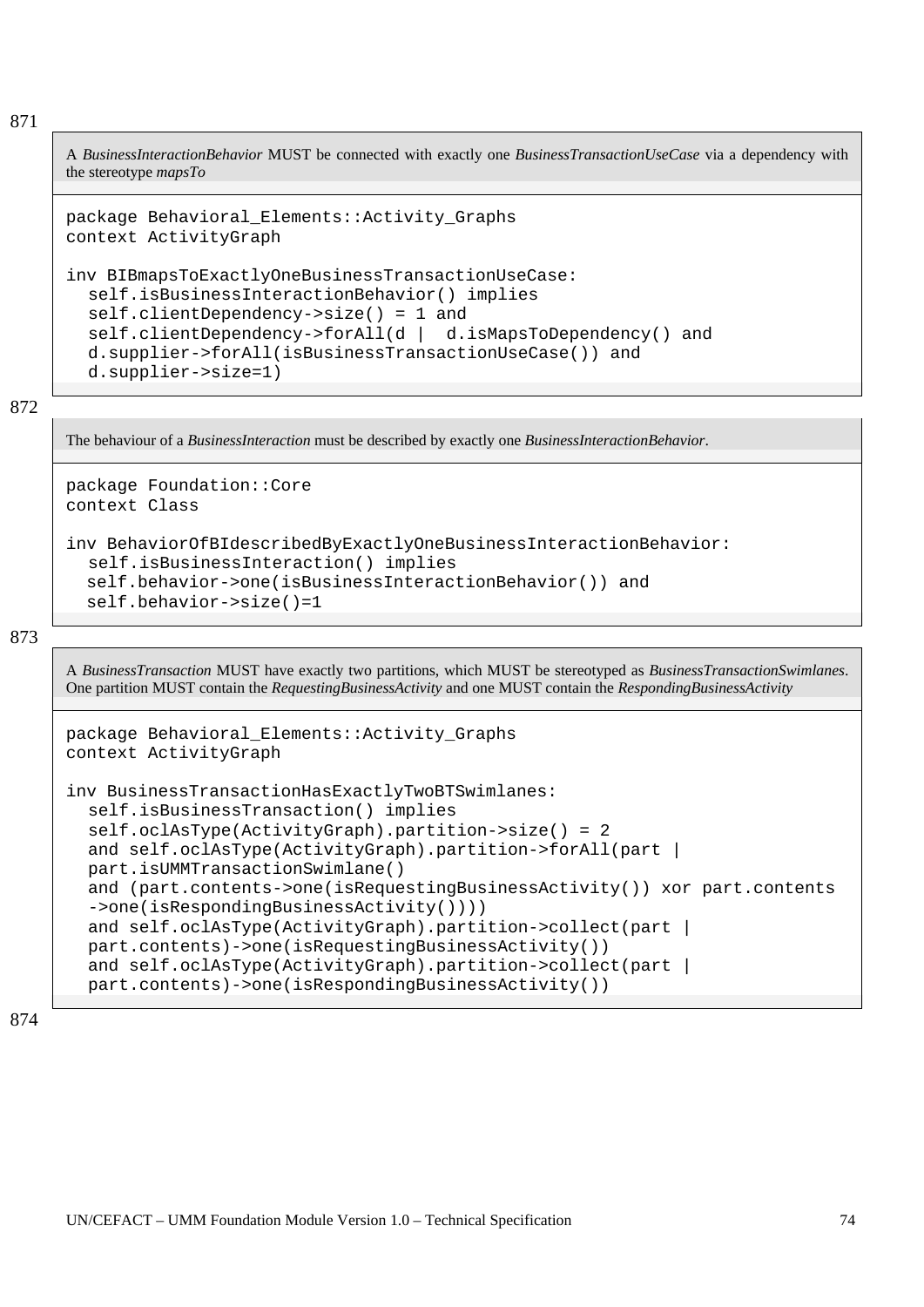871

A *BusinessInteractionBehavior* MUST be connected with exactly one *BusinessTransactionUseCase* via a dependency with the stereotype *mapsTo*

```
package Behavioral_Elements::Activity_Graphs
context ActivityGraph

inv BIBmapsToExactlyOneBusinessTransactionUseCase:
  self.isBusinessInteractionBehavior() implies
  self.clientDependency->size() = 1 and
  self.clientDependency->forAll(d |  d.isMapsToDependency() and
  d.supplier->forAll(isBusinessTransactionUseCase()) and
  d.supplier->size=1)
```

872

The behaviour of a *BusinessInteraction* must be described by exactly one *BusinessInteractionBehavior*.

```
package Foundation::Core
context Class

inv BehaviorOfBIdescribedByExactlyOneBusinessInteractionBehavior:
  self.isBusinessInteraction() implies
  self.behavior->one(isBusinessInteractionBehavior()) and
  self.behavior->size()=1
```

873

A *BusinessTransaction* MUST have exactly two partitions, which MUST be stereotyped as *BusinessTransactionSwimlanes*. One partition MUST contain the *RequestingBusinessActivity* and one MUST contain the *RespondingBusinessActivity*

```
package Behavioral_Elements::Activity_Graphs
context ActivityGraph

inv BusinessTransactionHasExactlyTwoBTSwimlanes:
  self.isBusinessTransaction() implies
  self.oclAsType(ActivityGraph).partition->size() = 2
  and self.oclAsType(ActivityGraph).partition->forAll(part |
  part.isUMMTransactionSwimlane()
  and (part.contents->one(isRequestingBusinessActivity()) xor part.contents
  ->one(isRespondingBusinessActivity())))
  and self.oclAsType(ActivityGraph).partition->collect(part |
  part.contents)->one(isRequestingBusinessActivity())
  and self.oclAsType(ActivityGraph).partition->collect(part |
  part.contents)->one(isRespondingBusinessActivity())
```

874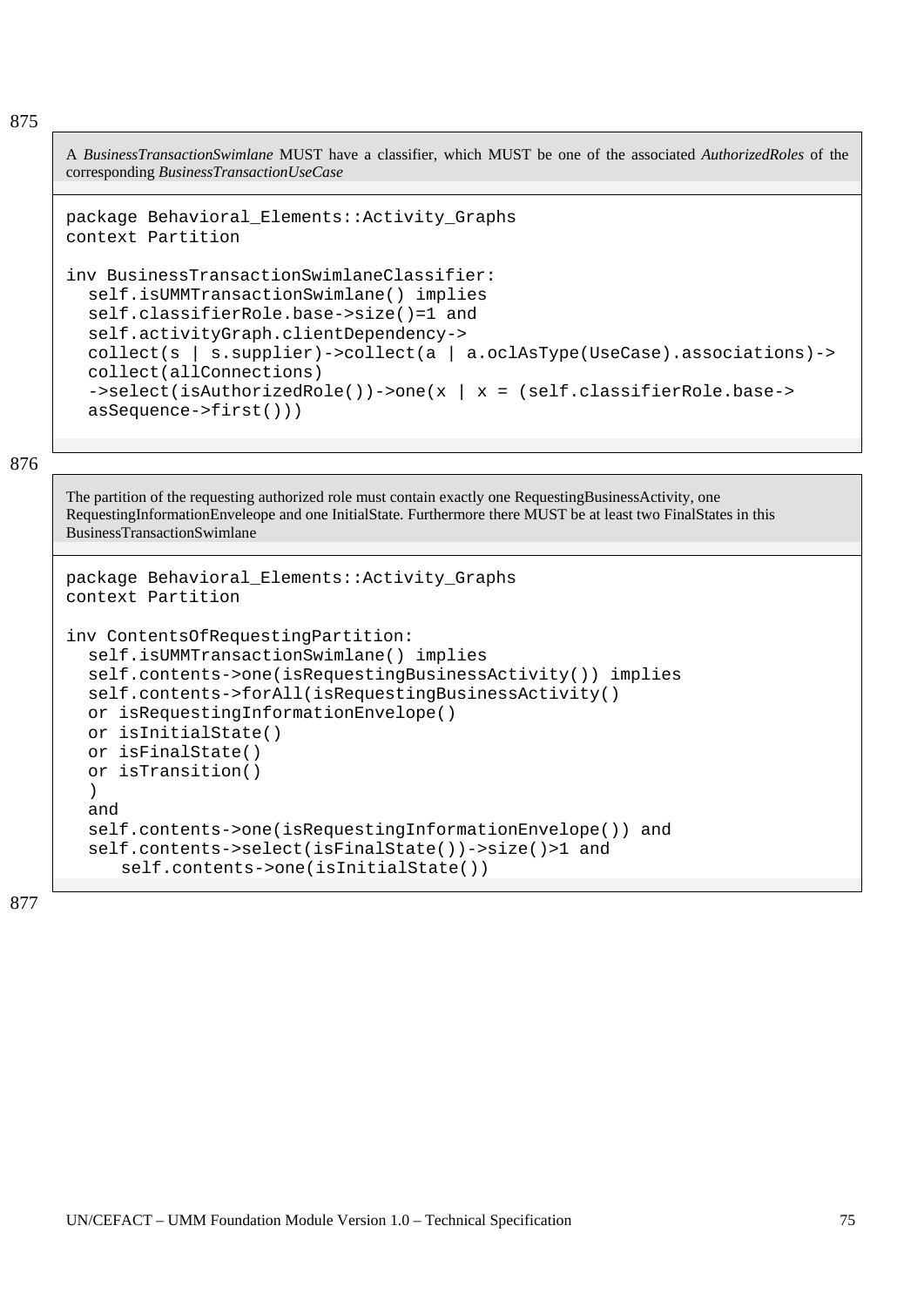875

A *BusinessTransactionSwimlane* MUST have a classifier, which MUST be one of the associated *AuthorizedRoles* of the corresponding *BusinessTransactionUseCase*

```
package Behavioral_Elements::Activity_Graphs
context Partition

inv BusinessTransactionSwimlaneClassifier:
  self.isUMMTransactionSwimlane() implies
  self.classifierRole.base->size()=1 and
  self.activityGraph.clientDependency->
  collect(s | s.supplier)->collect(a | a.oclAsType(UseCase).associations)->
  collect(allConnections)
  ->select(isAuthorizedRole())->one(x | x = (self.classifierRole.base->
  asSequence->first()))
```

876

The partition of the requesting authorized role must contain exactly one RequestingBusinessActivity, one RequestingInformationEnveleope and one InitialState. Furthermore there MUST be at least two FinalStates in this BusinessTransactionSwimlane

```
package Behavioral_Elements::Activity_Graphs
context Partition

inv ContentsOfRequestingPartition:
  self.isUMMTransactionSwimlane() implies
  self.contents->one(isRequestingBusinessActivity()) implies
  self.contents->forAll(isRequestingBusinessActivity()
  or isRequestingInformationEnvelope()
  or isInitialState()
  or isFinalState()
  or isTransition()
  )
  and
  self.contents->one(isRequestingInformationEnvelope()) and
  self.contents->select(isFinalState())->size()>1 and
     self.contents->one(isInitialState())
```

877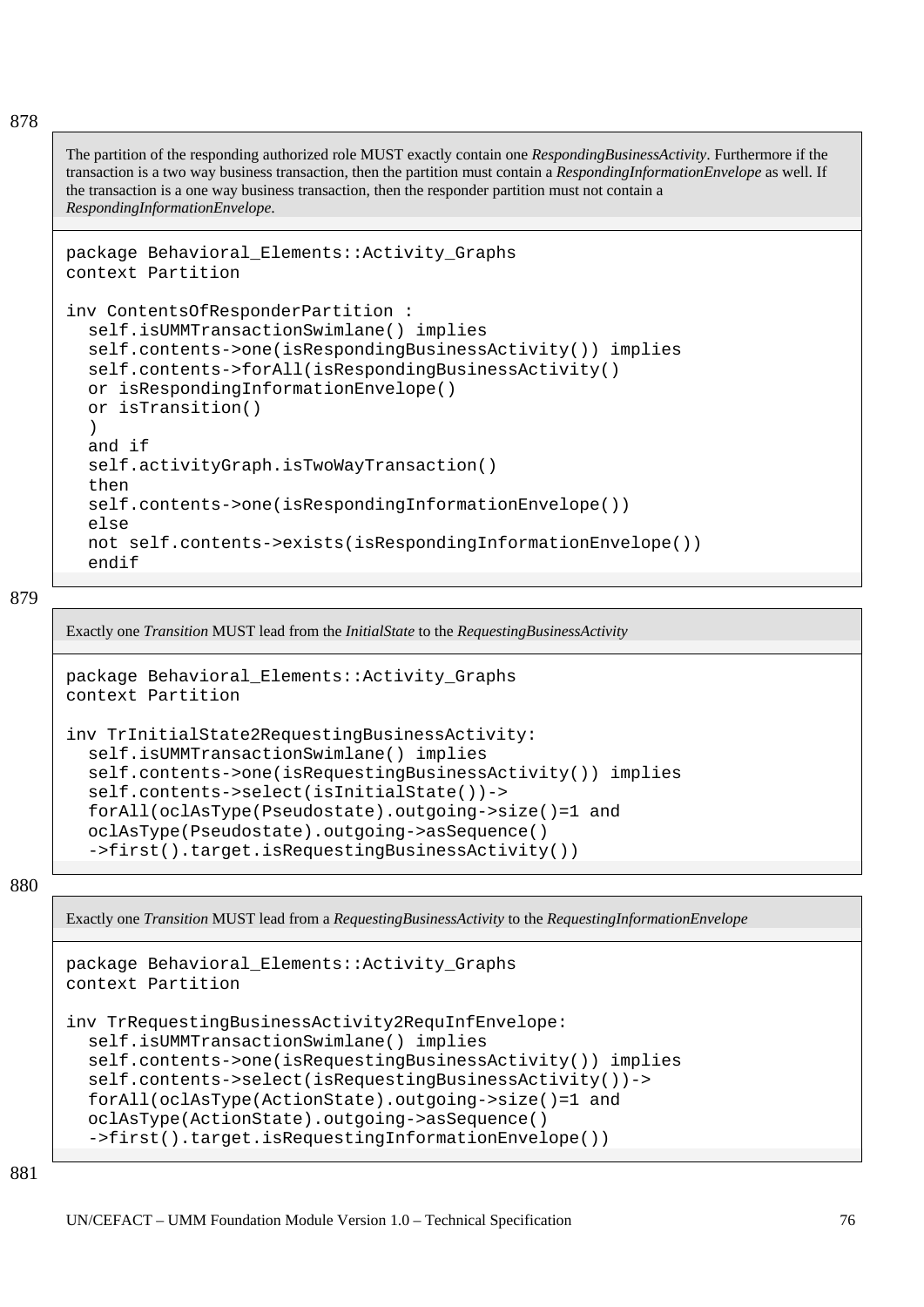878

The partition of the responding authorized role MUST exactly contain one *RespondingBusinessActivity*. Furthermore if the transaction is a two way business transaction, then the partition must contain a *RespondingInformationEnvelope* as well. If the transaction is a one way business transaction, then the responder partition must not contain a *RespondingInformationEnvelope*.

```
package Behavioral_Elements::Activity_Graphs
context Partition

inv ContentsOfResponderPartition :
  self.isUMMTransactionSwimlane() implies
  self.contents->one(isRespondingBusinessActivity()) implies
  self.contents->forAll(isRespondingBusinessActivity()
  or isRespondingInformationEnvelope()
  or isTransition()
  )
  and if
  self.activityGraph.isTwoWayTransaction()
  then
  self.contents->one(isRespondingInformationEnvelope())
  else
  not self.contents->exists(isRespondingInformationEnvelope())
  endif
```

879

Exactly one *Transition* MUST lead from the *InitialState* to the *RequestingBusinessActivity*

```
package Behavioral_Elements::Activity_Graphs
context Partition

inv TrInitialState2RequestingBusinessActivity:
  self.isUMMTransactionSwimlane() implies
  self.contents->one(isRequestingBusinessActivity()) implies
  self.contents->select(isInitialState())->
  forAll(oclAsType(Pseudostate).outgoing->size()=1 and
  oclAsType(Pseudostate).outgoing->asSequence()
  ->first().target.isRequestingBusinessActivity())
```

880

Exactly one *Transition* MUST lead from a *RequestingBusinessActivity* to the *RequestingInformationEnvelope*

```
package Behavioral_Elements::Activity_Graphs
context Partition

inv TrRequestingBusinessActivity2RequInfEnvelope:
  self.isUMMTransactionSwimlane() implies
  self.contents->one(isRequestingBusinessActivity()) implies
  self.contents->select(isRequestingBusinessActivity())->
  forAll(oclAsType(ActionState).outgoing->size()=1 and
  oclAsType(ActionState).outgoing->asSequence()
  ->first().target.isRequestingInformationEnvelope())
```

881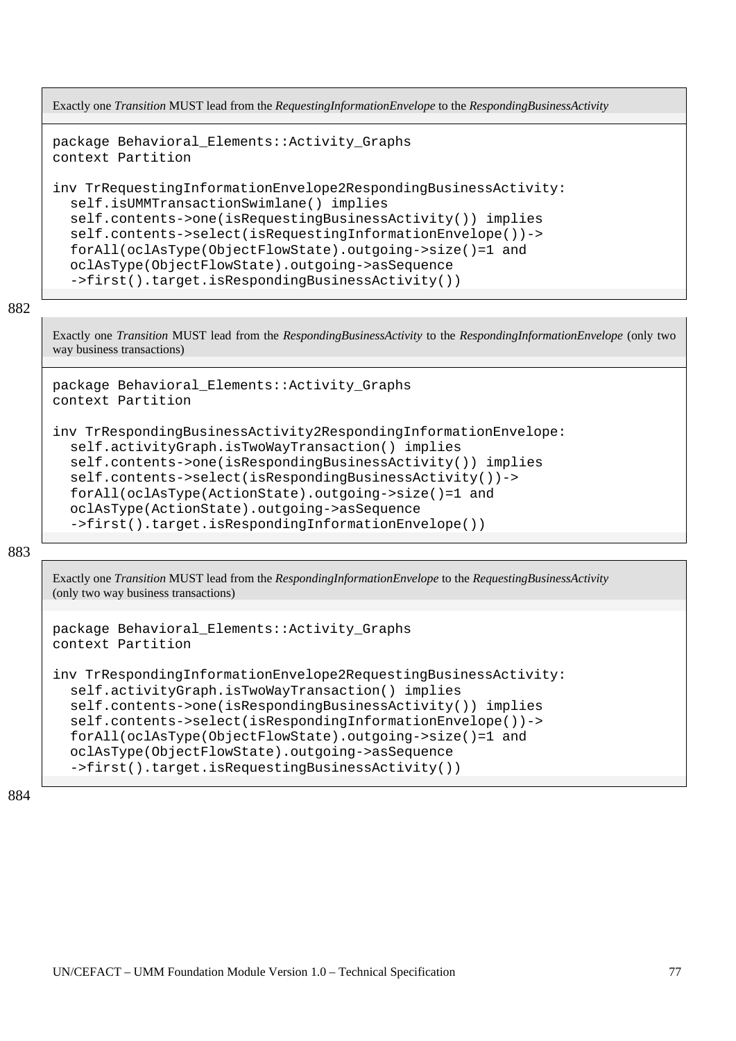Exactly one *Transition* MUST lead from the *RequestingInformationEnvelope* to the *RespondingBusinessActivity*

```
package Behavioral_Elements::Activity_Graphs
context Partition

inv TrRequestingInformationEnvelope2RespondingBusinessActivity:
  self.isUMMTransactionSwimlane() implies
  self.contents->one(isRequestingBusinessActivity()) implies
  self.contents->select(isRequestingInformationEnvelope())->
  forAll(oclAsType(ObjectFlowState).outgoing->size()=1 and
  oclAsType(ObjectFlowState).outgoing->asSequence
  ->first().target.isRespondingBusinessActivity())
```

882

Exactly one *Transition* MUST lead from the *RespondingBusinessActivity* to the *RespondingInformationEnvelope* (only two way business transactions)

```
package Behavioral_Elements::Activity_Graphs
context Partition

inv TrRespondingBusinessActivity2RespondingInformationEnvelope:
  self.activityGraph.isTwoWayTransaction() implies
  self.contents->one(isRespondingBusinessActivity()) implies
  self.contents->select(isRespondingBusinessActivity())->
  forAll(oclAsType(ActionState).outgoing->size()=1 and
  oclAsType(ActionState).outgoing->asSequence
  ->first().target.isRespondingInformationEnvelope())
```

883

Exactly one *Transition* MUST lead from the *RespondingInformationEnvelope* to the *RequestingBusinessActivity* (only two way business transactions)

```
package Behavioral_Elements::Activity_Graphs
context Partition

inv TrRespondingInformationEnvelope2RequestingBusinessActivity:
  self.activityGraph.isTwoWayTransaction() implies
  self.contents->one(isRespondingBusinessActivity()) implies
  self.contents->select(isRespondingInformationEnvelope())->
  forAll(oclAsType(ObjectFlowState).outgoing->size()=1 and
  oclAsType(ObjectFlowState).outgoing->asSequence
  ->first().target.isRequestingBusinessActivity())
```

884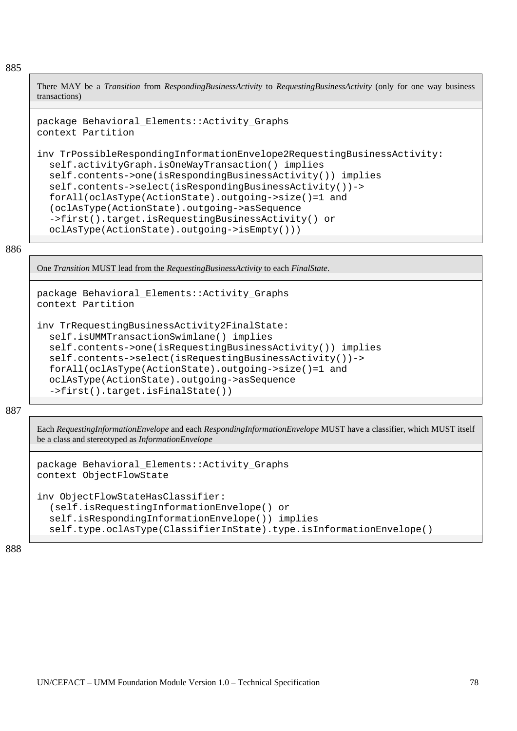There MAY be a *Transition* from *RespondingBusinessActivity* to *RequestingBusinessActivity* (only for one way business transactions)

```
package Behavioral_Elements::Activity_Graphs
context Partition

inv TrPossibleRespondingInformationEnvelope2RequestingBusinessActivity:
  self.activityGraph.isOneWayTransaction() implies
  self.contents->one(isRespondingBusinessActivity()) implies
  self.contents->select(isRespondingBusinessActivity())->
  forAll(oclAsType(ActionState).outgoing->size()=1 and
  (oclAsType(ActionState).outgoing->asSequence
  ->first().target.isRequestingBusinessActivity() or
  oclAsType(ActionState).outgoing->isEmpty()))
```

One *Transition* MUST lead from the *RequestingBusinessActivity* to each *FinalState*.

```
package Behavioral_Elements::Activity_Graphs
context Partition

inv TrRequestingBusinessActivity2FinalState:
  self.isUMMTransactionSwimlane() implies
  self.contents->one(isRequestingBusinessActivity()) implies
  self.contents->select(isRequestingBusinessActivity())->
  forAll(oclAsType(ActionState).outgoing->size()=1 and
  oclAsType(ActionState).outgoing->asSequence
  ->first().target.isFinalState())
```

Each *RequestingInformationEnvelope* and each *RespondingInformationEnvelope* MUST have a classifier, which MUST itself be a class and stereotyped as *InformationEnvelope*

```
package Behavioral_Elements::Activity_Graphs
context ObjectFlowState

inv ObjectFlowStateHasClassifier:
  (self.isRequestingInformationEnvelope() or
  self.isRespondingInformationEnvelope()) implies
  self.type.oclAsType(ClassifierInState).type.isInformationEnvelope()
```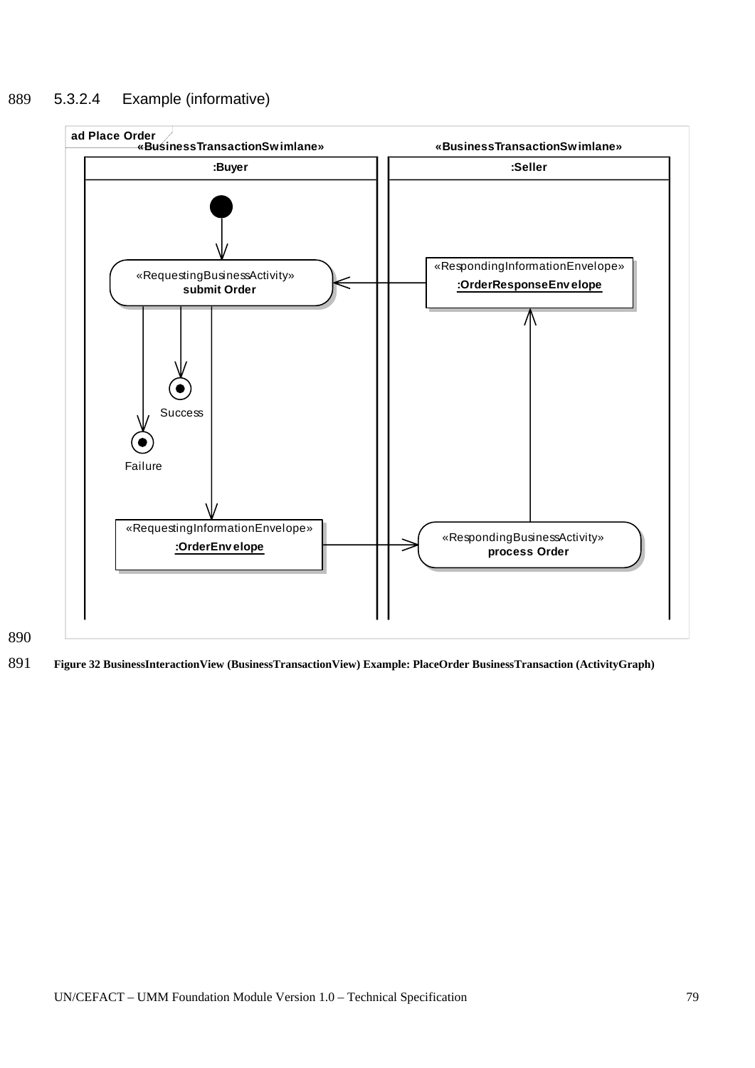889 5.3.2.4 Example (informative)

890

891 **Figure 32 BusinessInteractionView (BusinessTransactionView) Example: PlaceOrder BusinessTransaction (ActivityGraph)**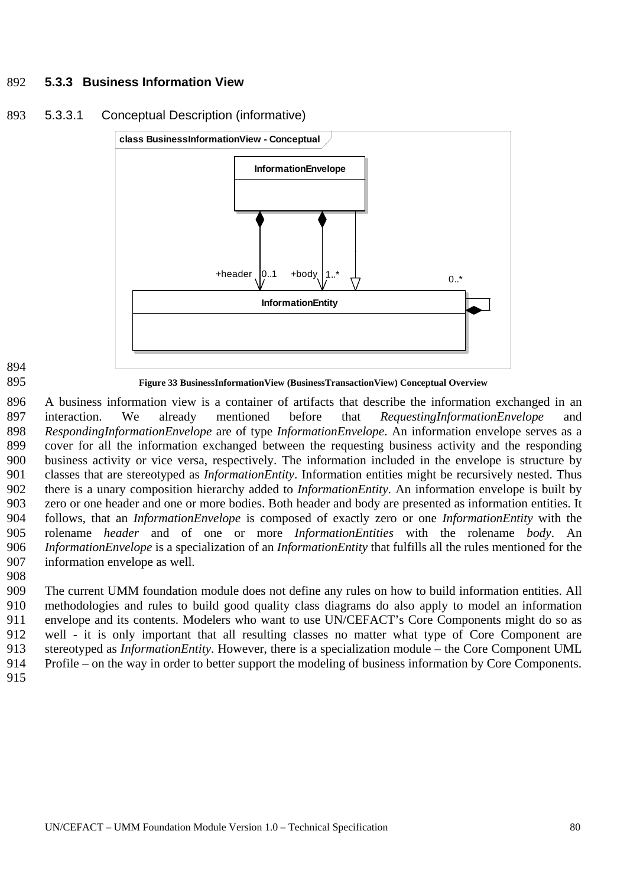### 5.3.3 Business Information View

#### 5.3.3.1 Conceptual Description (informative)

**Figure 33 BusinessInformationView (BusinessTransactionView) Conceptual Overview**

A business information view is a container of artifacts that describe the information exchanged in an interaction. We already mentioned before that *RequestingInformationEnvelope* and *RespondingInformationEnvelope* are of type *InformationEnvelope*. An information envelope serves as a cover for all the information exchanged between the requesting business activity and the responding business activity or vice versa, respectively. The information included in the envelope is structure by classes that are stereotyped as *InformationEntity*. Information entities might be recursively nested. Thus there is a unary composition hierarchy added to *InformationEntity*. An information envelope is built by zero or one header and one or more bodies. Both header and body are presented as information entities. It follows, that an *InformationEnvelope* is composed of exactly zero or one *InformationEntity* with the rolename *header* and of one or more *InformationEntities* with the rolename *body*. An *InformationEnvelope* is a specialization of an *InformationEntity* that fulfills all the rules mentioned for the information envelope as well.

The current UMM foundation module does not define any rules on how to build information entities. All methodologies and rules to build good quality class diagrams do also apply to model an information envelope and its contents. Modelers who want to use UN/CEFACT's Core Components might do so as well - it is only important that all resulting classes no matter what type of Core Component are stereotyped as *InformationEntity*. However, there is a specialization module – the Core Component UML Profile – on the way in order to better support the modeling of business information by Core Components.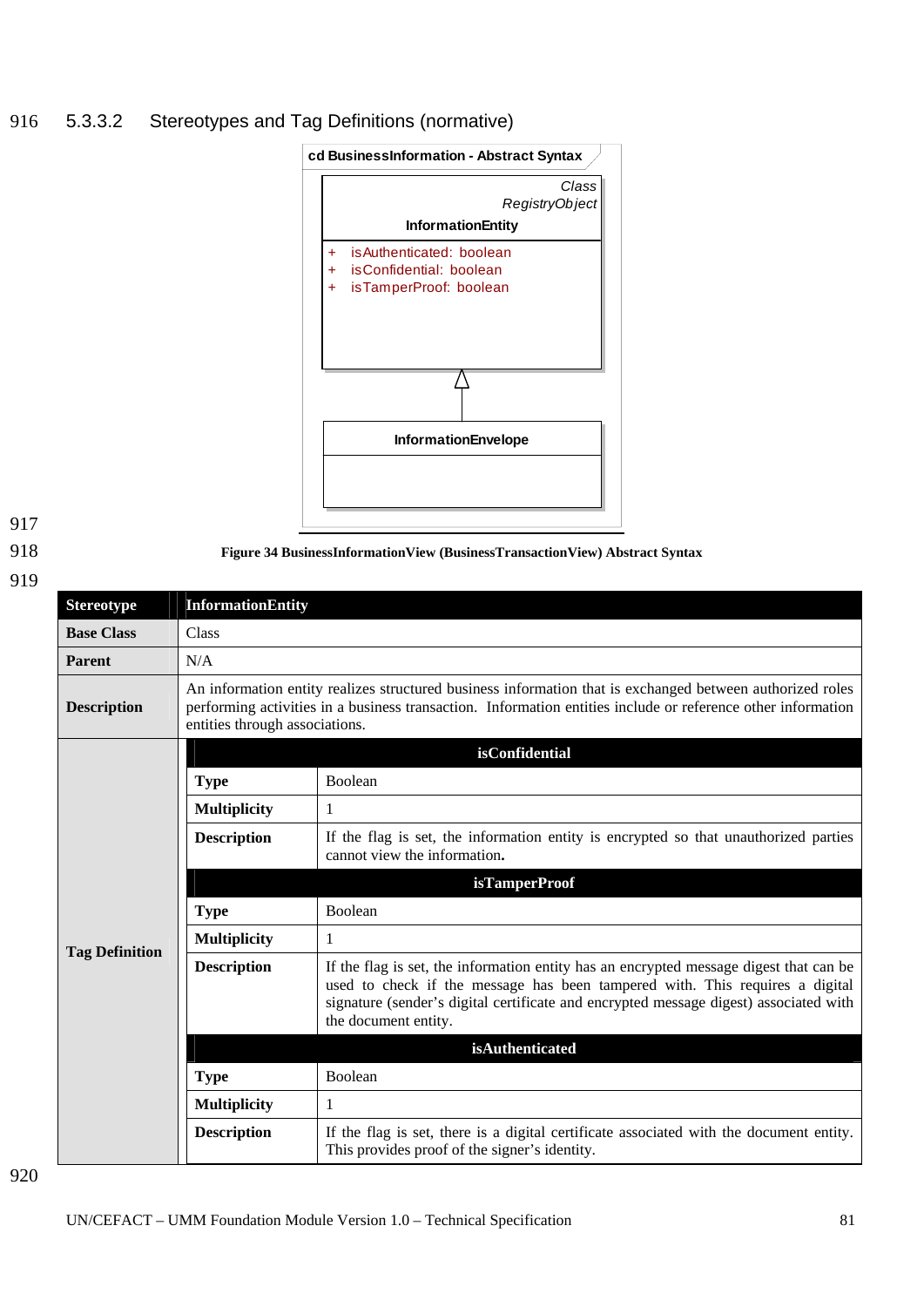### 5.3.3.2 Stereotypes and Tag Definitions (normative)

cd BusinessInformation - Abstract Syntax

Class RegistryObject

InformationEntity

+ isAuthenticated: boolean
+ isConfidential: boolean
+ isTamperProof: boolean

InformationEnvelope

**Figure 34 BusinessInformationView (BusinessTransactionView) Abstract Syntax**

| **Stereotype** | **InformationEntity** | |
|---|---|---|
| **Base Class** | Class | |
| **Parent** | N/A | |
| **Description** | An information entity realizes structured business information that is exchanged between authorized roles performing activities in a business transaction. Information entities include or reference other information entities through associations. | |
| **Tag Definition** | **isConfidential** | |
| | **Type** | Boolean |
| | **Multiplicity** | 1 |
| | **Description** | If the flag is set, the information entity is encrypted so that unauthorized parties cannot view the information. |
| | **isTamperProof** | |
| | **Type** | Boolean |
| | **Multiplicity** | 1 |
| | **Description** | If the flag is set, the information entity has an encrypted message digest that can be used to check if the message has been tampered with. This requires a digital signature (sender's digital certificate and encrypted message digest) associated with the document entity. |
| | **isAuthenticated** | |
| | **Type** | Boolean |
| | **Multiplicity** | 1 |
| | **Description** | If the flag is set, there is a digital certificate associated with the document entity. This provides proof of the signer's identity. |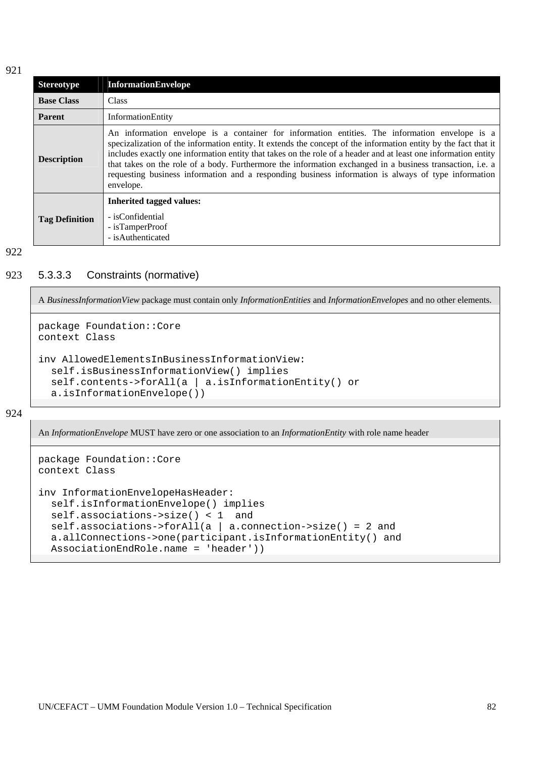| Stereotype | InformationEnvelope |
|---|---|
| **Base Class** | Class |
| **Parent** | InformationEntity |
| **Description** | An information envelope is a container for information entities. The information envelope is a specezialization of the information entity. It extends the concept of the information entity by the fact that it includes exactly one information entity that takes on the role of a header and at least one information entity that takes on the role of a body. Furthermore the information exchanged in a business transaction, i.e. a requesting business information and a responding business information is always of type information envelope. |
| **Tag Definition** | **Inherited tagged values:** - isConfidential - isTamperProof - isAuthenticated |

### 5.3.3.3 Constraints (normative)

A *BusinessInformationView* package must contain only *InformationEntities* and *InformationEnvelopes* and no other elements.

```
package Foundation::Core
context Class

inv AllowedElementsInBusinessInformationView:
  self.isBusinessInformationView() implies
  self.contents->forAll(a | a.isInformationEntity() or
  a.isInformationEnvelope())
```

An *InformationEnvelope* MUST have zero or one association to an *InformationEntity* with role name header

```
package Foundation::Core
context Class

inv InformationEnvelopeHasHeader:
  self.isInformationEnvelope() implies
  self.associations->size() < 1  and
  self.associations->forAll(a | a.connection->size() = 2 and
  a.allConnections->one(participant.isInformationEntity() and
  AssociationEndRole.name = 'header'))
```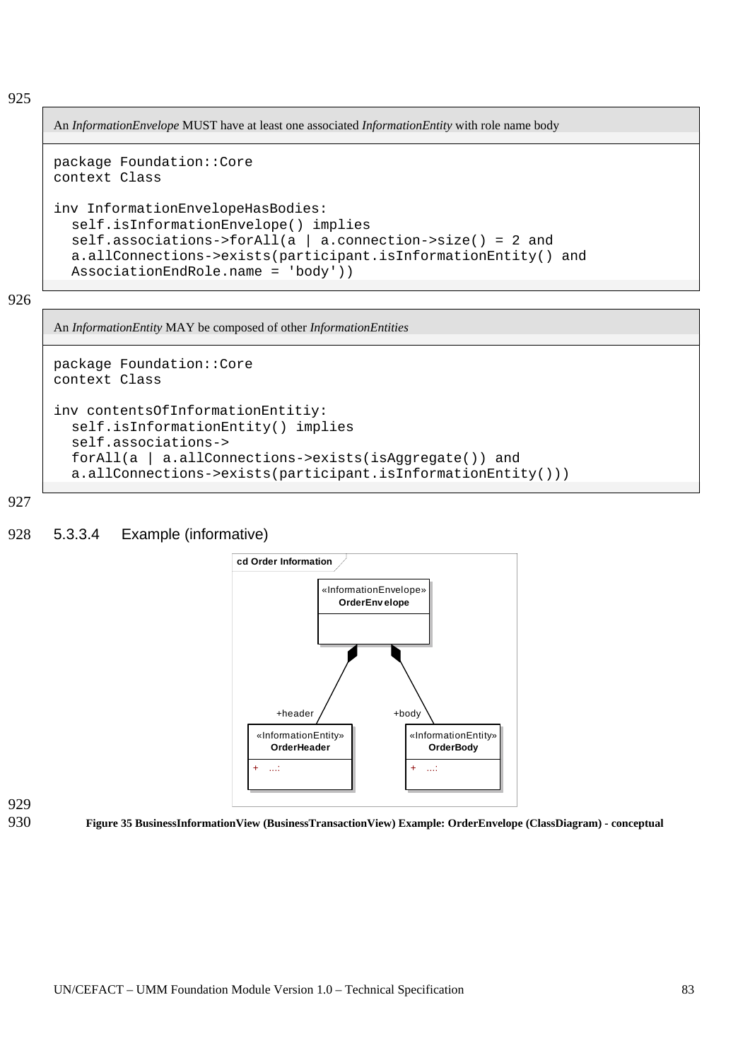An *InformationEnvelope* MUST have at least one associated *InformationEntity* with role name body

```
package Foundation::Core
context Class

inv InformationEnvelopeHasBodies:
  self.isInformationEnvelope() implies
  self.associations->forAll(a | a.connection->size() = 2 and
  a.allConnections->exists(participant.isInformationEntity() and
  AssociationEndRole.name = 'body'))
```

An *InformationEntity* MAY be composed of other *InformationEntities*

```
package Foundation::Core
context Class

inv contentsOfInformationEntitiy:
  self.isInformationEntity() implies
  self.associations->
  forAll(a | a.allConnections->exists(isAggregate()) and
  a.allConnections->exists(participant.isInformationEntity()))
```

#### 5.3.3.4 Example (informative)

**Figure 35 BusinessInformationView (BusinessTransactionView) Example: OrderEnvelope (ClassDiagram) - conceptual**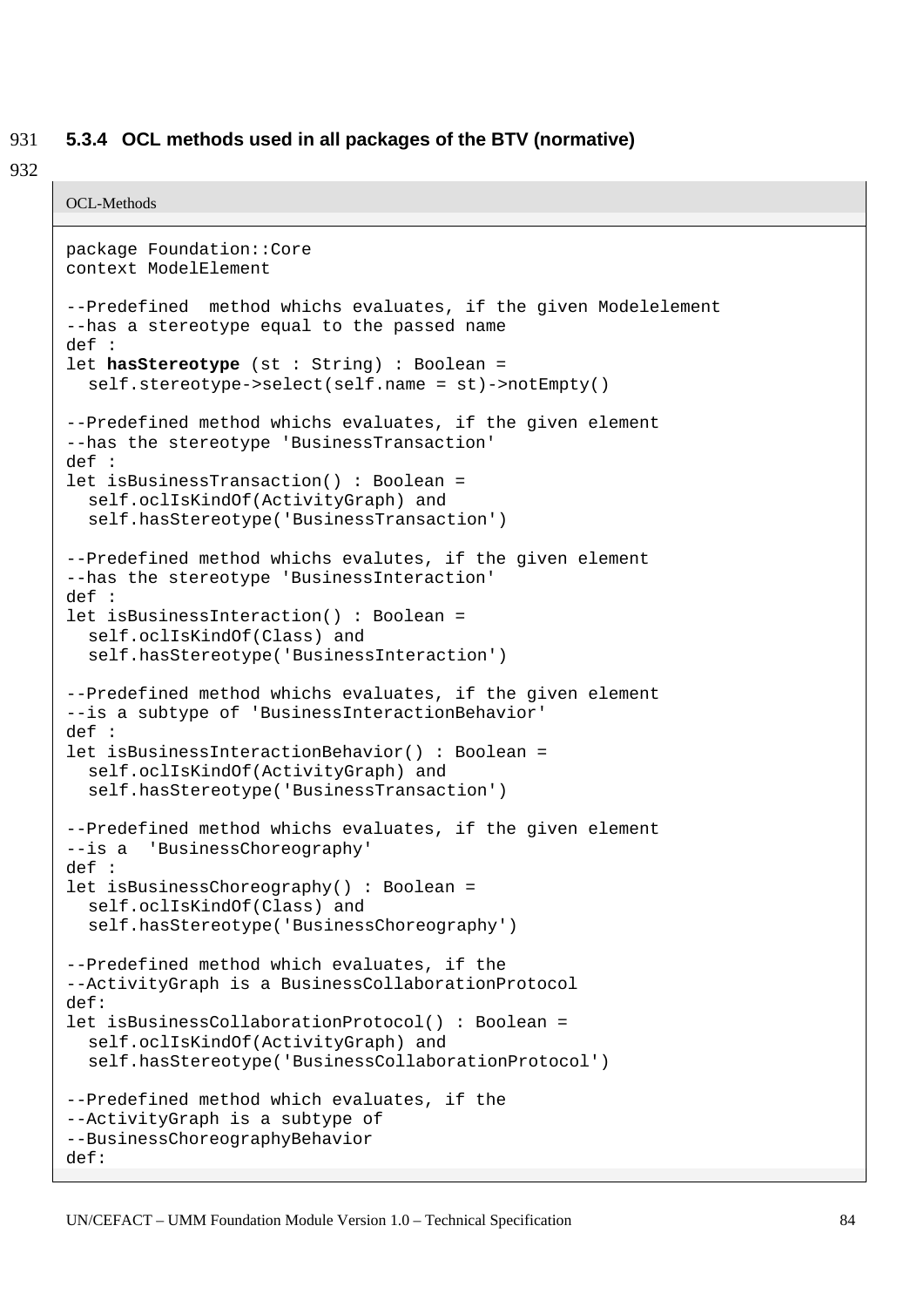### 5.3.4 OCL methods used in all packages of the BTV (normative)

OCL-Methods

```
package Foundation::Core
context ModelElement

--Predefined  method whichs evaluates, if the given Modelelement
--has a stereotype equal to the passed name
def :
let hasStereotype (st : String) : Boolean =
  self.stereotype->select(self.name = st)->notEmpty()

--Predefined method whichs evaluates, if the given element
--has the stereotype 'BusinessTransaction'
def :
let isBusinessTransaction() : Boolean =
  self.oclIsKindOf(ActivityGraph) and
  self.hasStereotype('BusinessTransaction')

--Predefined method whichs evalutes, if the given element
--has the stereotype 'BusinessInteraction'
def :
let isBusinessInteraction() : Boolean =
  self.oclIsKindOf(Class) and
  self.hasStereotype('BusinessInteraction')

--Predefined method whichs evaluates, if the given element
--is a subtype of 'BusinessInteractionBehavior'
def :
let isBusinessInteractionBehavior() : Boolean =
  self.oclIsKindOf(ActivityGraph) and
  self.hasStereotype('BusinessTransaction')

--Predefined method whichs evaluates, if the given element
--is a  'BusinessChoreography'
def :
let isBusinessChoreography() : Boolean =
  self.oclIsKindOf(Class) and
  self.hasStereotype('BusinessChoreography')

--Predefined method which evaluates, if the
--ActivityGraph is a BusinessCollaborationProtocol
def:
let isBusinessCollaborationProtocol() : Boolean =
  self.oclIsKindOf(ActivityGraph) and
  self.hasStereotype('BusinessCollaborationProtocol')

--Predefined method which evaluates, if the
--ActivityGraph is a subtype of
--BusinessChoreographyBehavior
def:
```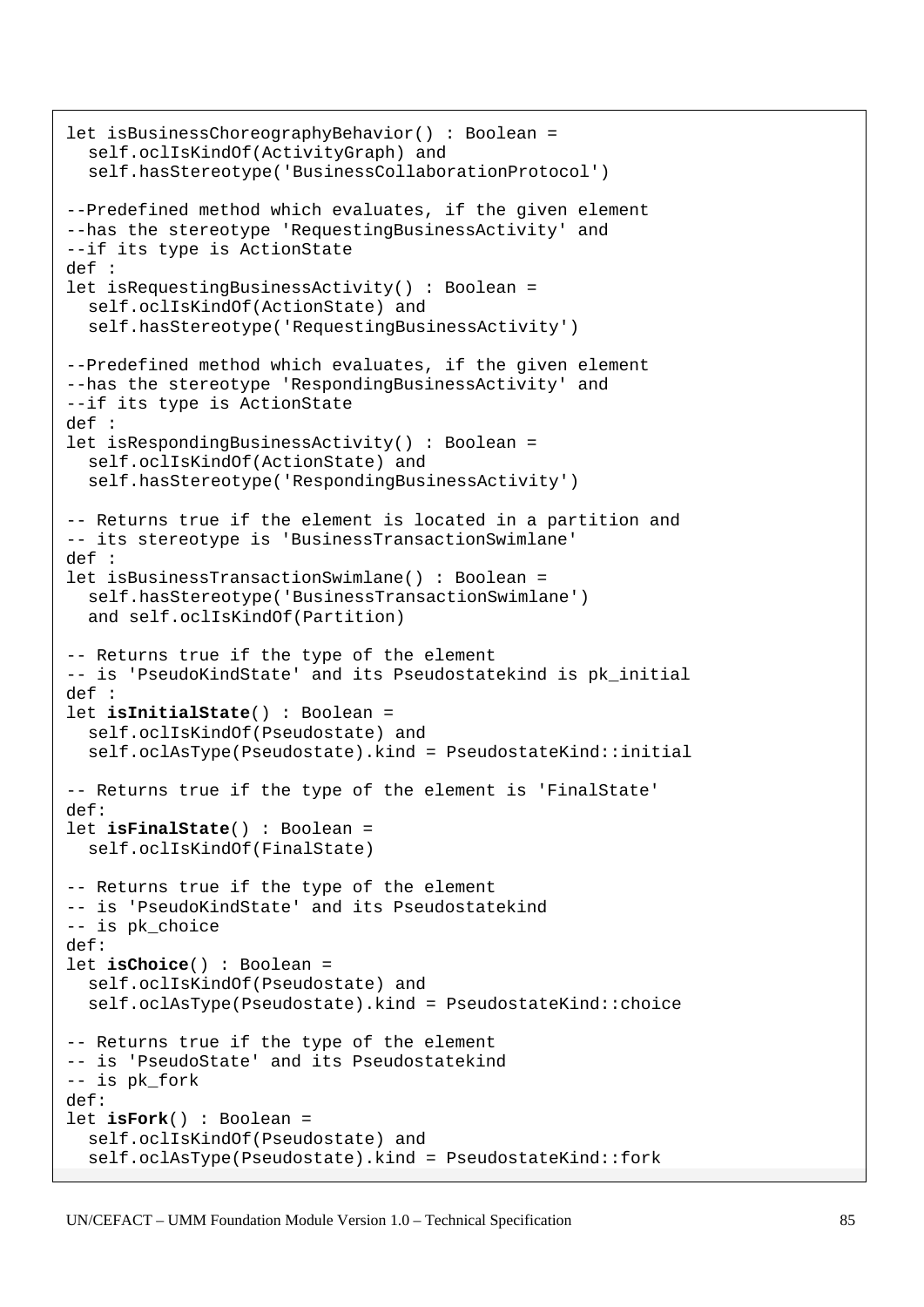```
let isBusinessChoreographyBehavior() : Boolean =
  self.oclIsKindOf(ActivityGraph) and
  self.hasStereotype('BusinessCollaborationProtocol')

--Predefined method which evaluates, if the given element
--has the stereotype 'RequestingBusinessActivity' and
--if its type is ActionState
def :
let isRequestingBusinessActivity() : Boolean =
  self.oclIsKindOf(ActionState) and
  self.hasStereotype('RequestingBusinessActivity')

--Predefined method which evaluates, if the given element
--has the stereotype 'RespondingBusinessActivity' and
--if its type is ActionState
def :
let isRespondingBusinessActivity() : Boolean =
  self.oclIsKindOf(ActionState) and
  self.hasStereotype('RespondingBusinessActivity')

-- Returns true if the element is located in a partition and
-- its stereotype is 'BusinessTransactionSwimlane'
def :
let isBusinessTransactionSwimlane() : Boolean =
  self.hasStereotype('BusinessTransactionSwimlane')
  and self.oclIsKindOf(Partition)

-- Returns true if the type of the element
-- is 'PseudoKindState' and its Pseudostatekind is pk_initial
def :
let isInitialState() : Boolean =
  self.oclIsKindOf(Pseudostate) and
  self.oclAsType(Pseudostate).kind = PseudostateKind::initial

-- Returns true if the type of the element is 'FinalState'
def:
let isFinalState() : Boolean =
  self.oclIsKindOf(FinalState)

-- Returns true if the type of the element
-- is 'PseudoKindState' and its Pseudostatekind
-- is pk_choice
def:
let isChoice() : Boolean =
  self.oclIsKindOf(Pseudostate) and
  self.oclAsType(Pseudostate).kind = PseudostateKind::choice

-- Returns true if the type of the element
-- is 'PseudoState' and its Pseudostatekind
-- is pk_fork
def:
let isFork() : Boolean =
  self.oclIsKindOf(Pseudostate) and
  self.oclAsType(Pseudostate).kind = PseudostateKind::fork
```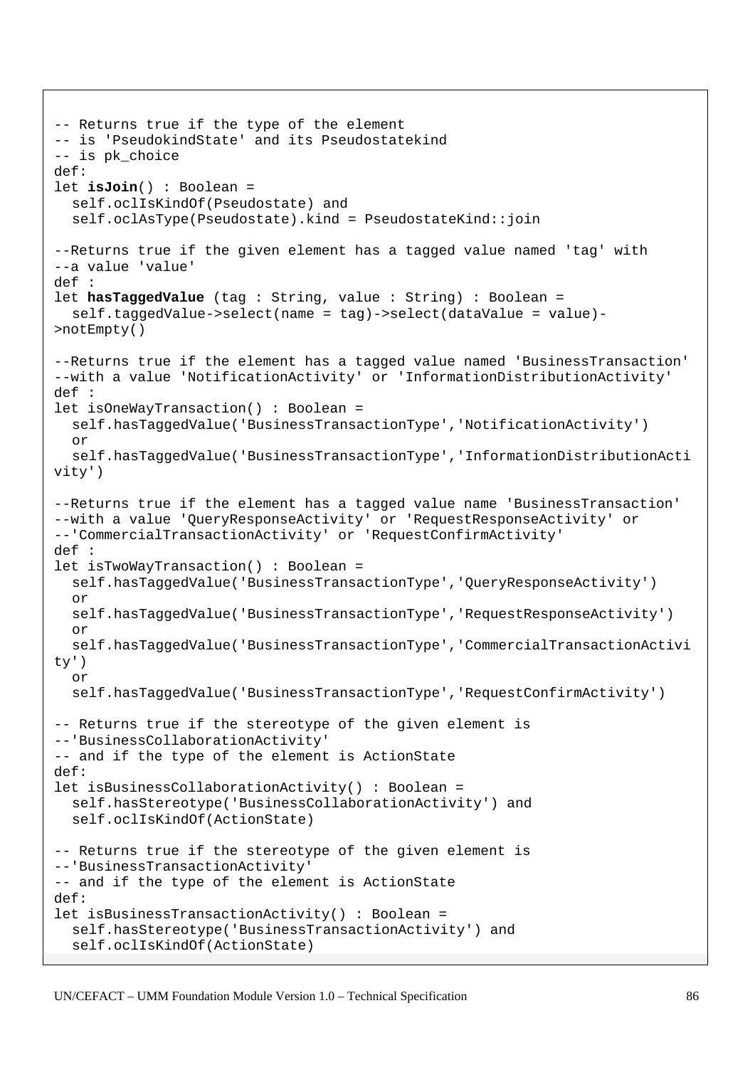```
-- Returns true if the type of the element
-- is 'PseudokindState' and its Pseudostatekind
-- is pk_choice
def:
let isJoin() : Boolean =
  self.oclIsKindOf(Pseudostate) and
  self.oclAsType(Pseudostate).kind = PseudostateKind::join

--Returns true if the given element has a tagged value named 'tag' with
--a value 'value'
def :
let hasTaggedValue (tag : String, value : String) : Boolean =
  self.taggedValue->select(name = tag)->select(dataValue = value)-
>notEmpty()

--Returns true if the element has a tagged value named 'BusinessTransaction'
--with a value 'NotificationActivity' or 'InformationDistributionActivity'
def :
let isOneWayTransaction() : Boolean =
  self.hasTaggedValue('BusinessTransactionType','NotificationActivity')
  or
  self.hasTaggedValue('BusinessTransactionType','InformationDistributionActi
vity')

--Returns true if the element has a tagged value name 'BusinessTransaction'
--with a value 'QueryResponseActivity' or 'RequestResponseActivity' or
--'CommercialTransactionActivity' or 'RequestConfirmActivity'
def :
let isTwoWayTransaction() : Boolean =
  self.hasTaggedValue('BusinessTransactionType','QueryResponseActivity')
  or
  self.hasTaggedValue('BusinessTransactionType','RequestResponseActivity')
  or
  self.hasTaggedValue('BusinessTransactionType','CommercialTransactionActivi
ty')
  or
  self.hasTaggedValue('BusinessTransactionType','RequestConfirmActivity')

-- Returns true if the stereotype of the given element is
--'BusinessCollaborationActivity'
-- and if the type of the element is ActionState
def:
let isBusinessCollaborationActivity() : Boolean =
  self.hasStereotype('BusinessCollaborationActivity') and
  self.oclIsKindOf(ActionState)

-- Returns true if the stereotype of the given element is
--'BusinessTransactionActivity'
-- and if the type of the element is ActionState
def:
let isBusinessTransactionActivity() : Boolean =
  self.hasStereotype('BusinessTransactionActivity') and
  self.oclIsKindOf(ActionState)
```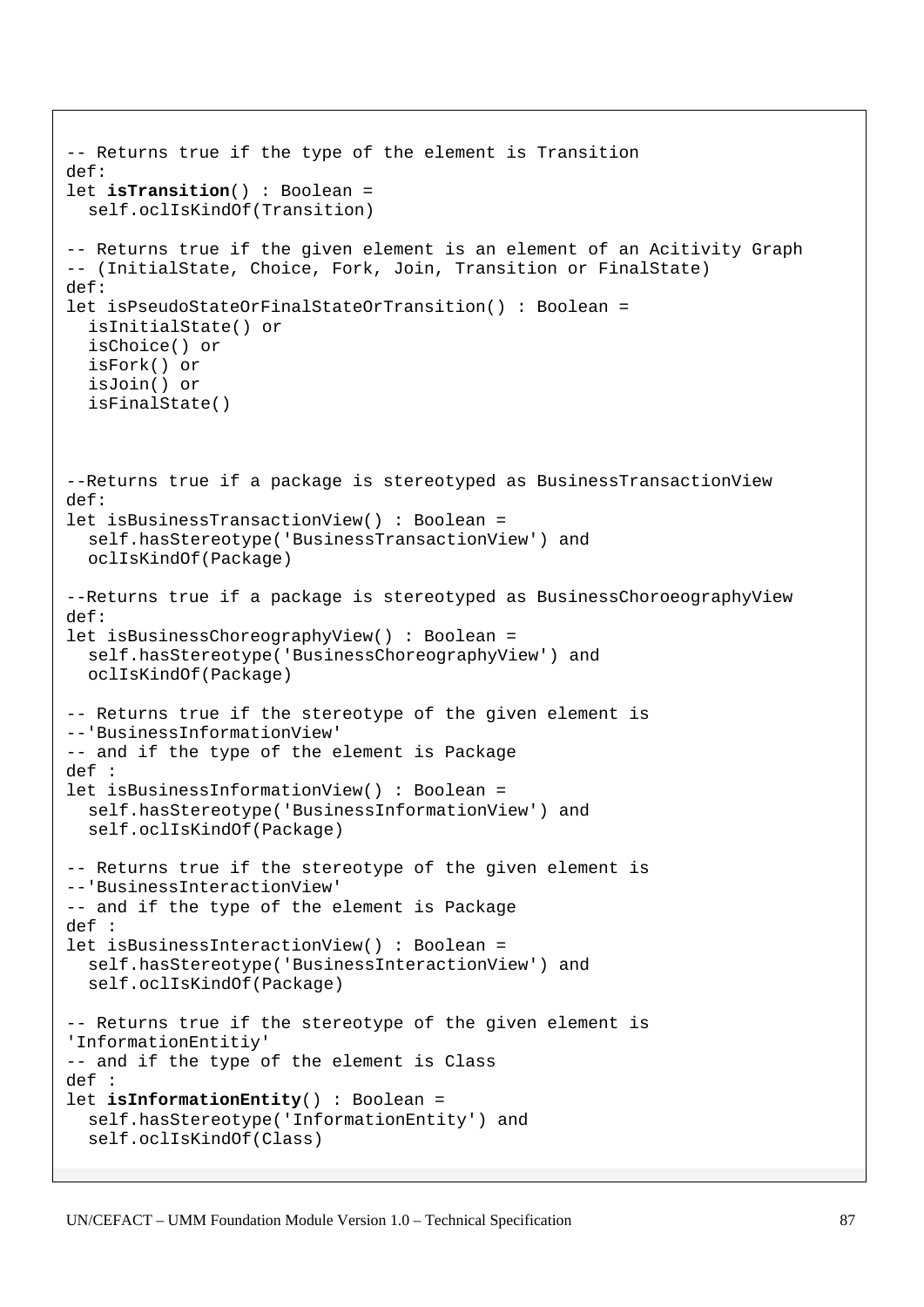```
-- Returns true if the type of the element is Transition
def:
let isTransition() : Boolean =
  self.oclIsKindOf(Transition)

-- Returns true if the given element is an element of an Acitivity Graph
-- (InitialState, Choice, Fork, Join, Transition or FinalState)
def:
let isPseudoStateOrFinalStateOrTransition() : Boolean =
  isInitialState() or
  isChoice() or
  isFork() or
  isJoin() or
  isFinalState()



--Returns true if a package is stereotyped as BusinessTransactionView
def:
let isBusinessTransactionView() : Boolean =
  self.hasStereotype('BusinessTransactionView') and
  oclIsKindOf(Package)

--Returns true if a package is stereotyped as BusinessChoroeographyView
def:
let isBusinessChoreographyView() : Boolean =
  self.hasStereotype('BusinessChoreographyView') and
  oclIsKindOf(Package)

-- Returns true if the stereotype of the given element is
--'BusinessInformationView'
-- and if the type of the element is Package
def :
let isBusinessInformationView() : Boolean =
  self.hasStereotype('BusinessInformationView') and
  self.oclIsKindOf(Package)

-- Returns true if the stereotype of the given element is
--'BusinessInteractionView'
-- and if the type of the element is Package
def :
let isBusinessInteractionView() : Boolean =
  self.hasStereotype('BusinessInteractionView') and
  self.oclIsKindOf(Package)

-- Returns true if the stereotype of the given element is
'InformationEntitiy'
-- and if the type of the element is Class
def :
let isInformationEntity() : Boolean =
  self.hasStereotype('InformationEntity') and
  self.oclIsKindOf(Class)
```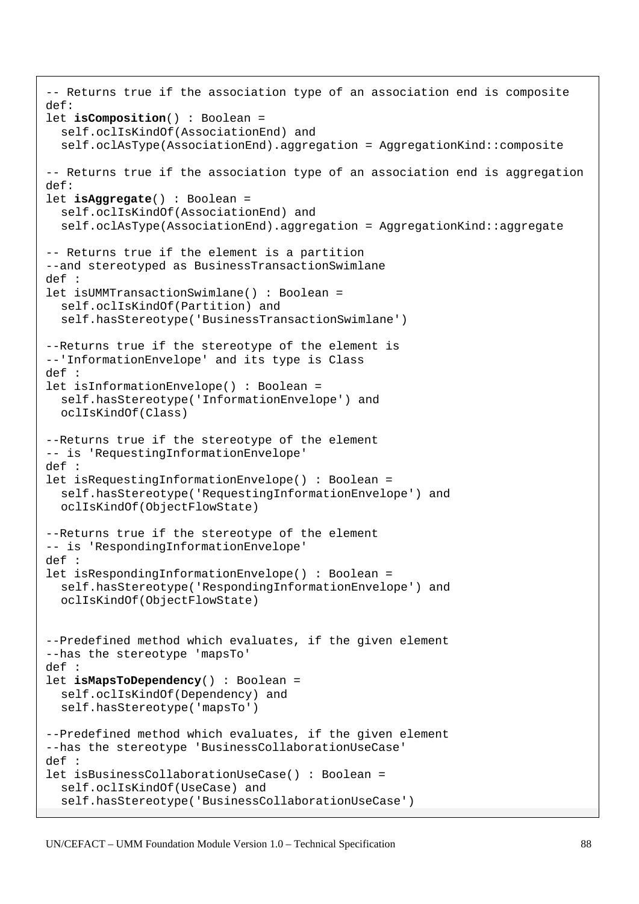```
-- Returns true if the association type of an association end is composite
def:
let isComposition() : Boolean =
  self.oclIsKindOf(AssociationEnd) and
  self.oclAsType(AssociationEnd).aggregation = AggregationKind::composite

-- Returns true if the association type of an association end is aggregation
def:
let isAggregate() : Boolean =
  self.oclIsKindOf(AssociationEnd) and
  self.oclAsType(AssociationEnd).aggregation = AggregationKind::aggregate

-- Returns true if the element is a partition
--and stereotyped as BusinessTransactionSwimlane
def :
let isUMMTransactionSwimlane() : Boolean =
  self.oclIsKindOf(Partition) and
  self.hasStereotype('BusinessTransactionSwimlane')

--Returns true if the stereotype of the element is
--'InformationEnvelope' and its type is Class
def :
let isInformationEnvelope() : Boolean =
  self.hasStereotype('InformationEnvelope') and
  oclIsKindOf(Class)

--Returns true if the stereotype of the element
-- is 'RequestingInformationEnvelope'
def :
let isRequestingInformationEnvelope() : Boolean =
  self.hasStereotype('RequestingInformationEnvelope') and
  oclIsKindOf(ObjectFlowState)

--Returns true if the stereotype of the element
-- is 'RespondingInformationEnvelope'
def :
let isRespondingInformationEnvelope() : Boolean =
  self.hasStereotype('RespondingInformationEnvelope') and
  oclIsKindOf(ObjectFlowState)


--Predefined method which evaluates, if the given element
--has the stereotype 'mapsTo'
def :
let isMapsToDependency() : Boolean =
  self.oclIsKindOf(Dependency) and
  self.hasStereotype('mapsTo')

--Predefined method which evaluates, if the given element
--has the stereotype 'BusinessCollaborationUseCase'
def :
let isBusinessCollaborationUseCase() : Boolean =
  self.oclIsKindOf(UseCase) and
  self.hasStereotype('BusinessCollaborationUseCase')
```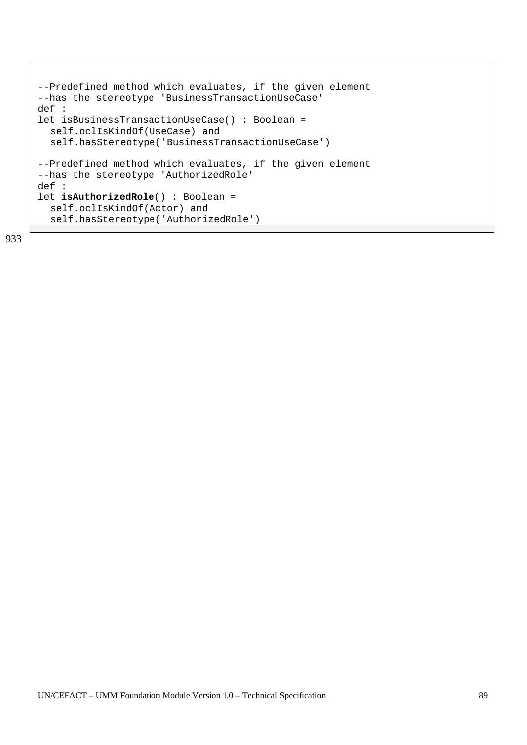```
--Predefined method which evaluates, if the given element
--has the stereotype 'BusinessTransactionUseCase'
def :
let isBusinessTransactionUseCase() : Boolean =
  self.oclIsKindOf(UseCase) and
  self.hasStereotype('BusinessTransactionUseCase')

--Predefined method which evaluates, if the given element
--has the stereotype 'AuthorizedRole'
def :
let isAuthorizedRole() : Boolean =
  self.oclIsKindOf(Actor) and
  self.hasStereotype('AuthorizedRole')
```

933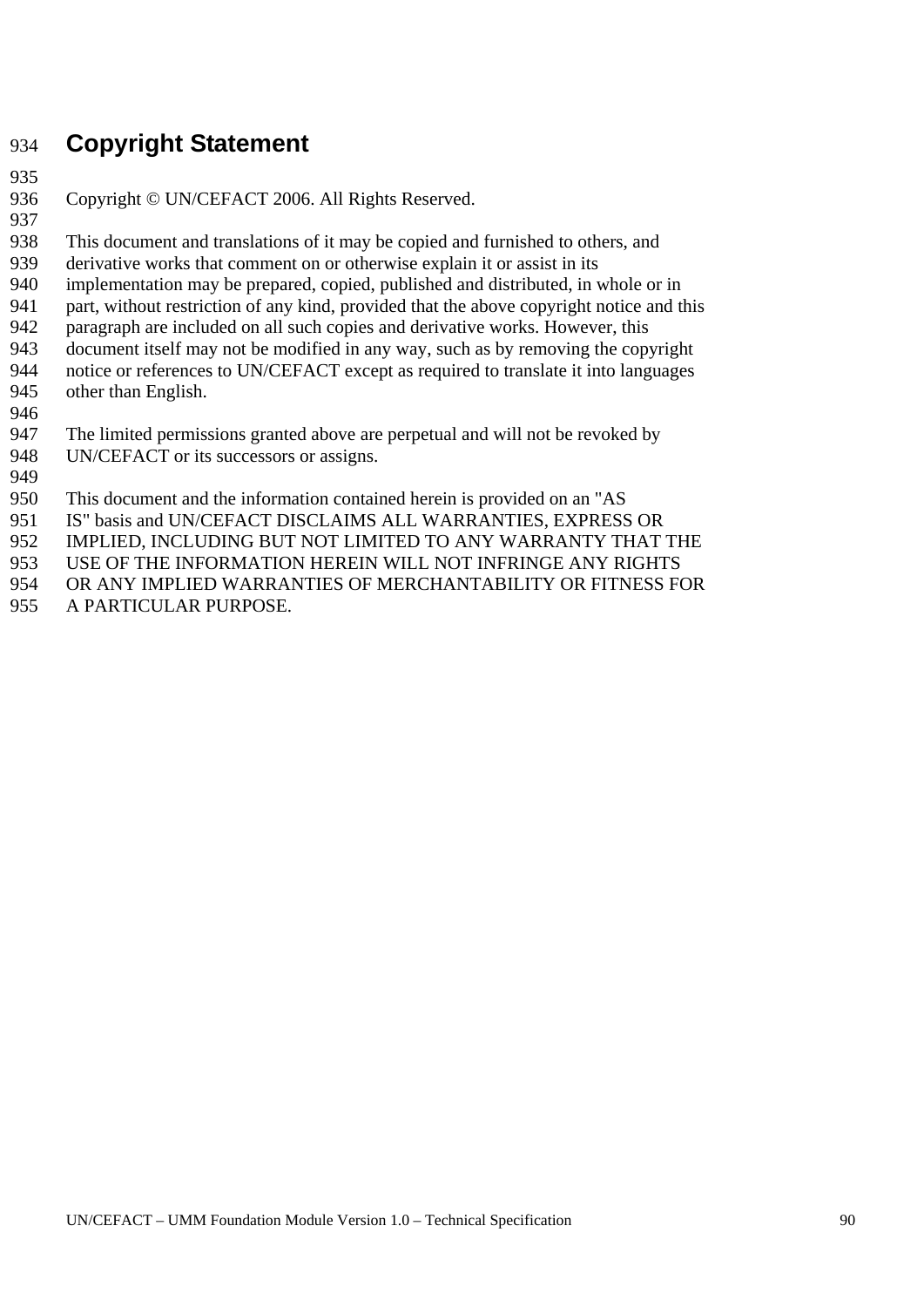# Copyright Statement

Copyright © UN/CEFACT 2006. All Rights Reserved.

This document and translations of it may be copied and furnished to others, and derivative works that comment on or otherwise explain it or assist in its implementation may be prepared, copied, published and distributed, in whole or in part, without restriction of any kind, provided that the above copyright notice and this paragraph are included on all such copies and derivative works. However, this document itself may not be modified in any way, such as by removing the copyright notice or references to UN/CEFACT except as required to translate it into languages other than English.

The limited permissions granted above are perpetual and will not be revoked by UN/CEFACT or its successors or assigns.

This document and the information contained herein is provided on an "AS IS" basis and UN/CEFACT DISCLAIMS ALL WARRANTIES, EXPRESS OR IMPLIED, INCLUDING BUT NOT LIMITED TO ANY WARRANTY THAT THE USE OF THE INFORMATION HEREIN WILL NOT INFRINGE ANY RIGHTS OR ANY IMPLIED WARRANTIES OF MERCHANTABILITY OR FITNESS FOR A PARTICULAR PURPOSE.